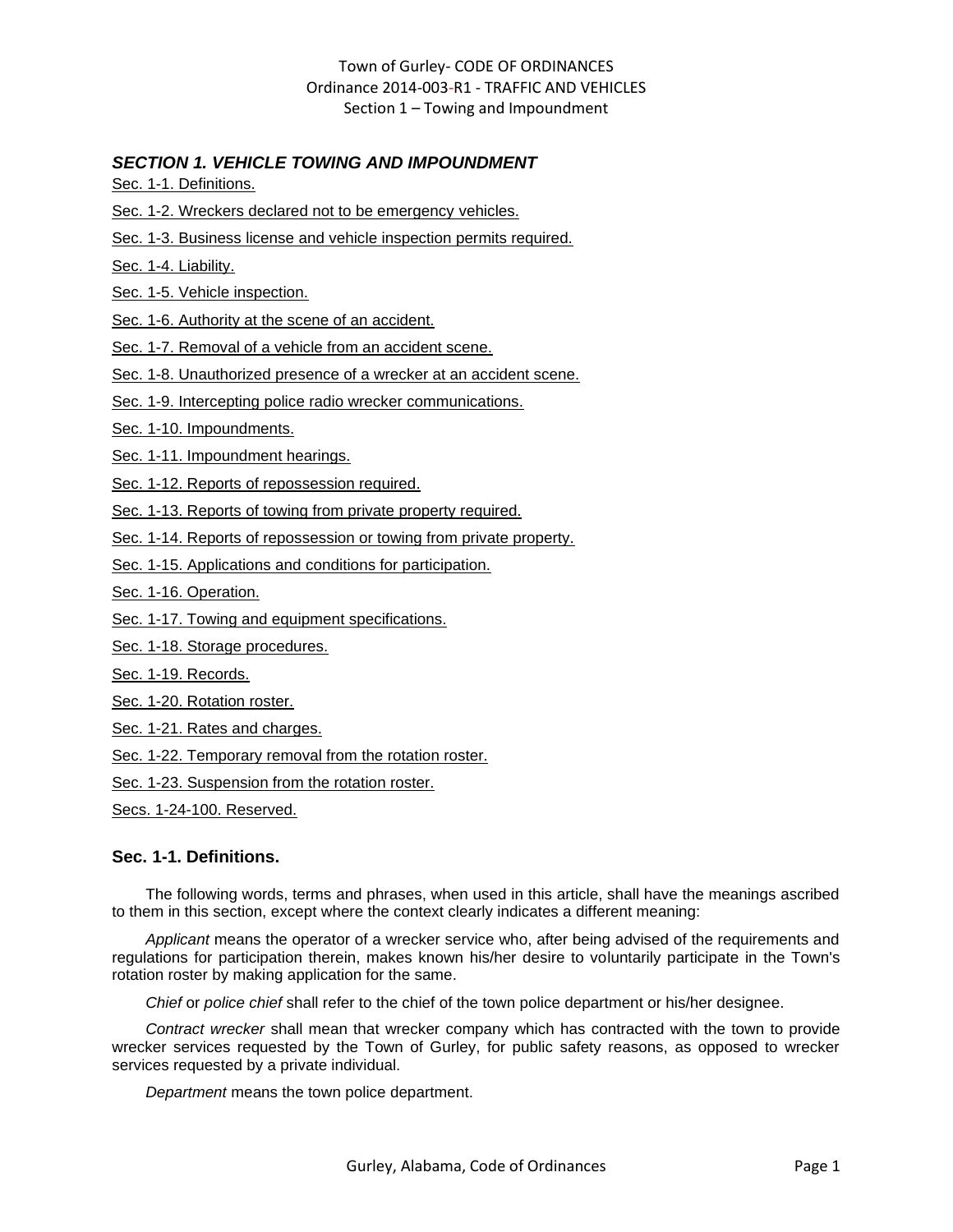Town of Gurley- CODE OF ORDINANCES
Ordinance 2014-003-R1 - TRAFFIC AND VEHICLES
Section 1 – Towing and Impoundment

## *SECTION 1. VEHICLE TOWING AND IMPOUNDMENT*

Sec. 1-1. Definitions.

Sec. 1-2. Wreckers declared not to be emergency vehicles.

Sec. 1-3. Business license and vehicle inspection permits required.

Sec. 1-4. Liability.

Sec. 1-5. Vehicle inspection.

Sec. 1-6. Authority at the scene of an accident.

Sec. 1-7. Removal of a vehicle from an accident scene.

Sec. 1-8. Unauthorized presence of a wrecker at an accident scene.

Sec. 1-9. Intercepting police radio wrecker communications.

Sec. 1-10. Impoundments.

Sec. 1-11. Impoundment hearings.

Sec. 1-12. Reports of repossession required.

Sec. 1-13. Reports of towing from private property required.

Sec. 1-14. Reports of repossession or towing from private property.

Sec. 1-15. Applications and conditions for participation.

Sec. 1-16. Operation.

Sec. 1-17. Towing and equipment specifications.

Sec. 1-18. Storage procedures.

Sec. 1-19. Records.

Sec. 1-20. Rotation roster.

Sec. 1-21. Rates and charges.

Sec. 1-22. Temporary removal from the rotation roster.

Sec. 1-23. Suspension from the rotation roster.

Secs. 1-24-100. Reserved.

### Sec. 1-1. Definitions.

The following words, terms and phrases, when used in this article, shall have the meanings ascribed to them in this section, except where the context clearly indicates a different meaning:

*Applicant* means the operator of a wrecker service who, after being advised of the requirements and regulations for participation therein, makes known his/her desire to voluntarily participate in the Town's rotation roster by making application for the same.

*Chief* or *police chief* shall refer to the chief of the town police department or his/her designee.

*Contract wrecker* shall mean that wrecker company which has contracted with the town to provide wrecker services requested by the Town of Gurley, for public safety reasons, as opposed to wrecker services requested by a private individual.

*Department* means the town police department.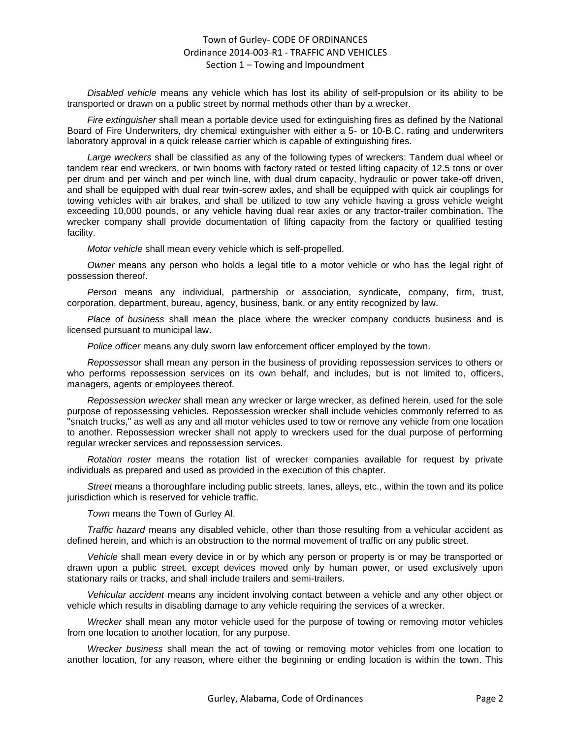*Disabled vehicle* means any vehicle which has lost its ability of self-propulsion or its ability to be transported or drawn on a public street by normal methods other than by a wrecker.

*Fire extinguisher* shall mean a portable device used for extinguishing fires as defined by the National Board of Fire Underwriters, dry chemical extinguisher with either a 5- or 10-B.C. rating and underwriters laboratory approval in a quick release carrier which is capable of extinguishing fires.

*Large wreckers* shall be classified as any of the following types of wreckers: Tandem dual wheel or tandem rear end wreckers, or twin booms with factory rated or tested lifting capacity of 12.5 tons or over per drum and per winch and per winch line, with dual drum capacity, hydraulic or power take-off driven, and shall be equipped with dual rear twin-screw axles, and shall be equipped with quick air couplings for towing vehicles with air brakes, and shall be utilized to tow any vehicle having a gross vehicle weight exceeding 10,000 pounds, or any vehicle having dual rear axles or any tractor-trailer combination. The wrecker company shall provide documentation of lifting capacity from the factory or qualified testing facility.

*Motor vehicle* shall mean every vehicle which is self-propelled.

*Owner* means any person who holds a legal title to a motor vehicle or who has the legal right of possession thereof.

*Person* means any individual, partnership or association, syndicate, company, firm, trust, corporation, department, bureau, agency, business, bank, or any entity recognized by law.

*Place of business* shall mean the place where the wrecker company conducts business and is licensed pursuant to municipal law.

*Police officer* means any duly sworn law enforcement officer employed by the town.

*Repossessor* shall mean any person in the business of providing repossession services to others or who performs repossession services on its own behalf, and includes, but is not limited to, officers, managers, agents or employees thereof.

*Repossession wrecker* shall mean any wrecker or large wrecker, as defined herein, used for the sole purpose of repossessing vehicles. Repossession wrecker shall include vehicles commonly referred to as "snatch trucks," as well as any and all motor vehicles used to tow or remove any vehicle from one location to another. Repossession wrecker shall not apply to wreckers used for the dual purpose of performing regular wrecker services and repossession services.

*Rotation roster* means the rotation list of wrecker companies available for request by private individuals as prepared and used as provided in the execution of this chapter.

*Street* means a thoroughfare including public streets, lanes, alleys, etc., within the town and its police jurisdiction which is reserved for vehicle traffic.

*Town* means the Town of Gurley Al.

*Traffic hazard* means any disabled vehicle, other than those resulting from a vehicular accident as defined herein, and which is an obstruction to the normal movement of traffic on any public street.

*Vehicle* shall mean every device in or by which any person or property is or may be transported or drawn upon a public street, except devices moved only by human power, or used exclusively upon stationary rails or tracks, and shall include trailers and semi-trailers.

*Vehicular accident* means any incident involving contact between a vehicle and any other object or vehicle which results in disabling damage to any vehicle requiring the services of a wrecker.

*Wrecker* shall mean any motor vehicle used for the purpose of towing or removing motor vehicles from one location to another location, for any purpose.

*Wrecker business* shall mean the act of towing or removing motor vehicles from one location to another location, for any reason, where either the beginning or ending location is within the town. This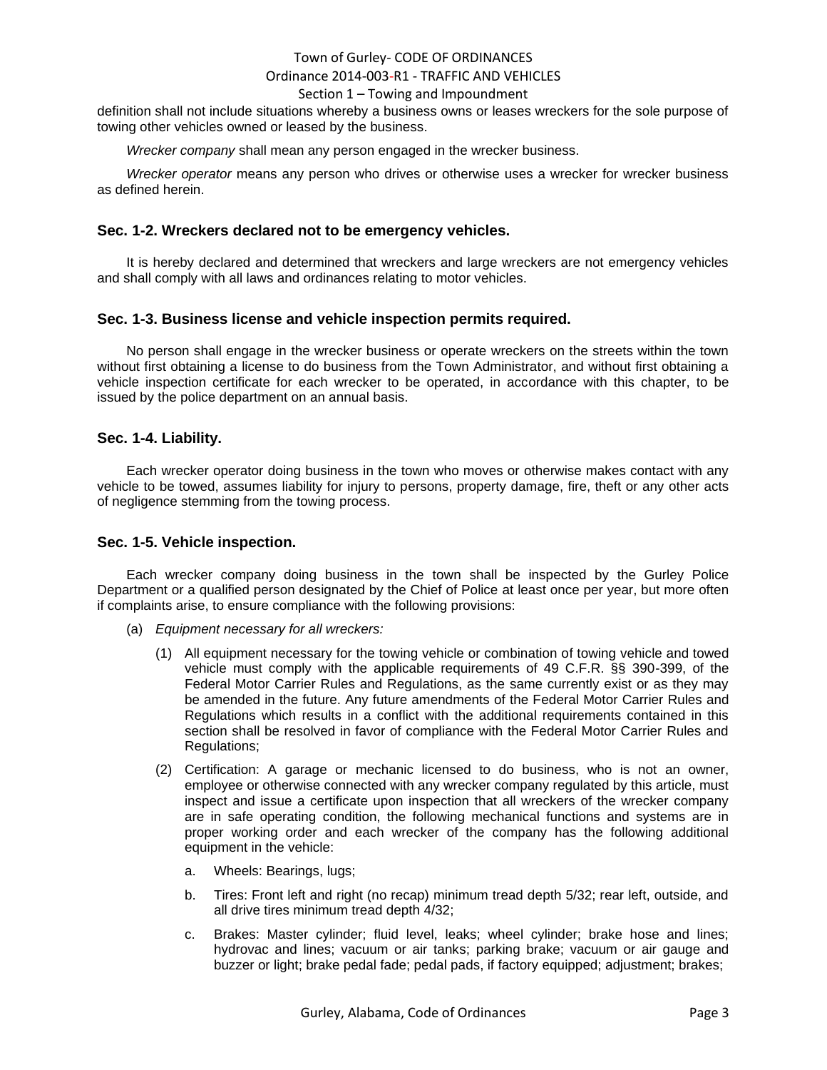definition shall not include situations whereby a business owns or leases wreckers for the sole purpose of towing other vehicles owned or leased by the business.

*Wrecker company* shall mean any person engaged in the wrecker business.

*Wrecker operator* means any person who drives or otherwise uses a wrecker for wrecker business as defined herein.

### Sec. 1-2. Wreckers declared not to be emergency vehicles.

It is hereby declared and determined that wreckers and large wreckers are not emergency vehicles and shall comply with all laws and ordinances relating to motor vehicles.

### Sec. 1-3. Business license and vehicle inspection permits required.

No person shall engage in the wrecker business or operate wreckers on the streets within the town without first obtaining a license to do business from the Town Administrator, and without first obtaining a vehicle inspection certificate for each wrecker to be operated, in accordance with this chapter, to be issued by the police department on an annual basis.

### Sec. 1-4. Liability.

Each wrecker operator doing business in the town who moves or otherwise makes contact with any vehicle to be towed, assumes liability for injury to persons, property damage, fire, theft or any other acts of negligence stemming from the towing process.

### Sec. 1-5. Vehicle inspection.

Each wrecker company doing business in the town shall be inspected by the Gurley Police Department or a qualified person designated by the Chief of Police at least once per year, but more often if complaints arise, to ensure compliance with the following provisions:

(a) *Equipment necessary for all wreckers:*

(1) All equipment necessary for the towing vehicle or combination of towing vehicle and towed vehicle must comply with the applicable requirements of 49 C.F.R. §§ 390-399, of the Federal Motor Carrier Rules and Regulations, as the same currently exist or as they may be amended in the future. Any future amendments of the Federal Motor Carrier Rules and Regulations which results in a conflict with the additional requirements contained in this section shall be resolved in favor of compliance with the Federal Motor Carrier Rules and Regulations;

(2) Certification: A garage or mechanic licensed to do business, who is not an owner, employee or otherwise connected with any wrecker company regulated by this article, must inspect and issue a certificate upon inspection that all wreckers of the wrecker company are in safe operating condition, the following mechanical functions and systems are in proper working order and each wrecker of the company has the following additional equipment in the vehicle:

a. Wheels: Bearings, lugs;

b. Tires: Front left and right (no recap) minimum tread depth 5/32; rear left, outside, and all drive tires minimum tread depth 4/32;

c. Brakes: Master cylinder; fluid level, leaks; wheel cylinder; brake hose and lines; hydrovac and lines; vacuum or air tanks; parking brake; vacuum or air gauge and buzzer or light; brake pedal fade; pedal pads, if factory equipped; adjustment; brakes;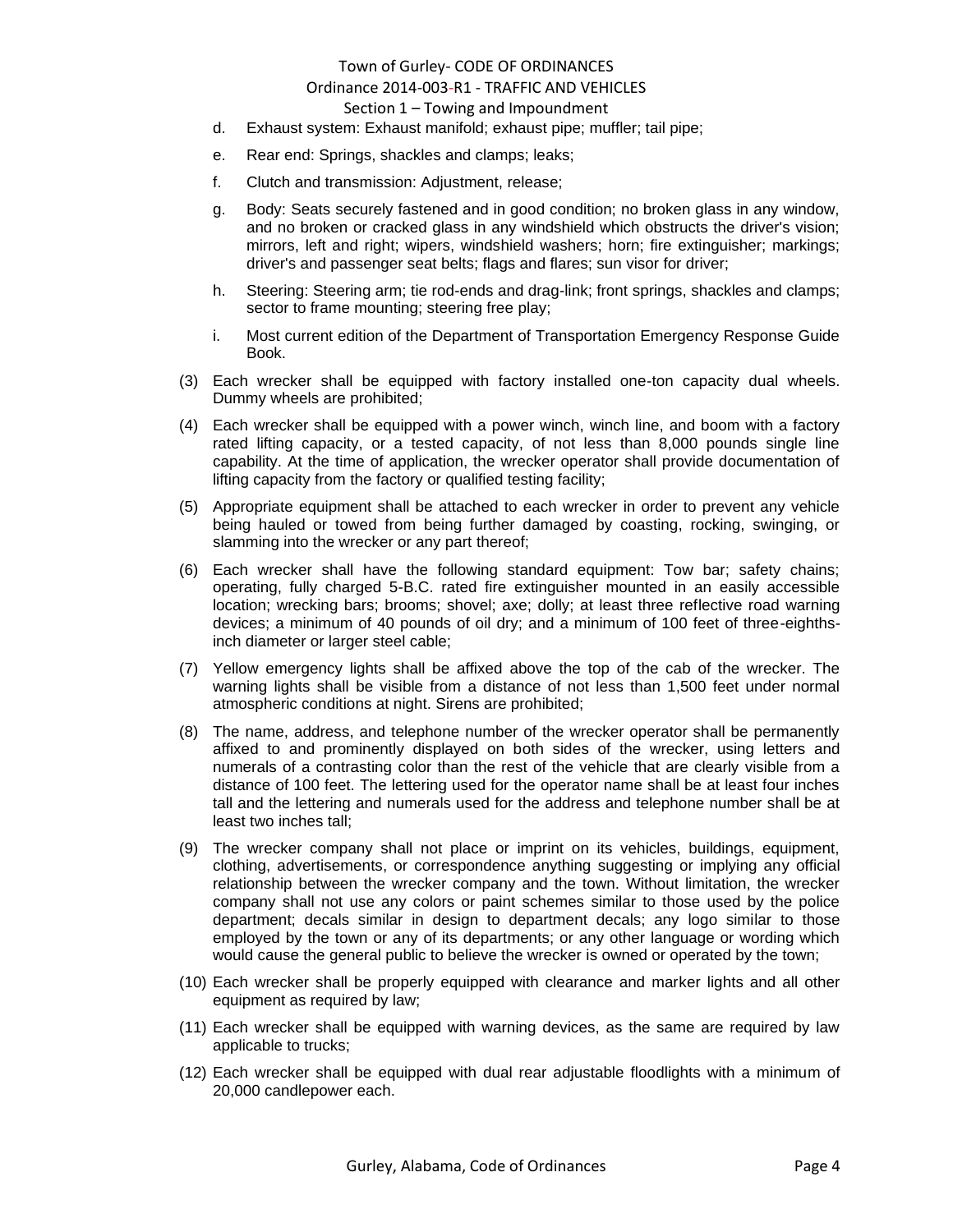d. Exhaust system: Exhaust manifold; exhaust pipe; muffler; tail pipe;

e. Rear end: Springs, shackles and clamps; leaks;

f. Clutch and transmission: Adjustment, release;

g. Body: Seats securely fastened and in good condition; no broken glass in any window, and no broken or cracked glass in any windshield which obstructs the driver's vision; mirrors, left and right; wipers, windshield washers; horn; fire extinguisher; markings; driver's and passenger seat belts; flags and flares; sun visor for driver;

h. Steering: Steering arm; tie rod-ends and drag-link; front springs, shackles and clamps; sector to frame mounting; steering free play;

i. Most current edition of the Department of Transportation Emergency Response Guide Book.

(3) Each wrecker shall be equipped with factory installed one-ton capacity dual wheels. Dummy wheels are prohibited;

(4) Each wrecker shall be equipped with a power winch, winch line, and boom with a factory rated lifting capacity, or a tested capacity, of not less than 8,000 pounds single line capability. At the time of application, the wrecker operator shall provide documentation of lifting capacity from the factory or qualified testing facility;

(5) Appropriate equipment shall be attached to each wrecker in order to prevent any vehicle being hauled or towed from being further damaged by coasting, rocking, swinging, or slamming into the wrecker or any part thereof;

(6) Each wrecker shall have the following standard equipment: Tow bar; safety chains; operating, fully charged 5-B.C. rated fire extinguisher mounted in an easily accessible location; wrecking bars; brooms; shovel; axe; dolly; at least three reflective road warning devices; a minimum of 40 pounds of oil dry; and a minimum of 100 feet of three-eighths-inch diameter or larger steel cable;

(7) Yellow emergency lights shall be affixed above the top of the cab of the wrecker. The warning lights shall be visible from a distance of not less than 1,500 feet under normal atmospheric conditions at night. Sirens are prohibited;

(8) The name, address, and telephone number of the wrecker operator shall be permanently affixed to and prominently displayed on both sides of the wrecker, using letters and numerals of a contrasting color than the rest of the vehicle that are clearly visible from a distance of 100 feet. The lettering used for the operator name shall be at least four inches tall and the lettering and numerals used for the address and telephone number shall be at least two inches tall;

(9) The wrecker company shall not place or imprint on its vehicles, buildings, equipment, clothing, advertisements, or correspondence anything suggesting or implying any official relationship between the wrecker company and the town. Without limitation, the wrecker company shall not use any colors or paint schemes similar to those used by the police department; decals similar in design to department decals; any logo similar to those employed by the town or any of its departments; or any other language or wording which would cause the general public to believe the wrecker is owned or operated by the town;

(10) Each wrecker shall be properly equipped with clearance and marker lights and all other equipment as required by law;

(11) Each wrecker shall be equipped with warning devices, as the same are required by law applicable to trucks;

(12) Each wrecker shall be equipped with dual rear adjustable floodlights with a minimum of 20,000 candlepower each.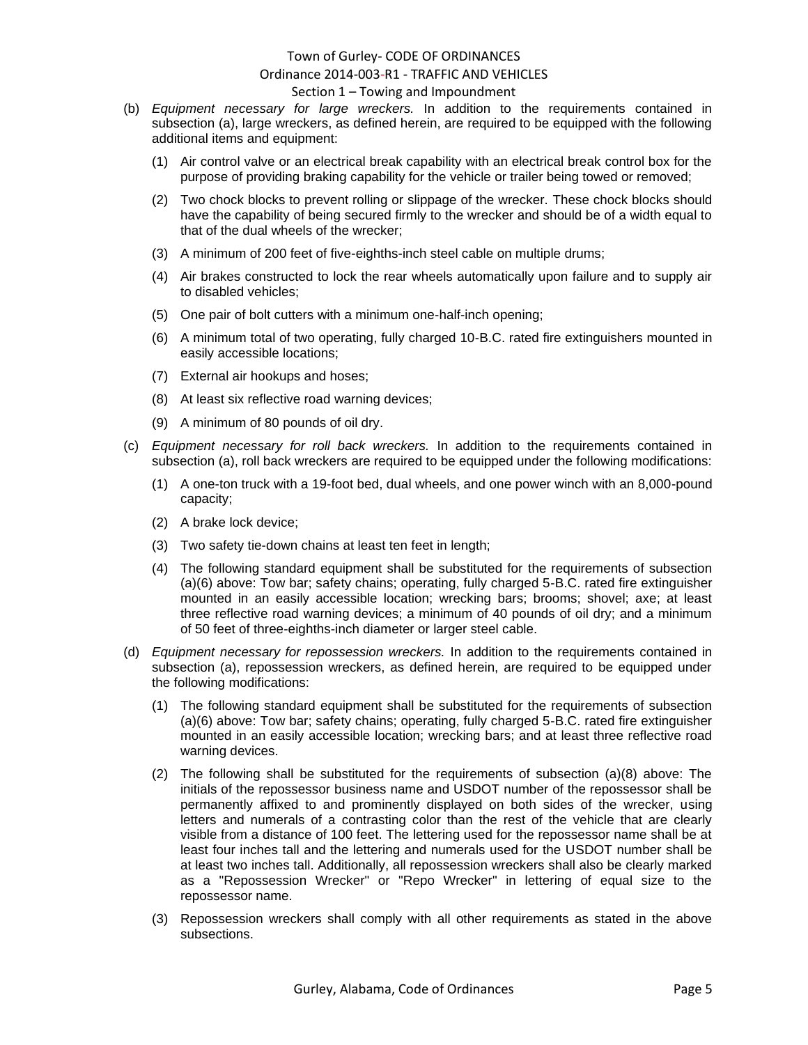(b) *Equipment necessary for large wreckers.* In addition to the requirements contained in subsection (a), large wreckers, as defined herein, are required to be equipped with the following additional items and equipment:

(1) Air control valve or an electrical break capability with an electrical break control box for the purpose of providing braking capability for the vehicle or trailer being towed or removed;

(2) Two chock blocks to prevent rolling or slippage of the wrecker. These chock blocks should have the capability of being secured firmly to the wrecker and should be of a width equal to that of the dual wheels of the wrecker;

(3) A minimum of 200 feet of five-eighths-inch steel cable on multiple drums;

(4) Air brakes constructed to lock the rear wheels automatically upon failure and to supply air to disabled vehicles;

(5) One pair of bolt cutters with a minimum one-half-inch opening;

(6) A minimum total of two operating, fully charged 10-B.C. rated fire extinguishers mounted in easily accessible locations;

(7) External air hookups and hoses;

(8) At least six reflective road warning devices;

(9) A minimum of 80 pounds of oil dry.

(c) *Equipment necessary for roll back wreckers.* In addition to the requirements contained in subsection (a), roll back wreckers are required to be equipped under the following modifications:

(1) A one-ton truck with a 19-foot bed, dual wheels, and one power winch with an 8,000-pound capacity;

(2) A brake lock device;

(3) Two safety tie-down chains at least ten feet in length;

(4) The following standard equipment shall be substituted for the requirements of subsection (a)(6) above: Tow bar; safety chains; operating, fully charged 5-B.C. rated fire extinguisher mounted in an easily accessible location; wrecking bars; brooms; shovel; axe; at least three reflective road warning devices; a minimum of 40 pounds of oil dry; and a minimum of 50 feet of three-eighths-inch diameter or larger steel cable.

(d) *Equipment necessary for repossession wreckers.* In addition to the requirements contained in subsection (a), repossession wreckers, as defined herein, are required to be equipped under the following modifications:

(1) The following standard equipment shall be substituted for the requirements of subsection (a)(6) above: Tow bar; safety chains; operating, fully charged 5-B.C. rated fire extinguisher mounted in an easily accessible location; wrecking bars; and at least three reflective road warning devices.

(2) The following shall be substituted for the requirements of subsection (a)(8) above: The initials of the repossessor business name and USDOT number of the repossessor shall be permanently affixed to and prominently displayed on both sides of the wrecker, using letters and numerals of a contrasting color than the rest of the vehicle that are clearly visible from a distance of 100 feet. The lettering used for the repossessor name shall be at least four inches tall and the lettering and numerals used for the USDOT number shall be at least two inches tall. Additionally, all repossession wreckers shall also be clearly marked as a "Repossession Wrecker" or "Repo Wrecker" in lettering of equal size to the repossessor name.

(3) Repossession wreckers shall comply with all other requirements as stated in the above subsections.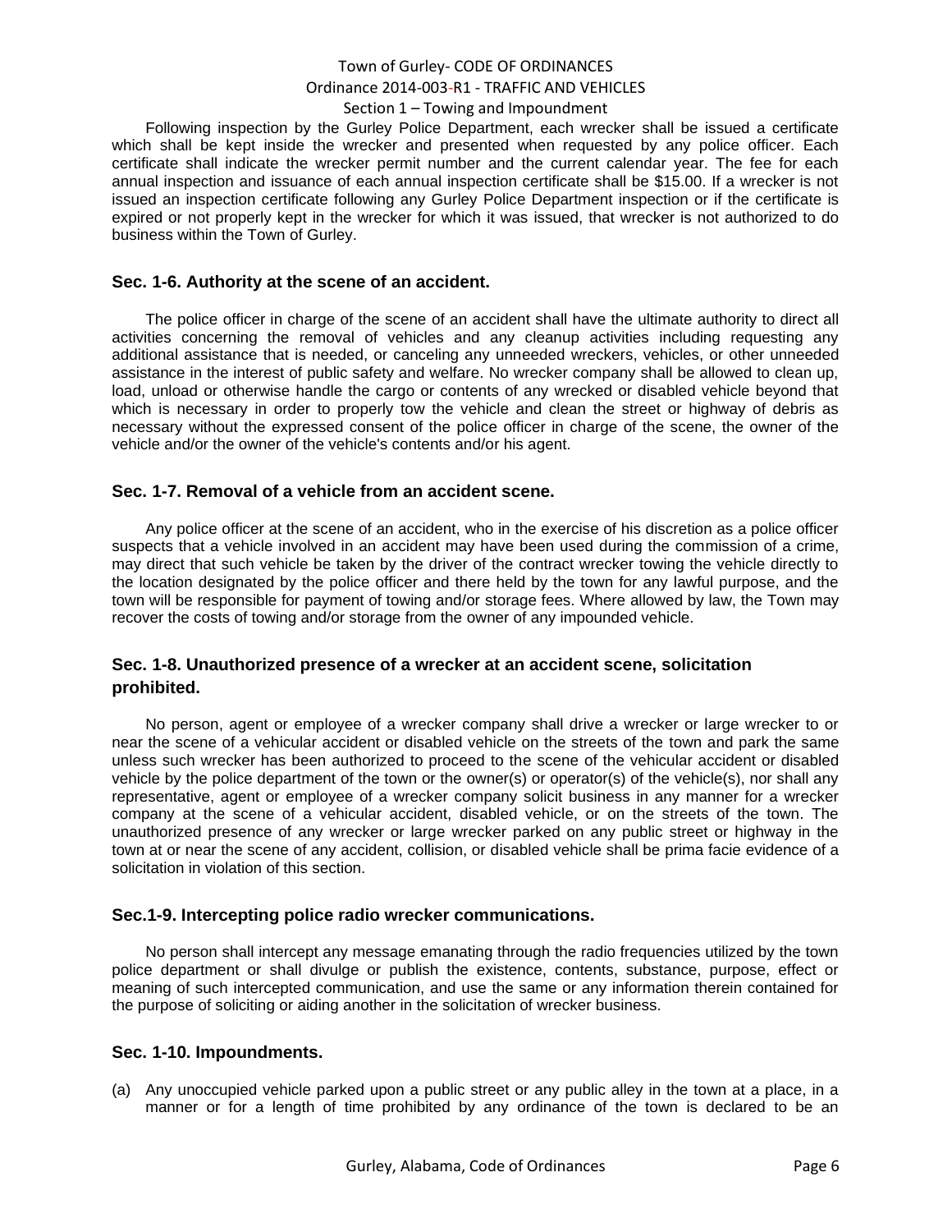Following inspection by the Gurley Police Department, each wrecker shall be issued a certificate which shall be kept inside the wrecker and presented when requested by any police officer. Each certificate shall indicate the wrecker permit number and the current calendar year. The fee for each annual inspection and issuance of each annual inspection certificate shall be $15.00. If a wrecker is not issued an inspection certificate following any Gurley Police Department inspection or if the certificate is expired or not properly kept in the wrecker for which it was issued, that wrecker is not authorized to do business within the Town of Gurley.

### Sec. 1-6. Authority at the scene of an accident.

The police officer in charge of the scene of an accident shall have the ultimate authority to direct all activities concerning the removal of vehicles and any cleanup activities including requesting any additional assistance that is needed, or canceling any unneeded wreckers, vehicles, or other unneeded assistance in the interest of public safety and welfare. No wrecker company shall be allowed to clean up, load, unload or otherwise handle the cargo or contents of any wrecked or disabled vehicle beyond that which is necessary in order to properly tow the vehicle and clean the street or highway of debris as necessary without the expressed consent of the police officer in charge of the scene, the owner of the vehicle and/or the owner of the vehicle's contents and/or his agent.

### Sec. 1-7. Removal of a vehicle from an accident scene.

Any police officer at the scene of an accident, who in the exercise of his discretion as a police officer suspects that a vehicle involved in an accident may have been used during the commission of a crime, may direct that such vehicle be taken by the driver of the contract wrecker towing the vehicle directly to the location designated by the police officer and there held by the town for any lawful purpose, and the town will be responsible for payment of towing and/or storage fees. Where allowed by law, the Town may recover the costs of towing and/or storage from the owner of any impounded vehicle.

### Sec. 1-8. Unauthorized presence of a wrecker at an accident scene, solicitation prohibited.

No person, agent or employee of a wrecker company shall drive a wrecker or large wrecker to or near the scene of a vehicular accident or disabled vehicle on the streets of the town and park the same unless such wrecker has been authorized to proceed to the scene of the vehicular accident or disabled vehicle by the police department of the town or the owner(s) or operator(s) of the vehicle(s), nor shall any representative, agent or employee of a wrecker company solicit business in any manner for a wrecker company at the scene of a vehicular accident, disabled vehicle, or on the streets of the town. The unauthorized presence of any wrecker or large wrecker parked on any public street or highway in the town at or near the scene of any accident, collision, or disabled vehicle shall be prima facie evidence of a solicitation in violation of this section.

### Sec.1-9. Intercepting police radio wrecker communications.

No person shall intercept any message emanating through the radio frequencies utilized by the town police department or shall divulge or publish the existence, contents, substance, purpose, effect or meaning of such intercepted communication, and use the same or any information therein contained for the purpose of soliciting or aiding another in the solicitation of wrecker business.

### Sec. 1-10. Impoundments.

(a) Any unoccupied vehicle parked upon a public street or any public alley in the town at a place, in a manner or for a length of time prohibited by any ordinance of the town is declared to be an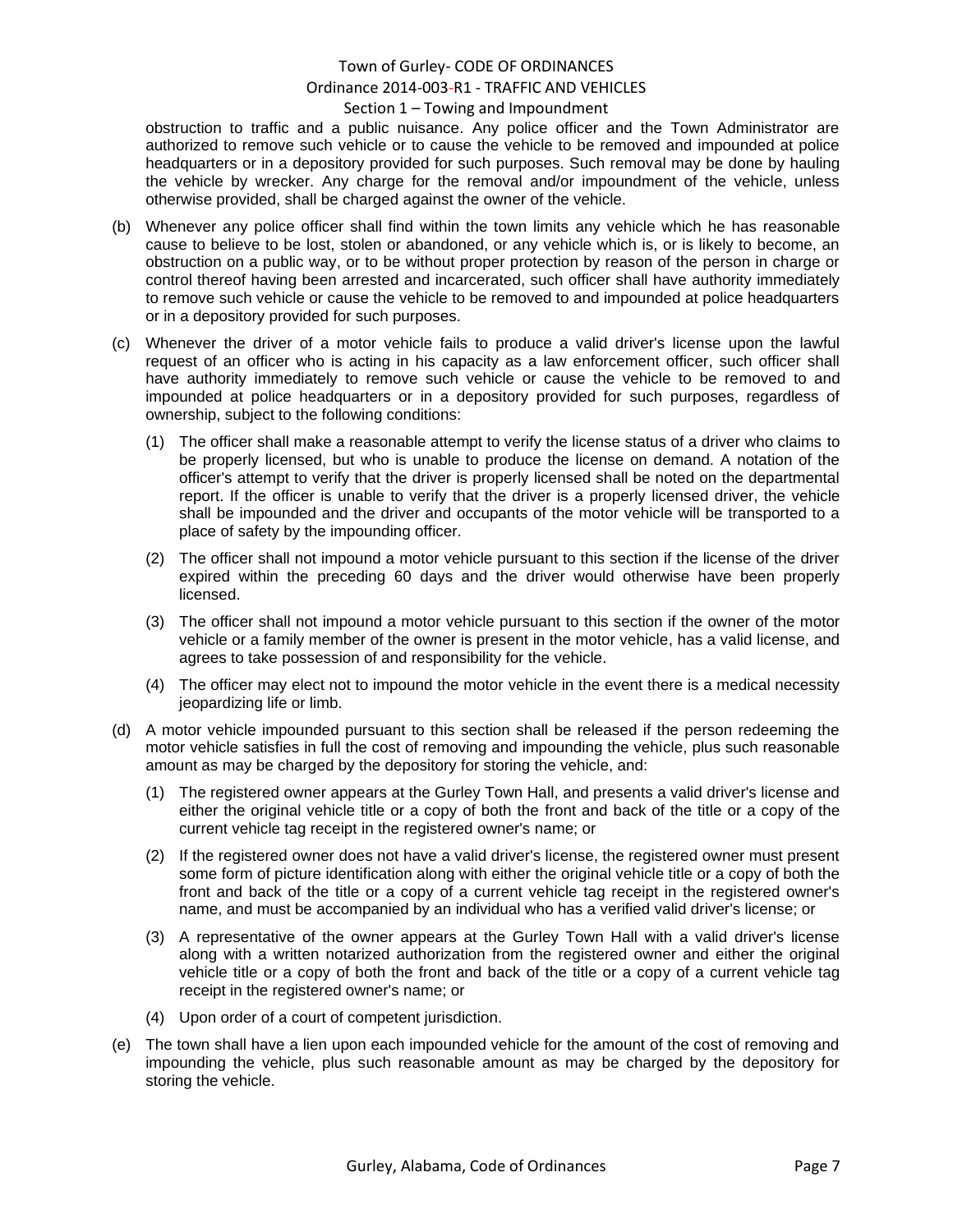obstruction to traffic and a public nuisance. Any police officer and the Town Administrator are authorized to remove such vehicle or to cause the vehicle to be removed and impounded at police headquarters or in a depository provided for such purposes. Such removal may be done by hauling the vehicle by wrecker. Any charge for the removal and/or impoundment of the vehicle, unless otherwise provided, shall be charged against the owner of the vehicle.

(b) Whenever any police officer shall find within the town limits any vehicle which he has reasonable cause to believe to be lost, stolen or abandoned, or any vehicle which is, or is likely to become, an obstruction on a public way, or to be without proper protection by reason of the person in charge or control thereof having been arrested and incarcerated, such officer shall have authority immediately to remove such vehicle or cause the vehicle to be removed to and impounded at police headquarters or in a depository provided for such purposes.

(c) Whenever the driver of a motor vehicle fails to produce a valid driver's license upon the lawful request of an officer who is acting in his capacity as a law enforcement officer, such officer shall have authority immediately to remove such vehicle or cause the vehicle to be removed to and impounded at police headquarters or in a depository provided for such purposes, regardless of ownership, subject to the following conditions:

   (1) The officer shall make a reasonable attempt to verify the license status of a driver who claims to be properly licensed, but who is unable to produce the license on demand. A notation of the officer's attempt to verify that the driver is properly licensed shall be noted on the departmental report. If the officer is unable to verify that the driver is a properly licensed driver, the vehicle shall be impounded and the driver and occupants of the motor vehicle will be transported to a place of safety by the impounding officer.

   (2) The officer shall not impound a motor vehicle pursuant to this section if the license of the driver expired within the preceding 60 days and the driver would otherwise have been properly licensed.

   (3) The officer shall not impound a motor vehicle pursuant to this section if the owner of the motor vehicle or a family member of the owner is present in the motor vehicle, has a valid license, and agrees to take possession of and responsibility for the vehicle.

   (4) The officer may elect not to impound the motor vehicle in the event there is a medical necessity jeopardizing life or limb.

(d) A motor vehicle impounded pursuant to this section shall be released if the person redeeming the motor vehicle satisfies in full the cost of removing and impounding the vehicle, plus such reasonable amount as may be charged by the depository for storing the vehicle, and:

   (1) The registered owner appears at the Gurley Town Hall, and presents a valid driver's license and either the original vehicle title or a copy of both the front and back of the title or a copy of the current vehicle tag receipt in the registered owner's name; or

   (2) If the registered owner does not have a valid driver's license, the registered owner must present some form of picture identification along with either the original vehicle title or a copy of both the front and back of the title or a copy of a current vehicle tag receipt in the registered owner's name, and must be accompanied by an individual who has a verified valid driver's license; or

   (3) A representative of the owner appears at the Gurley Town Hall with a valid driver's license along with a written notarized authorization from the registered owner and either the original vehicle title or a copy of both the front and back of the title or a copy of a current vehicle tag receipt in the registered owner's name; or

   (4) Upon order of a court of competent jurisdiction.

(e) The town shall have a lien upon each impounded vehicle for the amount of the cost of removing and impounding the vehicle, plus such reasonable amount as may be charged by the depository for storing the vehicle.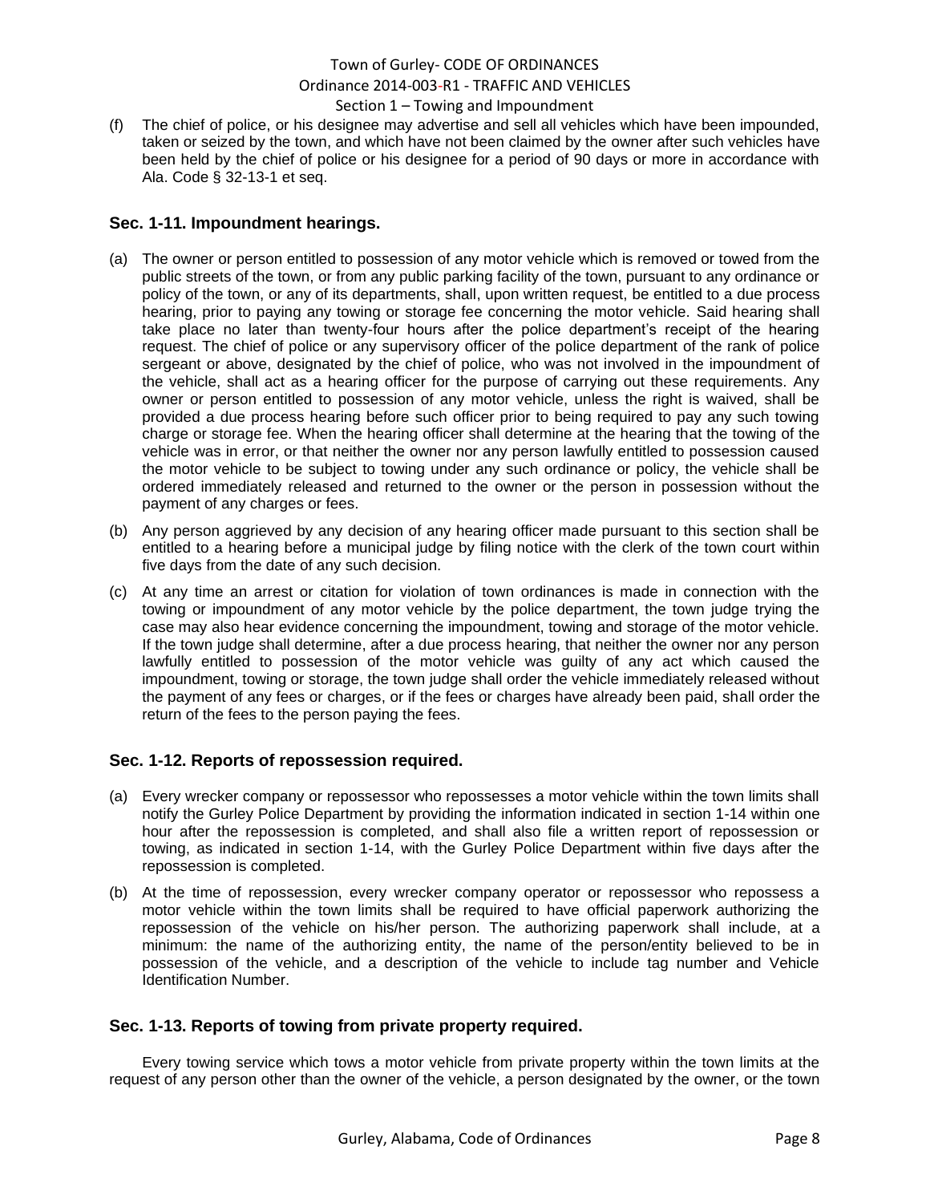(f) The chief of police, or his designee may advertise and sell all vehicles which have been impounded, taken or seized by the town, and which have not been claimed by the owner after such vehicles have been held by the chief of police or his designee for a period of 90 days or more in accordance with Ala. Code § 32-13-1 et seq.

### Sec. 1-11. Impoundment hearings.

(a) The owner or person entitled to possession of any motor vehicle which is removed or towed from the public streets of the town, or from any public parking facility of the town, pursuant to any ordinance or policy of the town, or any of its departments, shall, upon written request, be entitled to a due process hearing, prior to paying any towing or storage fee concerning the motor vehicle. Said hearing shall take place no later than twenty-four hours after the police department's receipt of the hearing request. The chief of police or any supervisory officer of the police department of the rank of police sergeant or above, designated by the chief of police, who was not involved in the impoundment of the vehicle, shall act as a hearing officer for the purpose of carrying out these requirements. Any owner or person entitled to possession of any motor vehicle, unless the right is waived, shall be provided a due process hearing before such officer prior to being required to pay any such towing charge or storage fee. When the hearing officer shall determine at the hearing that the towing of the vehicle was in error, or that neither the owner nor any person lawfully entitled to possession caused the motor vehicle to be subject to towing under any such ordinance or policy, the vehicle shall be ordered immediately released and returned to the owner or the person in possession without the payment of any charges or fees.

(b) Any person aggrieved by any decision of any hearing officer made pursuant to this section shall be entitled to a hearing before a municipal judge by filing notice with the clerk of the town court within five days from the date of any such decision.

(c) At any time an arrest or citation for violation of town ordinances is made in connection with the towing or impoundment of any motor vehicle by the police department, the town judge trying the case may also hear evidence concerning the impoundment, towing and storage of the motor vehicle. If the town judge shall determine, after a due process hearing, that neither the owner nor any person lawfully entitled to possession of the motor vehicle was guilty of any act which caused the impoundment, towing or storage, the town judge shall order the vehicle immediately released without the payment of any fees or charges, or if the fees or charges have already been paid, shall order the return of the fees to the person paying the fees.

### Sec. 1-12. Reports of repossession required.

(a) Every wrecker company or repossessor who repossesses a motor vehicle within the town limits shall notify the Gurley Police Department by providing the information indicated in section 1-14 within one hour after the repossession is completed, and shall also file a written report of repossession or towing, as indicated in section 1-14, with the Gurley Police Department within five days after the repossession is completed.

(b) At the time of repossession, every wrecker company operator or repossessor who repossess a motor vehicle within the town limits shall be required to have official paperwork authorizing the repossession of the vehicle on his/her person. The authorizing paperwork shall include, at a minimum: the name of the authorizing entity, the name of the person/entity believed to be in possession of the vehicle, and a description of the vehicle to include tag number and Vehicle Identification Number.

### Sec. 1-13. Reports of towing from private property required.

Every towing service which tows a motor vehicle from private property within the town limits at the request of any person other than the owner of the vehicle, a person designated by the owner, or the town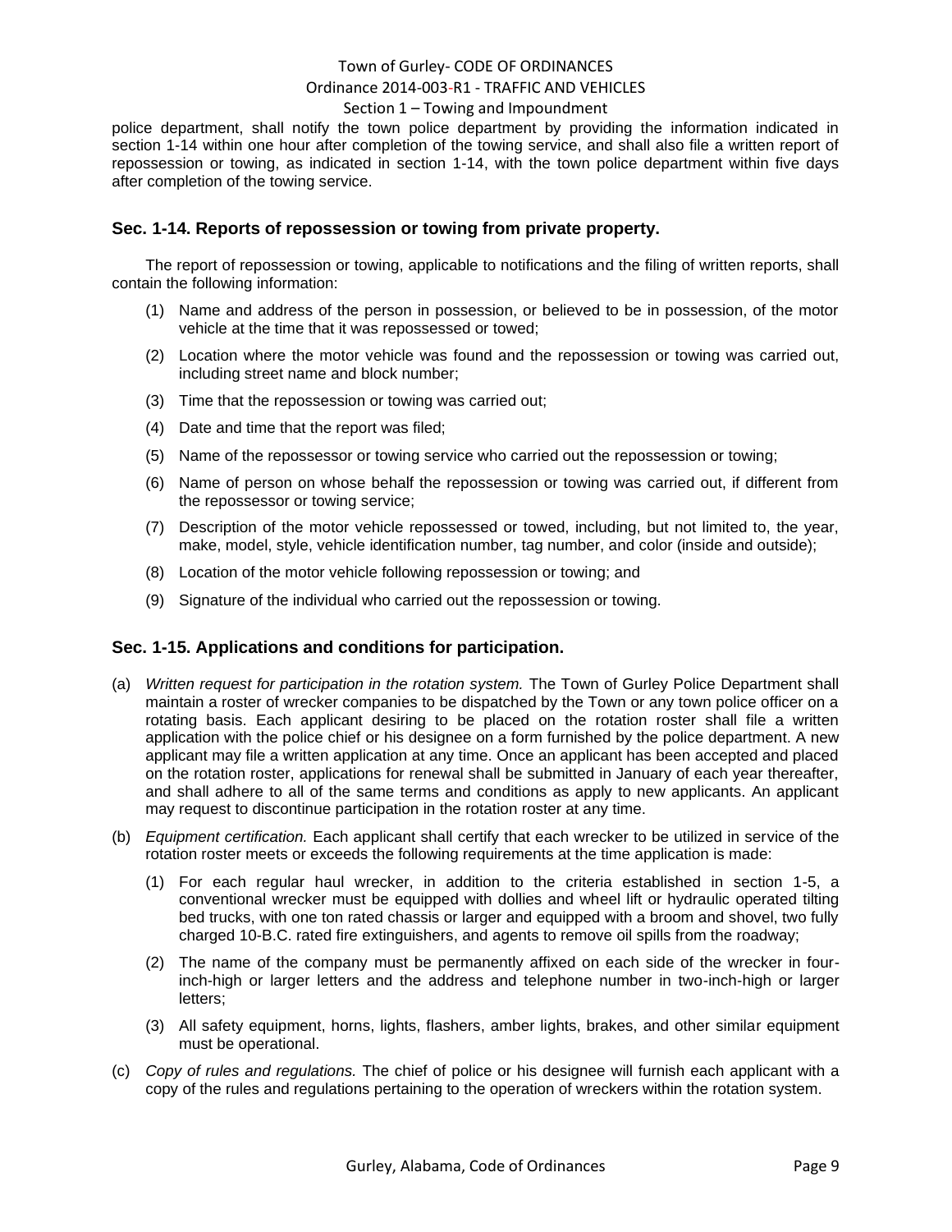police department, shall notify the town police department by providing the information indicated in section 1-14 within one hour after completion of the towing service, and shall also file a written report of repossession or towing, as indicated in section 1-14, with the town police department within five days after completion of the towing service.

## Sec. 1-14. Reports of repossession or towing from private property.

The report of repossession or towing, applicable to notifications and the filing of written reports, shall contain the following information:

(1) Name and address of the person in possession, or believed to be in possession, of the motor vehicle at the time that it was repossessed or towed;

(2) Location where the motor vehicle was found and the repossession or towing was carried out, including street name and block number;

(3) Time that the repossession or towing was carried out;

(4) Date and time that the report was filed;

(5) Name of the repossessor or towing service who carried out the repossession or towing;

(6) Name of person on whose behalf the repossession or towing was carried out, if different from the repossessor or towing service;

(7) Description of the motor vehicle repossessed or towed, including, but not limited to, the year, make, model, style, vehicle identification number, tag number, and color (inside and outside);

(8) Location of the motor vehicle following repossession or towing; and

(9) Signature of the individual who carried out the repossession or towing.

## Sec. 1-15. Applications and conditions for participation.

(a) *Written request for participation in the rotation system.* The Town of Gurley Police Department shall maintain a roster of wrecker companies to be dispatched by the Town or any town police officer on a rotating basis. Each applicant desiring to be placed on the rotation roster shall file a written application with the police chief or his designee on a form furnished by the police department. A new applicant may file a written application at any time. Once an applicant has been accepted and placed on the rotation roster, applications for renewal shall be submitted in January of each year thereafter, and shall adhere to all of the same terms and conditions as apply to new applicants. An applicant may request to discontinue participation in the rotation roster at any time.

(b) *Equipment certification.* Each applicant shall certify that each wrecker to be utilized in service of the rotation roster meets or exceeds the following requirements at the time application is made:

(1) For each regular haul wrecker, in addition to the criteria established in section 1-5, a conventional wrecker must be equipped with dollies and wheel lift or hydraulic operated tilting bed trucks, with one ton rated chassis or larger and equipped with a broom and shovel, two fully charged 10-B.C. rated fire extinguishers, and agents to remove oil spills from the roadway;

(2) The name of the company must be permanently affixed on each side of the wrecker in four-inch-high or larger letters and the address and telephone number in two-inch-high or larger letters;

(3) All safety equipment, horns, lights, flashers, amber lights, brakes, and other similar equipment must be operational.

(c) *Copy of rules and regulations.* The chief of police or his designee will furnish each applicant with a copy of the rules and regulations pertaining to the operation of wreckers within the rotation system.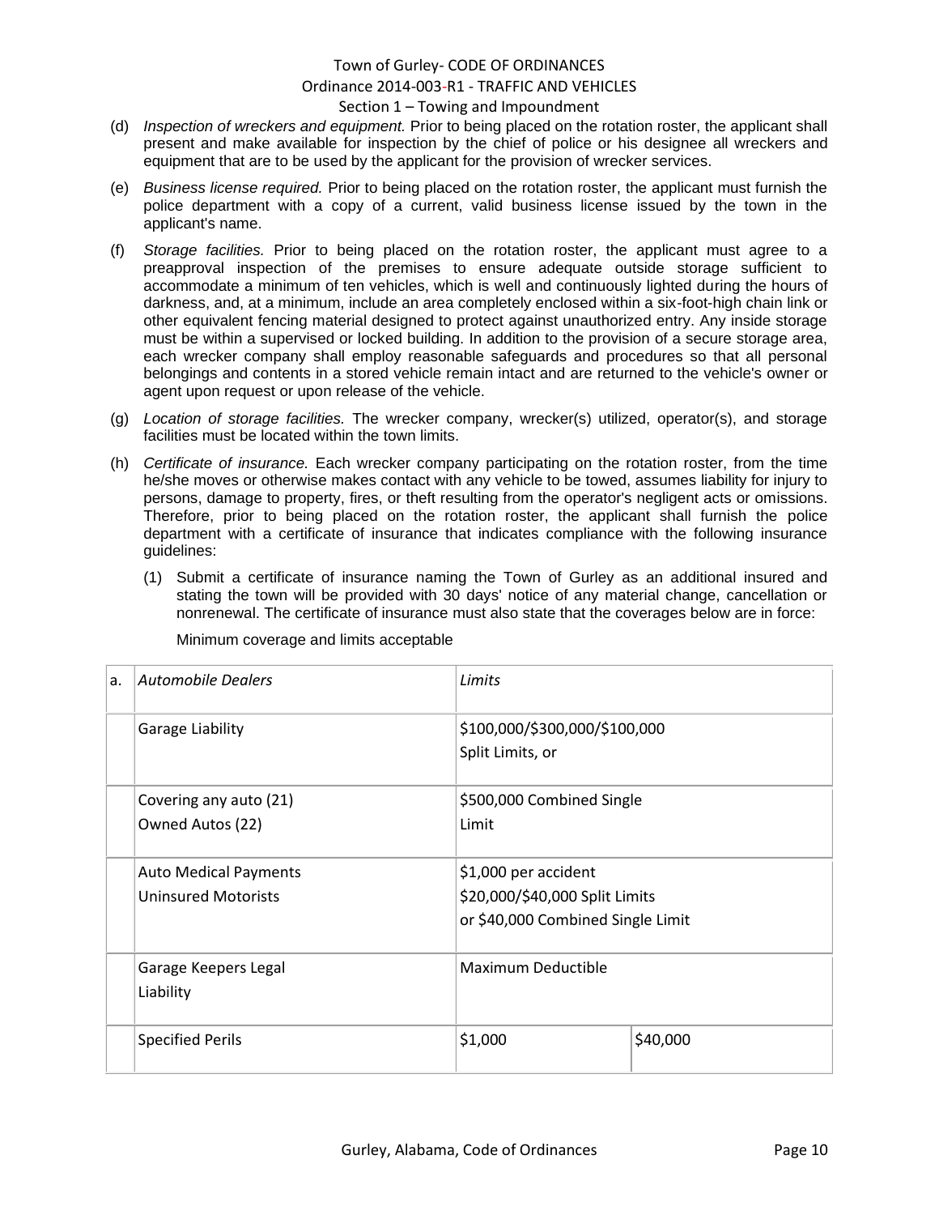(d) *Inspection of wreckers and equipment.* Prior to being placed on the rotation roster, the applicant shall present and make available for inspection by the chief of police or his designee all wreckers and equipment that are to be used by the applicant for the provision of wrecker services.

(e) *Business license required.* Prior to being placed on the rotation roster, the applicant must furnish the police department with a copy of a current, valid business license issued by the town in the applicant's name.

(f) *Storage facilities.* Prior to being placed on the rotation roster, the applicant must agree to a preapproval inspection of the premises to ensure adequate outside storage sufficient to accommodate a minimum of ten vehicles, which is well and continuously lighted during the hours of darkness, and, at a minimum, include an area completely enclosed within a six-foot-high chain link or other equivalent fencing material designed to protect against unauthorized entry. Any inside storage must be within a supervised or locked building. In addition to the provision of a secure storage area, each wrecker company shall employ reasonable safeguards and procedures so that all personal belongings and contents in a stored vehicle remain intact and are returned to the vehicle's owner or agent upon request or upon release of the vehicle.

(g) *Location of storage facilities.* The wrecker company, wrecker(s) utilized, operator(s), and storage facilities must be located within the town limits.

(h) *Certificate of insurance.* Each wrecker company participating on the rotation roster, from the time he/she moves or otherwise makes contact with any vehicle to be towed, assumes liability for injury to persons, damage to property, fires, or theft resulting from the operator's negligent acts or omissions. Therefore, prior to being placed on the rotation roster, the applicant shall furnish the police department with a certificate of insurance that indicates compliance with the following insurance guidelines:

(1) Submit a certificate of insurance naming the Town of Gurley as an additional insured and stating the town will be provided with 30 days' notice of any material change, cancellation or nonrenewal. The certificate of insurance must also state that the coverages below are in force:

Minimum coverage and limits acceptable

| | | | |
|---|---|---|---|
| a. | *Automobile Dealers* | *Limits* | |
| | Garage Liability | \$100,000/\$300,000/\$100,000<br>Split Limits, or | |
| | Covering any auto (21)<br>Owned Autos (22) | \$500,000 Combined Single<br>Limit | |
| | Auto Medical Payments<br>Uninsured Motorists | \$1,000 per accident<br>\$20,000/\$40,000 Split Limits<br>or \$40,000 Combined Single Limit | |
| | Garage Keepers Legal<br>Liability | Maximum Deductible | |
| | Specified Perils | \$1,000 | \$40,000 |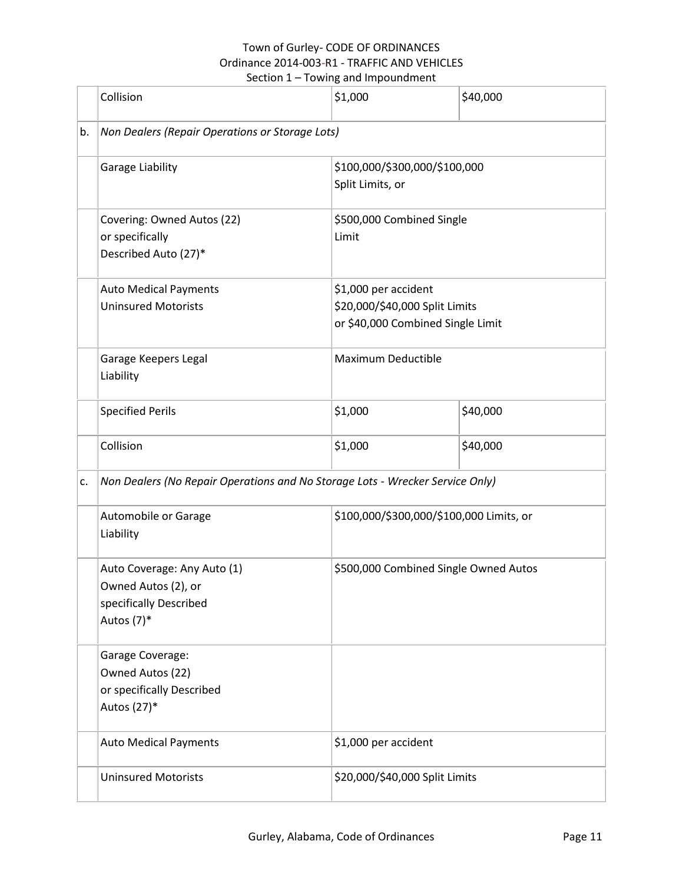| | | | |
|---|---|---|---|
| | Collision | \$1,000 | \$40,000 |
| b. | *Non Dealers (Repair Operations or Storage Lots)* | | |
| | Garage Liability | \$100,000/\$300,000/\$100,000 Split Limits, or | |
| | Covering: Owned Autos (22) or specifically Described Auto (27)* | \$500,000 Combined Single Limit | |
| | Auto Medical Payments<br>Uninsured Motorists | \$1,000 per accident<br>\$20,000/\$40,000 Split Limits<br>or \$40,000 Combined Single Limit | |
| | Garage Keepers Legal Liability | Maximum Deductible | |
| | Specified Perils | \$1,000 | \$40,000 |
| | Collision | \$1,000 | \$40,000 |
| c. | *Non Dealers (No Repair Operations and No Storage Lots - Wrecker Service Only)* | | |
| | Automobile or Garage Liability | \$100,000/\$300,000/\$100,000 Limits, or | |
| | Auto Coverage: Any Auto (1) Owned Autos (2), or specifically Described Autos (7)* | \$500,000 Combined Single Owned Autos | |
| | Garage Coverage: Owned Autos (22) or specifically Described Autos (27)* | | |
| | Auto Medical Payments | \$1,000 per accident | |
| | Uninsured Motorists | \$20,000/\$40,000 Split Limits | |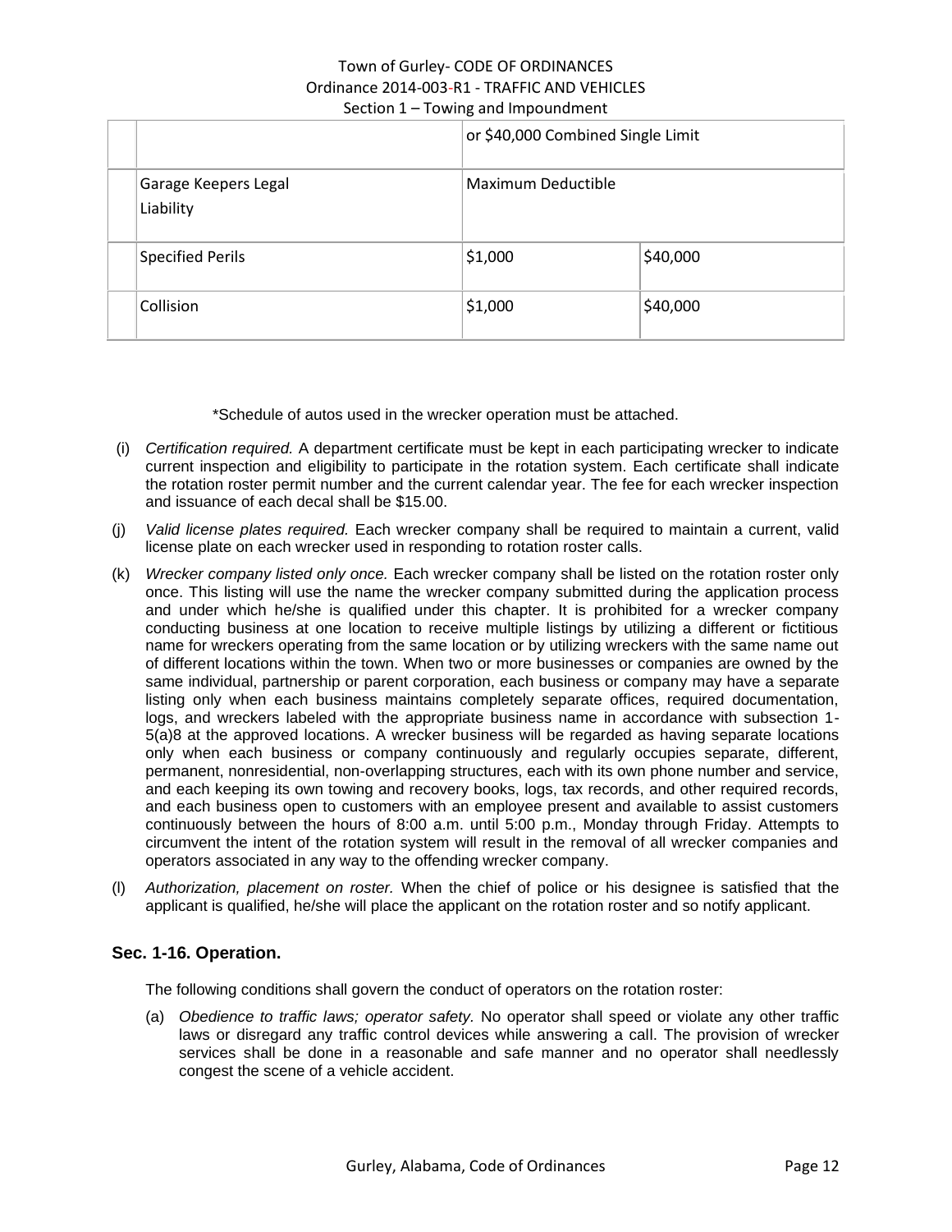| | | | |
|---|---|---|---|
| | | or $40,000 Combined Single Limit | |
| | Garage Keepers Legal Liability | Maximum Deductible | |
| | Specified Perils | $1,000 | $40,000 |
| | Collision | $1,000 | $40,000 |

*Schedule of autos used in the wrecker operation must be attached.

(i) *Certification required.* A department certificate must be kept in each participating wrecker to indicate current inspection and eligibility to participate in the rotation system. Each certificate shall indicate the rotation roster permit number and the current calendar year. The fee for each wrecker inspection and issuance of each decal shall be $15.00.

(j) *Valid license plates required.* Each wrecker company shall be required to maintain a current, valid license plate on each wrecker used in responding to rotation roster calls.

(k) *Wrecker company listed only once.* Each wrecker company shall be listed on the rotation roster only once. This listing will use the name the wrecker company submitted during the application process and under which he/she is qualified under this chapter. It is prohibited for a wrecker company conducting business at one location to receive multiple listings by utilizing a different or fictitious name for wreckers operating from the same location or by utilizing wreckers with the same name out of different locations within the town. When two or more businesses or companies are owned by the same individual, partnership or parent corporation, each business or company may have a separate listing only when each business maintains completely separate offices, required documentation, logs, and wreckers labeled with the appropriate business name in accordance with subsection 1-5(a)8 at the approved locations. A wrecker business will be regarded as having separate locations only when each business or company continuously and regularly occupies separate, different, permanent, nonresidential, non-overlapping structures, each with its own phone number and service, and each keeping its own towing and recovery books, logs, tax records, and other required records, and each business open to customers with an employee present and available to assist customers continuously between the hours of 8:00 a.m. until 5:00 p.m., Monday through Friday. Attempts to circumvent the intent of the rotation system will result in the removal of all wrecker companies and operators associated in any way to the offending wrecker company.

(l) *Authorization, placement on roster.* When the chief of police or his designee is satisfied that the applicant is qualified, he/she will place the applicant on the rotation roster and so notify applicant.

### Sec. 1-16. Operation.

The following conditions shall govern the conduct of operators on the rotation roster:

(a) *Obedience to traffic laws; operator safety.* No operator shall speed or violate any other traffic laws or disregard any traffic control devices while answering a call. The provision of wrecker services shall be done in a reasonable and safe manner and no operator shall needlessly congest the scene of a vehicle accident.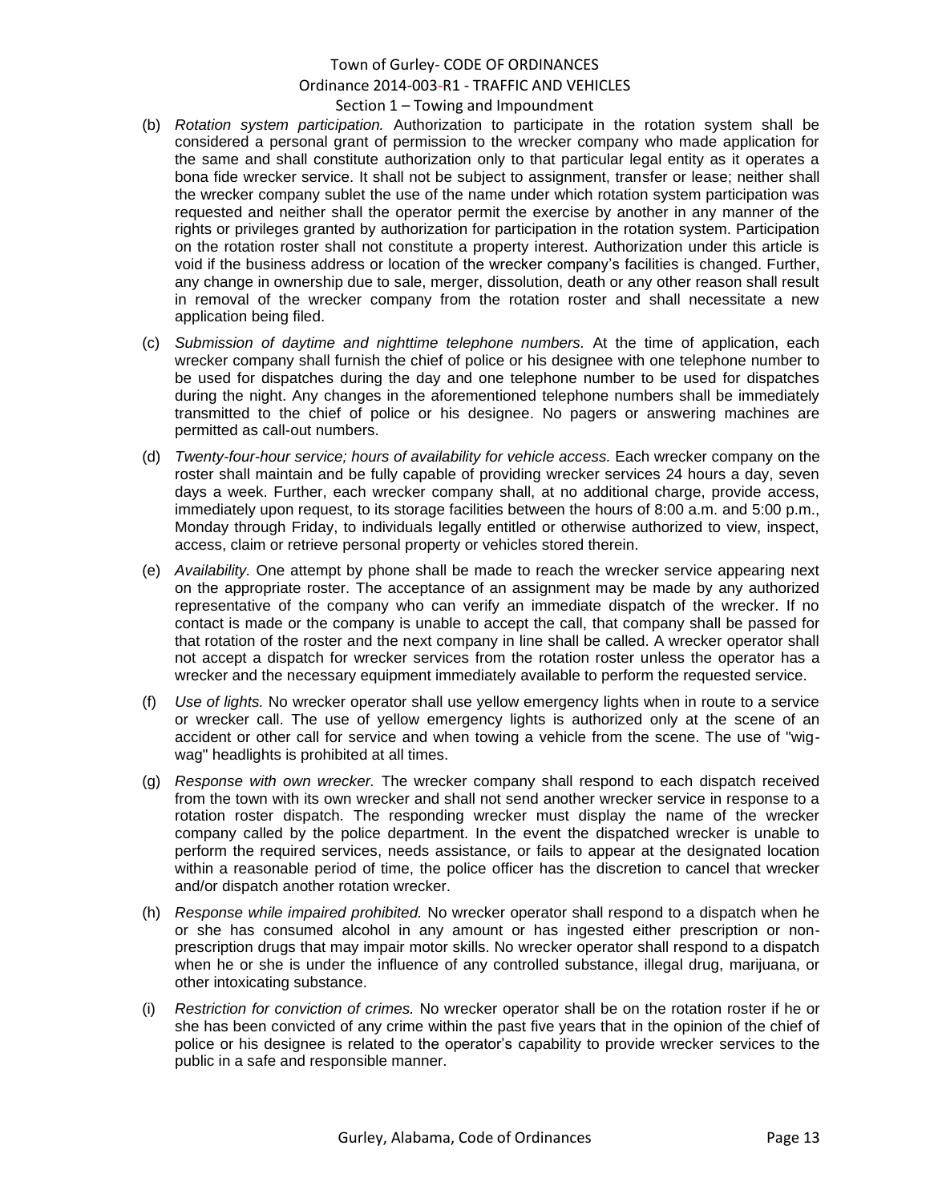(b) *Rotation system participation.* Authorization to participate in the rotation system shall be considered a personal grant of permission to the wrecker company who made application for the same and shall constitute authorization only to that particular legal entity as it operates a bona fide wrecker service. It shall not be subject to assignment, transfer or lease; neither shall the wrecker company sublet the use of the name under which rotation system participation was requested and neither shall the operator permit the exercise by another in any manner of the rights or privileges granted by authorization for participation in the rotation system. Participation on the rotation roster shall not constitute a property interest. Authorization under this article is void if the business address or location of the wrecker company's facilities is changed. Further, any change in ownership due to sale, merger, dissolution, death or any other reason shall result in removal of the wrecker company from the rotation roster and shall necessitate a new application being filed.

(c) *Submission of daytime and nighttime telephone numbers.* At the time of application, each wrecker company shall furnish the chief of police or his designee with one telephone number to be used for dispatches during the day and one telephone number to be used for dispatches during the night. Any changes in the aforementioned telephone numbers shall be immediately transmitted to the chief of police or his designee. No pagers or answering machines are permitted as call-out numbers.

(d) *Twenty-four-hour service; hours of availability for vehicle access.* Each wrecker company on the roster shall maintain and be fully capable of providing wrecker services 24 hours a day, seven days a week. Further, each wrecker company shall, at no additional charge, provide access, immediately upon request, to its storage facilities between the hours of 8:00 a.m. and 5:00 p.m., Monday through Friday, to individuals legally entitled or otherwise authorized to view, inspect, access, claim or retrieve personal property or vehicles stored therein.

(e) *Availability.* One attempt by phone shall be made to reach the wrecker service appearing next on the appropriate roster. The acceptance of an assignment may be made by any authorized representative of the company who can verify an immediate dispatch of the wrecker. If no contact is made or the company is unable to accept the call, that company shall be passed for that rotation of the roster and the next company in line shall be called. A wrecker operator shall not accept a dispatch for wrecker services from the rotation roster unless the operator has a wrecker and the necessary equipment immediately available to perform the requested service.

(f) *Use of lights.* No wrecker operator shall use yellow emergency lights when in route to a service or wrecker call. The use of yellow emergency lights is authorized only at the scene of an accident or other call for service and when towing a vehicle from the scene. The use of "wig-wag" headlights is prohibited at all times.

(g) *Response with own wrecker.* The wrecker company shall respond to each dispatch received from the town with its own wrecker and shall not send another wrecker service in response to a rotation roster dispatch. The responding wrecker must display the name of the wrecker company called by the police department. In the event the dispatched wrecker is unable to perform the required services, needs assistance, or fails to appear at the designated location within a reasonable period of time, the police officer has the discretion to cancel that wrecker and/or dispatch another rotation wrecker.

(h) *Response while impaired prohibited.* No wrecker operator shall respond to a dispatch when he or she has consumed alcohol in any amount or has ingested either prescription or non-prescription drugs that may impair motor skills. No wrecker operator shall respond to a dispatch when he or she is under the influence of any controlled substance, illegal drug, marijuana, or other intoxicating substance.

(i) *Restriction for conviction of crimes.* No wrecker operator shall be on the rotation roster if he or she has been convicted of any crime within the past five years that in the opinion of the chief of police or his designee is related to the operator's capability to provide wrecker services to the public in a safe and responsible manner.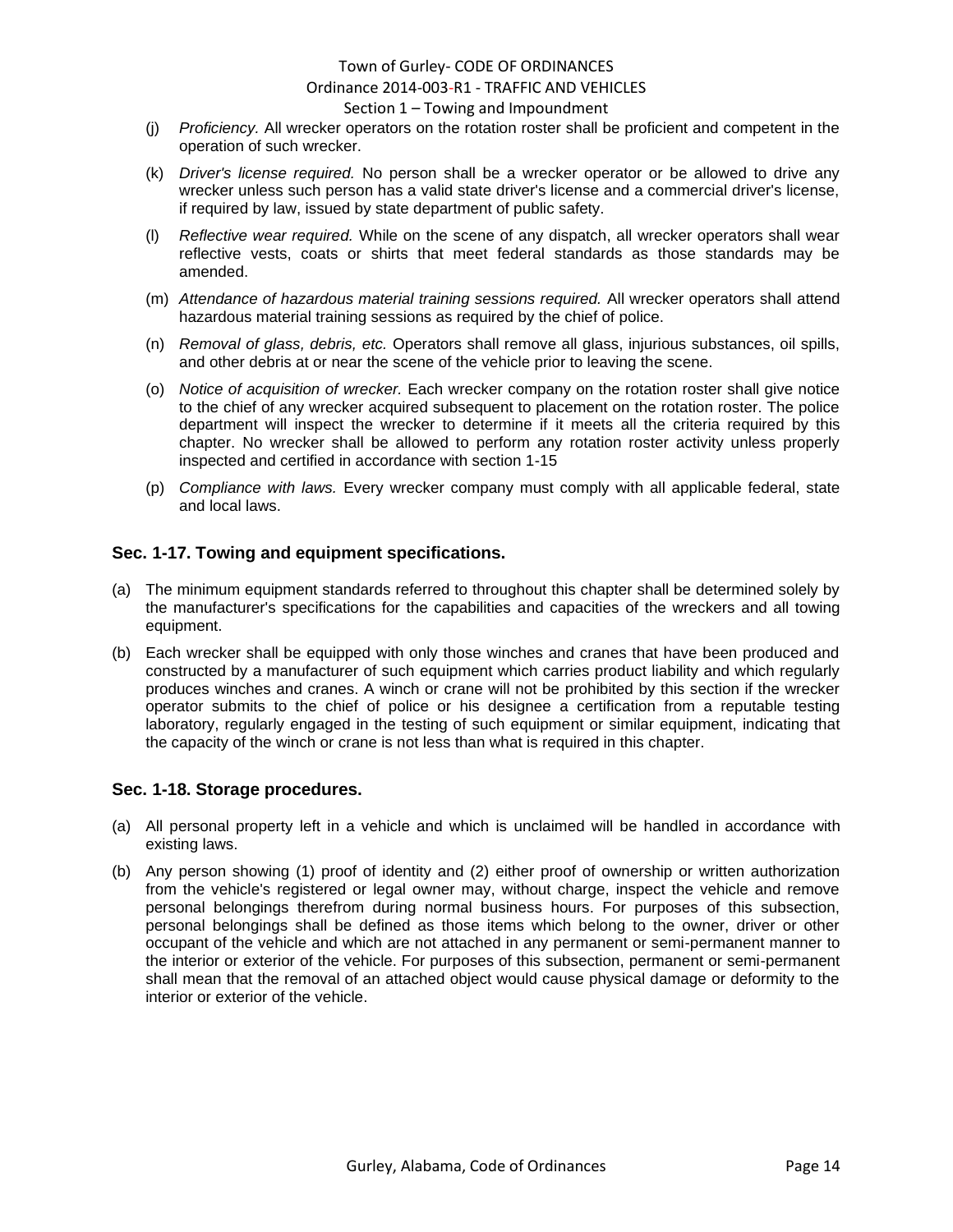(j) *Proficiency.* All wrecker operators on the rotation roster shall be proficient and competent in the operation of such wrecker.

(k) *Driver's license required.* No person shall be a wrecker operator or be allowed to drive any wrecker unless such person has a valid state driver's license and a commercial driver's license, if required by law, issued by state department of public safety.

(l) *Reflective wear required.* While on the scene of any dispatch, all wrecker operators shall wear reflective vests, coats or shirts that meet federal standards as those standards may be amended.

(m) *Attendance of hazardous material training sessions required.* All wrecker operators shall attend hazardous material training sessions as required by the chief of police.

(n) *Removal of glass, debris, etc.* Operators shall remove all glass, injurious substances, oil spills, and other debris at or near the scene of the vehicle prior to leaving the scene.

(o) *Notice of acquisition of wrecker.* Each wrecker company on the rotation roster shall give notice to the chief of any wrecker acquired subsequent to placement on the rotation roster. The police department will inspect the wrecker to determine if it meets all the criteria required by this chapter. No wrecker shall be allowed to perform any rotation roster activity unless properly inspected and certified in accordance with section 1-15

(p) *Compliance with laws.* Every wrecker company must comply with all applicable federal, state and local laws.

### Sec. 1-17. Towing and equipment specifications.

(a) The minimum equipment standards referred to throughout this chapter shall be determined solely by the manufacturer's specifications for the capabilities and capacities of the wreckers and all towing equipment.

(b) Each wrecker shall be equipped with only those winches and cranes that have been produced and constructed by a manufacturer of such equipment which carries product liability and which regularly produces winches and cranes. A winch or crane will not be prohibited by this section if the wrecker operator submits to the chief of police or his designee a certification from a reputable testing laboratory, regularly engaged in the testing of such equipment or similar equipment, indicating that the capacity of the winch or crane is not less than what is required in this chapter.

### Sec. 1-18. Storage procedures.

(a) All personal property left in a vehicle and which is unclaimed will be handled in accordance with existing laws.

(b) Any person showing (1) proof of identity and (2) either proof of ownership or written authorization from the vehicle's registered or legal owner may, without charge, inspect the vehicle and remove personal belongings therefrom during normal business hours. For purposes of this subsection, personal belongings shall be defined as those items which belong to the owner, driver or other occupant of the vehicle and which are not attached in any permanent or semi-permanent manner to the interior or exterior of the vehicle. For purposes of this subsection, permanent or semi-permanent shall mean that the removal of an attached object would cause physical damage or deformity to the interior or exterior of the vehicle.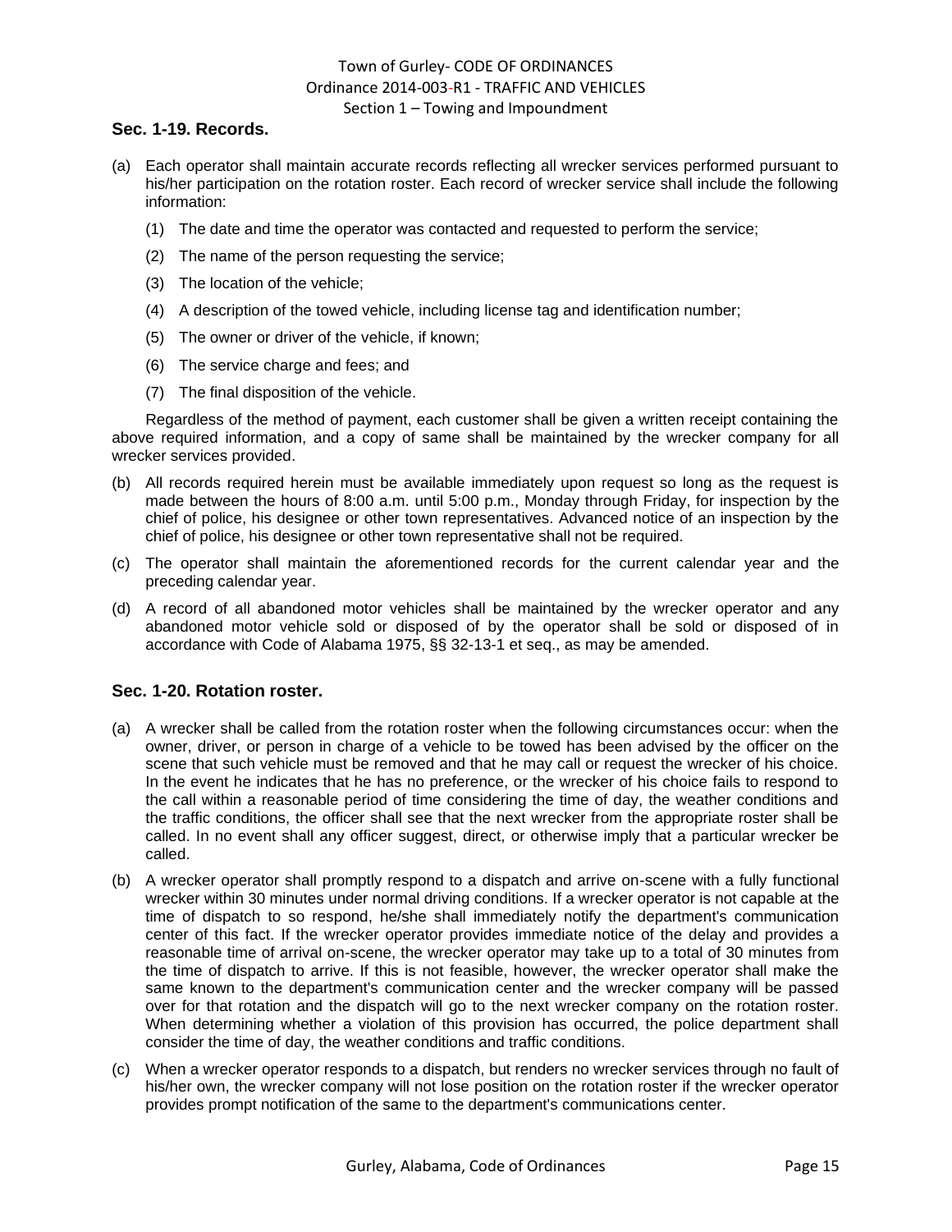### Sec. 1-19. Records.

(a) Each operator shall maintain accurate records reflecting all wrecker services performed pursuant to his/her participation on the rotation roster. Each record of wrecker service shall include the following information:

   (1) The date and time the operator was contacted and requested to perform the service;

   (2) The name of the person requesting the service;

   (3) The location of the vehicle;

   (4) A description of the towed vehicle, including license tag and identification number;

   (5) The owner or driver of the vehicle, if known;

   (6) The service charge and fees; and

   (7) The final disposition of the vehicle.

   Regardless of the method of payment, each customer shall be given a written receipt containing the above required information, and a copy of same shall be maintained by the wrecker company for all wrecker services provided.

(b) All records required herein must be available immediately upon request so long as the request is made between the hours of 8:00 a.m. until 5:00 p.m., Monday through Friday, for inspection by the chief of police, his designee or other town representatives. Advanced notice of an inspection by the chief of police, his designee or other town representative shall not be required.

(c) The operator shall maintain the aforementioned records for the current calendar year and the preceding calendar year.

(d) A record of all abandoned motor vehicles shall be maintained by the wrecker operator and any abandoned motor vehicle sold or disposed of by the operator shall be sold or disposed of in accordance with Code of Alabama 1975, §§ 32-13-1 et seq., as may be amended.

### Sec. 1-20. Rotation roster.

(a) A wrecker shall be called from the rotation roster when the following circumstances occur: when the owner, driver, or person in charge of a vehicle to be towed has been advised by the officer on the scene that such vehicle must be removed and that he may call or request the wrecker of his choice. In the event he indicates that he has no preference, or the wrecker of his choice fails to respond to the call within a reasonable period of time considering the time of day, the weather conditions and the traffic conditions, the officer shall see that the next wrecker from the appropriate roster shall be called. In no event shall any officer suggest, direct, or otherwise imply that a particular wrecker be called.

(b) A wrecker operator shall promptly respond to a dispatch and arrive on-scene with a fully functional wrecker within 30 minutes under normal driving conditions. If a wrecker operator is not capable at the time of dispatch to so respond, he/she shall immediately notify the department's communication center of this fact. If the wrecker operator provides immediate notice of the delay and provides a reasonable time of arrival on-scene, the wrecker operator may take up to a total of 30 minutes from the time of dispatch to arrive. If this is not feasible, however, the wrecker operator shall make the same known to the department's communication center and the wrecker company will be passed over for that rotation and the dispatch will go to the next wrecker company on the rotation roster. When determining whether a violation of this provision has occurred, the police department shall consider the time of day, the weather conditions and traffic conditions.

(c) When a wrecker operator responds to a dispatch, but renders no wrecker services through no fault of his/her own, the wrecker company will not lose position on the rotation roster if the wrecker operator provides prompt notification of the same to the department's communications center.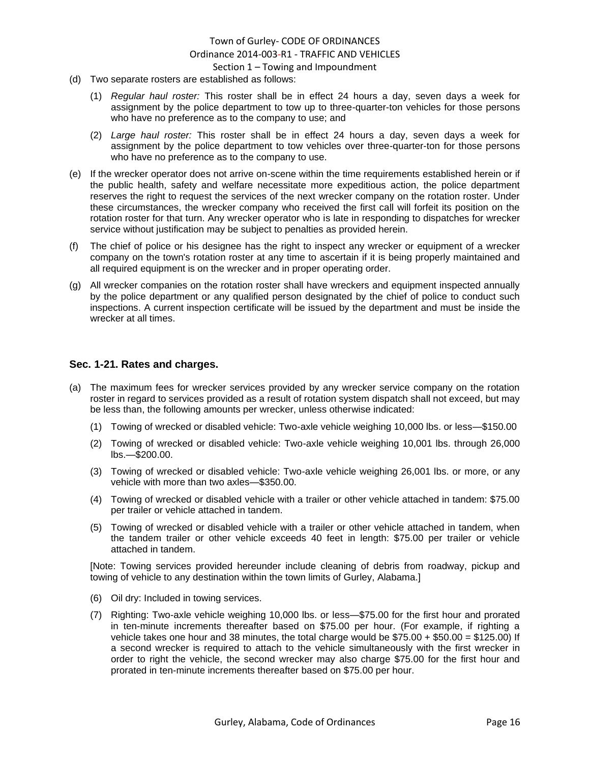(d) Two separate rosters are established as follows:

  (1) *Regular haul roster:* This roster shall be in effect 24 hours a day, seven days a week for assignment by the police department to tow up to three-quarter-ton vehicles for those persons who have no preference as to the company to use; and

  (2) *Large haul roster:* This roster shall be in effect 24 hours a day, seven days a week for assignment by the police department to tow vehicles over three-quarter-ton for those persons who have no preference as to the company to use.

(e) If the wrecker operator does not arrive on-scene within the time requirements established herein or if the public health, safety and welfare necessitate more expeditious action, the police department reserves the right to request the services of the next wrecker company on the rotation roster. Under these circumstances, the wrecker company who received the first call will forfeit its position on the rotation roster for that turn. Any wrecker operator who is late in responding to dispatches for wrecker service without justification may be subject to penalties as provided herein.

(f) The chief of police or his designee has the right to inspect any wrecker or equipment of a wrecker company on the town's rotation roster at any time to ascertain if it is being properly maintained and all required equipment is on the wrecker and in proper operating order.

(g) All wrecker companies on the rotation roster shall have wreckers and equipment inspected annually by the police department or any qualified person designated by the chief of police to conduct such inspections. A current inspection certificate will be issued by the department and must be inside the wrecker at all times.

### Sec. 1-21. Rates and charges.

(a) The maximum fees for wrecker services provided by any wrecker service company on the rotation roster in regard to services provided as a result of rotation system dispatch shall not exceed, but may be less than, the following amounts per wrecker, unless otherwise indicated:

  (1) Towing of wrecked or disabled vehicle: Two-axle vehicle weighing 10,000 lbs. or less—$150.00

  (2) Towing of wrecked or disabled vehicle: Two-axle vehicle weighing 10,001 lbs. through 26,000 lbs.—$200.00.

  (3) Towing of wrecked or disabled vehicle: Two-axle vehicle weighing 26,001 lbs. or more, or any vehicle with more than two axles—$350.00.

  (4) Towing of wrecked or disabled vehicle with a trailer or other vehicle attached in tandem: $75.00 per trailer or vehicle attached in tandem.

  (5) Towing of wrecked or disabled vehicle with a trailer or other vehicle attached in tandem, when the tandem trailer or other vehicle exceeds 40 feet in length: $75.00 per trailer or vehicle attached in tandem.

  [Note: Towing services provided hereunder include cleaning of debris from roadway, pickup and towing of vehicle to any destination within the town limits of Gurley, Alabama.]

  (6) Oil dry: Included in towing services.

  (7) Righting: Two-axle vehicle weighing 10,000 lbs. or less—$75.00 for the first hour and prorated in ten-minute increments thereafter based on $75.00 per hour. (For example, if righting a vehicle takes one hour and 38 minutes, the total charge would be $75.00 + $50.00 = $125.00) If a second wrecker is required to attach to the vehicle simultaneously with the first wrecker in order to right the vehicle, the second wrecker may also charge $75.00 for the first hour and prorated in ten-minute increments thereafter based on $75.00 per hour.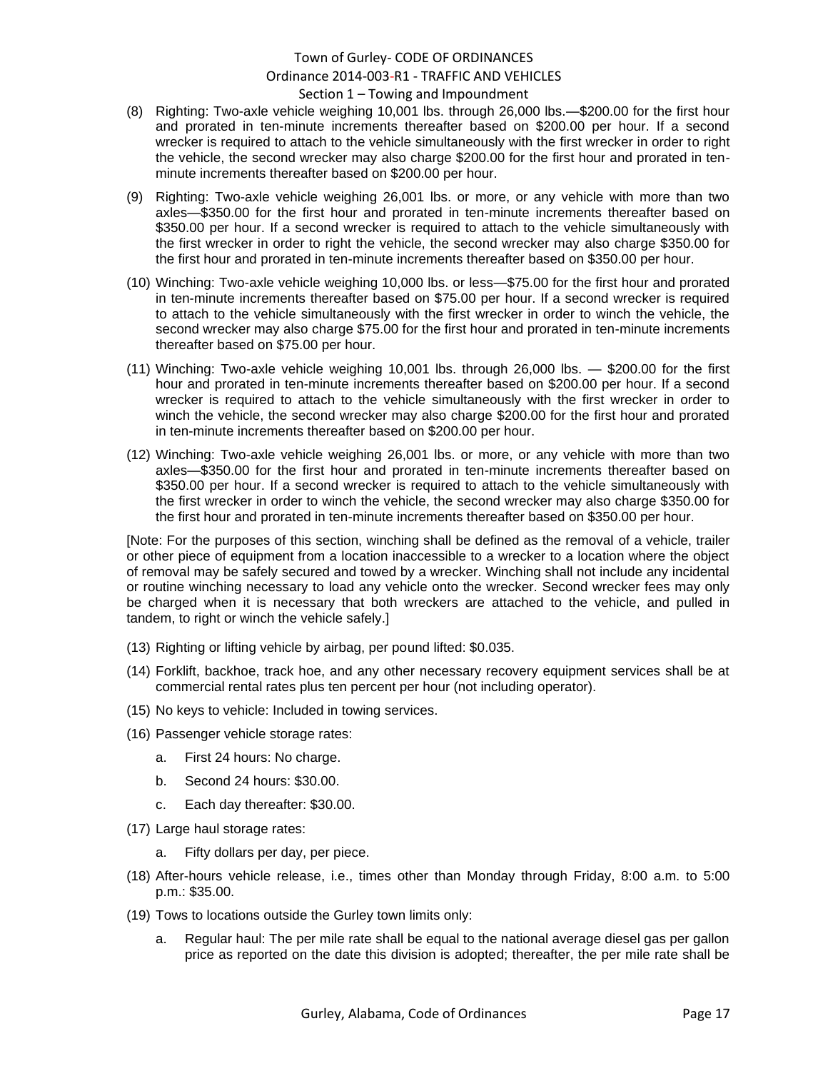(8) Righting: Two-axle vehicle weighing 10,001 lbs. through 26,000 lbs.—$200.00 for the first hour and prorated in ten-minute increments thereafter based on $200.00 per hour. If a second wrecker is required to attach to the vehicle simultaneously with the first wrecker in order to right the vehicle, the second wrecker may also charge $200.00 for the first hour and prorated in ten-minute increments thereafter based on $200.00 per hour.

(9) Righting: Two-axle vehicle weighing 26,001 lbs. or more, or any vehicle with more than two axles—$350.00 for the first hour and prorated in ten-minute increments thereafter based on $350.00 per hour. If a second wrecker is required to attach to the vehicle simultaneously with the first wrecker in order to right the vehicle, the second wrecker may also charge $350.00 for the first hour and prorated in ten-minute increments thereafter based on $350.00 per hour.

(10) Winching: Two-axle vehicle weighing 10,000 lbs. or less—$75.00 for the first hour and prorated in ten-minute increments thereafter based on $75.00 per hour. If a second wrecker is required to attach to the vehicle simultaneously with the first wrecker in order to winch the vehicle, the second wrecker may also charge $75.00 for the first hour and prorated in ten-minute increments thereafter based on $75.00 per hour.

(11) Winching: Two-axle vehicle weighing 10,001 lbs. through 26,000 lbs. — $200.00 for the first hour and prorated in ten-minute increments thereafter based on $200.00 per hour. If a second wrecker is required to attach to the vehicle simultaneously with the first wrecker in order to winch the vehicle, the second wrecker may also charge $200.00 for the first hour and prorated in ten-minute increments thereafter based on $200.00 per hour.

(12) Winching: Two-axle vehicle weighing 26,001 lbs. or more, or any vehicle with more than two axles—$350.00 for the first hour and prorated in ten-minute increments thereafter based on $350.00 per hour. If a second wrecker is required to attach to the vehicle simultaneously with the first wrecker in order to winch the vehicle, the second wrecker may also charge $350.00 for the first hour and prorated in ten-minute increments thereafter based on $350.00 per hour.

[Note: For the purposes of this section, winching shall be defined as the removal of a vehicle, trailer or other piece of equipment from a location inaccessible to a wrecker to a location where the object of removal may be safely secured and towed by a wrecker. Winching shall not include any incidental or routine winching necessary to load any vehicle onto the wrecker. Second wrecker fees may only be charged when it is necessary that both wreckers are attached to the vehicle, and pulled in tandem, to right or winch the vehicle safely.]

(13) Righting or lifting vehicle by airbag, per pound lifted: $0.035.

(14) Forklift, backhoe, track hoe, and any other necessary recovery equipment services shall be at commercial rental rates plus ten percent per hour (not including operator).

(15) No keys to vehicle: Included in towing services.

(16) Passenger vehicle storage rates:

  a. First 24 hours: No charge.

  b. Second 24 hours: $30.00.

  c. Each day thereafter: $30.00.

(17) Large haul storage rates:

  a. Fifty dollars per day, per piece.

(18) After-hours vehicle release, i.e., times other than Monday through Friday, 8:00 a.m. to 5:00 p.m.: $35.00.

(19) Tows to locations outside the Gurley town limits only:

  a. Regular haul: The per mile rate shall be equal to the national average diesel gas per gallon price as reported on the date this division is adopted; thereafter, the per mile rate shall be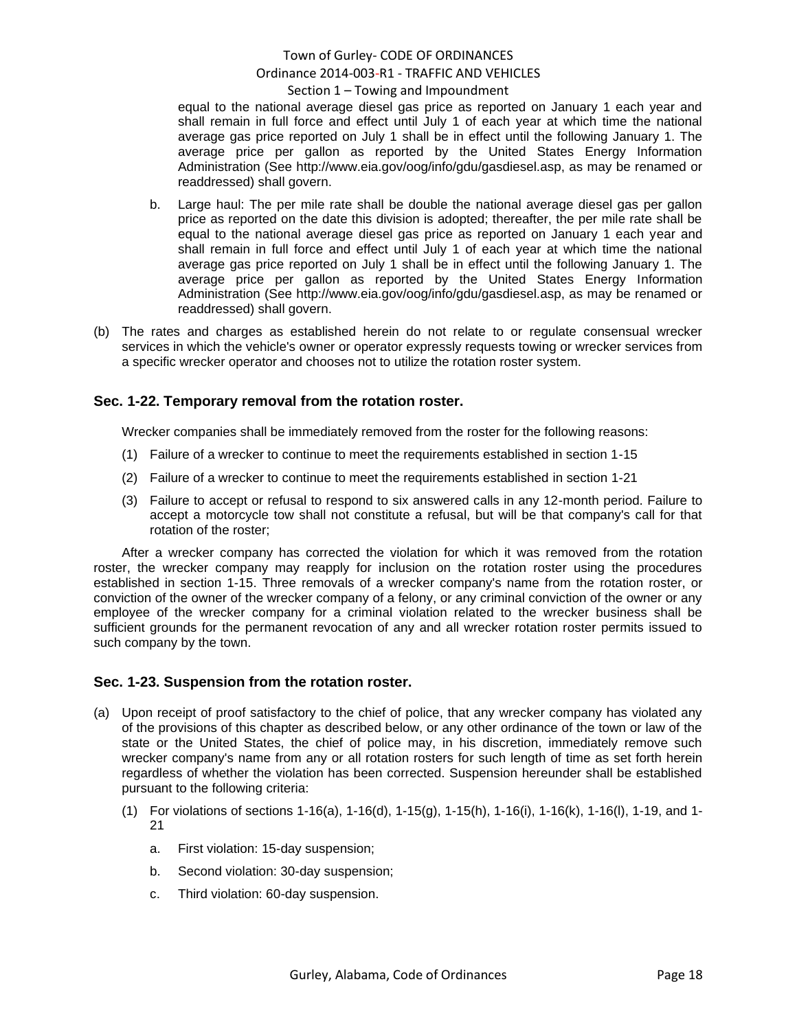equal to the national average diesel gas price as reported on January 1 each year and shall remain in full force and effect until July 1 of each year at which time the national average gas price reported on July 1 shall be in effect until the following January 1. The average price per gallon as reported by the United States Energy Information Administration (See http://www.eia.gov/oog/info/gdu/gasdiesel.asp, as may be renamed or readdressed) shall govern.

b. Large haul: The per mile rate shall be double the national average diesel gas per gallon price as reported on the date this division is adopted; thereafter, the per mile rate shall be equal to the national average diesel gas price as reported on January 1 each year and shall remain in full force and effect until July 1 of each year at which time the national average gas price reported on July 1 shall be in effect until the following January 1. The average price per gallon as reported by the United States Energy Information Administration (See http://www.eia.gov/oog/info/gdu/gasdiesel.asp, as may be renamed or readdressed) shall govern.

(b) The rates and charges as established herein do not relate to or regulate consensual wrecker services in which the vehicle's owner or operator expressly requests towing or wrecker services from a specific wrecker operator and chooses not to utilize the rotation roster system.

### Sec. 1-22. Temporary removal from the rotation roster.

Wrecker companies shall be immediately removed from the roster for the following reasons:

(1) Failure of a wrecker to continue to meet the requirements established in section 1-15

(2) Failure of a wrecker to continue to meet the requirements established in section 1-21

(3) Failure to accept or refusal to respond to six answered calls in any 12-month period. Failure to accept a motorcycle tow shall not constitute a refusal, but will be that company's call for that rotation of the roster;

After a wrecker company has corrected the violation for which it was removed from the rotation roster, the wrecker company may reapply for inclusion on the rotation roster using the procedures established in section 1-15. Three removals of a wrecker company's name from the rotation roster, or conviction of the owner of the wrecker company of a felony, or any criminal conviction of the owner or any employee of the wrecker company for a criminal violation related to the wrecker business shall be sufficient grounds for the permanent revocation of any and all wrecker rotation roster permits issued to such company by the town.

### Sec. 1-23. Suspension from the rotation roster.

(a) Upon receipt of proof satisfactory to the chief of police, that any wrecker company has violated any of the provisions of this chapter as described below, or any other ordinance of the town or law of the state or the United States, the chief of police may, in his discretion, immediately remove such wrecker company's name from any or all rotation rosters for such length of time as set forth herein regardless of whether the violation has been corrected. Suspension hereunder shall be established pursuant to the following criteria:

(1) For violations of sections 1-16(a), 1-16(d), 1-15(g), 1-15(h), 1-16(i), 1-16(k), 1-16(l), 1-19, and 1-21

a. First violation: 15-day suspension;

b. Second violation: 30-day suspension;

c. Third violation: 60-day suspension.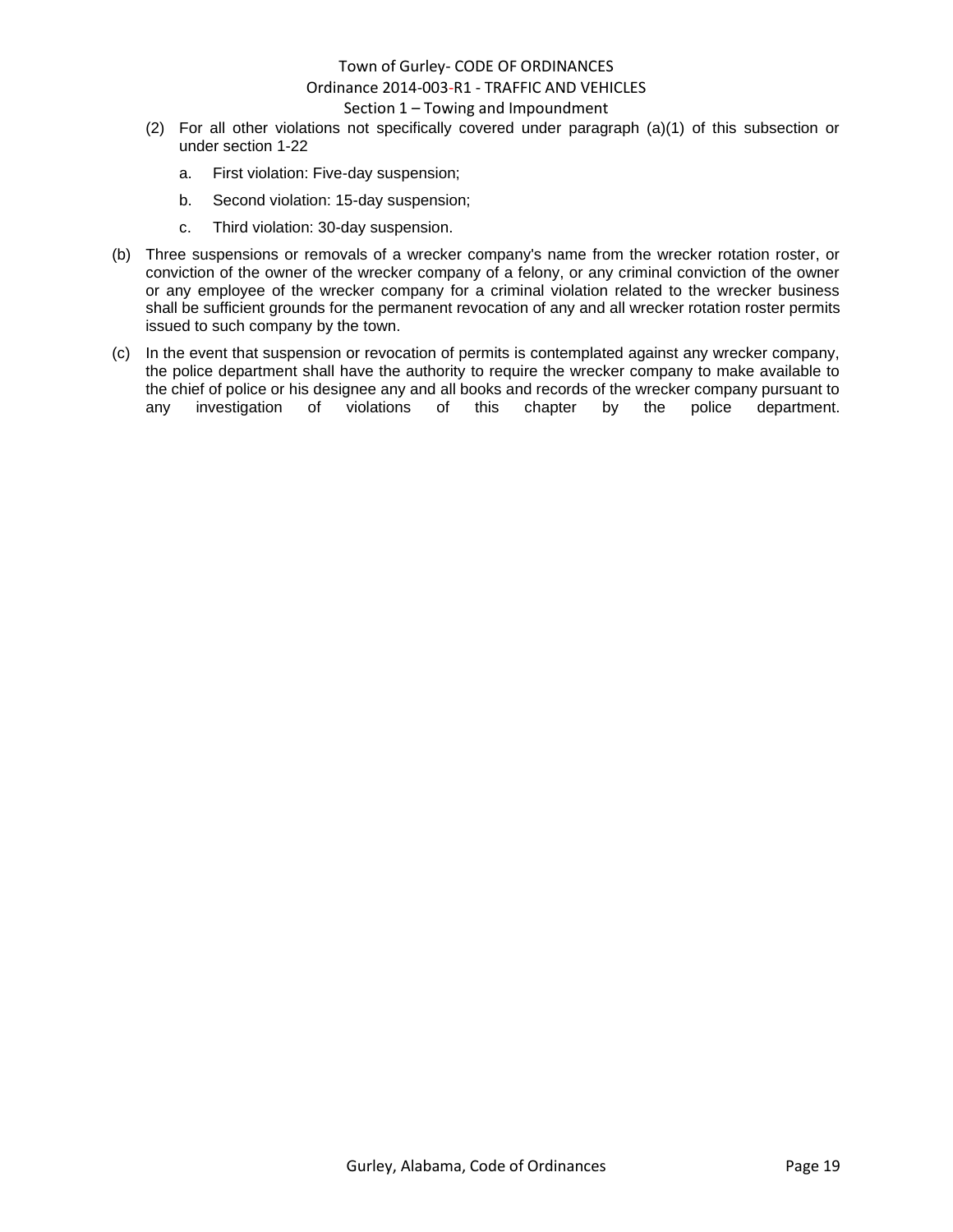(2) For all other violations not specifically covered under paragraph (a)(1) of this subsection or under section 1-22

   a. First violation: Five-day suspension;

   b. Second violation: 15-day suspension;

   c. Third violation: 30-day suspension.

(b) Three suspensions or removals of a wrecker company's name from the wrecker rotation roster, or conviction of the owner of the wrecker company of a felony, or any criminal conviction of the owner or any employee of the wrecker company for a criminal violation related to the wrecker business shall be sufficient grounds for the permanent revocation of any and all wrecker rotation roster permits issued to such company by the town.

(c) In the event that suspension or revocation of permits is contemplated against any wrecker company, the police department shall have the authority to require the wrecker company to make available to the chief of police or his designee any and all books and records of the wrecker company pursuant to any investigation of violations of this chapter by the police department.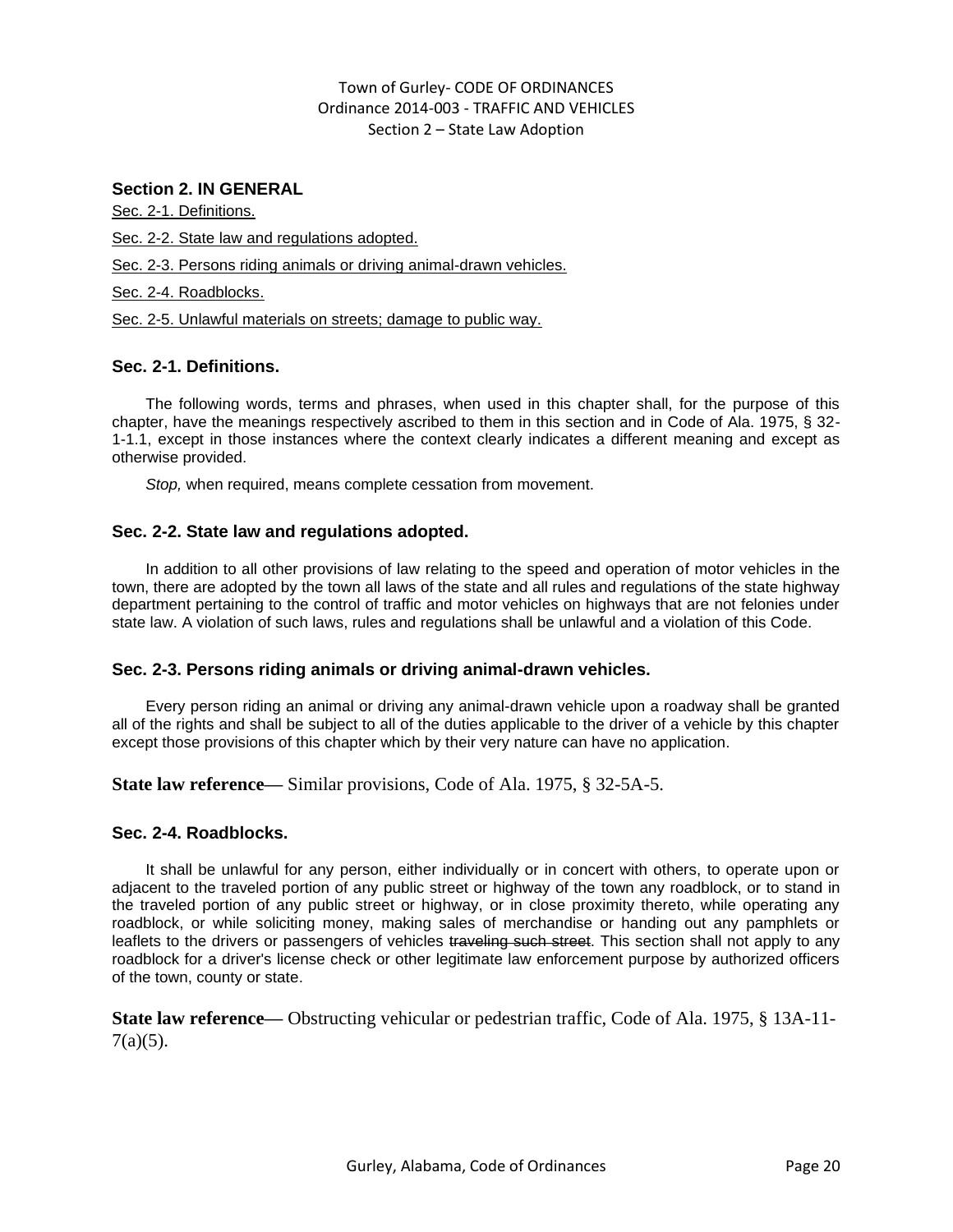Town of Gurley- CODE OF ORDINANCES
Ordinance 2014-003 - TRAFFIC AND VEHICLES
Section 2 – State Law Adoption

## Section 2. IN GENERAL

Sec. 2-1. Definitions.

Sec. 2-2. State law and regulations adopted.

Sec. 2-3. Persons riding animals or driving animal-drawn vehicles.

Sec. 2-4. Roadblocks.

Sec. 2-5. Unlawful materials on streets; damage to public way.

### Sec. 2-1. Definitions.

The following words, terms and phrases, when used in this chapter shall, for the purpose of this chapter, have the meanings respectively ascribed to them in this section and in Code of Ala. 1975, § 32-1-1.1, except in those instances where the context clearly indicates a different meaning and except as otherwise provided.

*Stop,* when required, means complete cessation from movement.

### Sec. 2-2. State law and regulations adopted.

In addition to all other provisions of law relating to the speed and operation of motor vehicles in the town, there are adopted by the town all laws of the state and all rules and regulations of the state highway department pertaining to the control of traffic and motor vehicles on highways that are not felonies under state law. A violation of such laws, rules and regulations shall be unlawful and a violation of this Code.

### Sec. 2-3. Persons riding animals or driving animal-drawn vehicles.

Every person riding an animal or driving any animal-drawn vehicle upon a roadway shall be granted all of the rights and shall be subject to all of the duties applicable to the driver of a vehicle by this chapter except those provisions of this chapter which by their very nature can have no application.

**State law reference**— Similar provisions, Code of Ala. 1975, § 32-5A-5.

### Sec. 2-4. Roadblocks.

It shall be unlawful for any person, either individually or in concert with others, to operate upon or adjacent to the traveled portion of any public street or highway of the town any roadblock, or to stand in the traveled portion of any public street or highway, or in close proximity thereto, while operating any roadblock, or while soliciting money, making sales of merchandise or handing out any pamphlets or leaflets to the drivers or passengers of vehicles ~~traveling such street~~. This section shall not apply to any roadblock for a driver's license check or other legitimate law enforcement purpose by authorized officers of the town, county or state.

**State law reference**— Obstructing vehicular or pedestrian traffic, Code of Ala. 1975, § 13A-11-7(a)(5).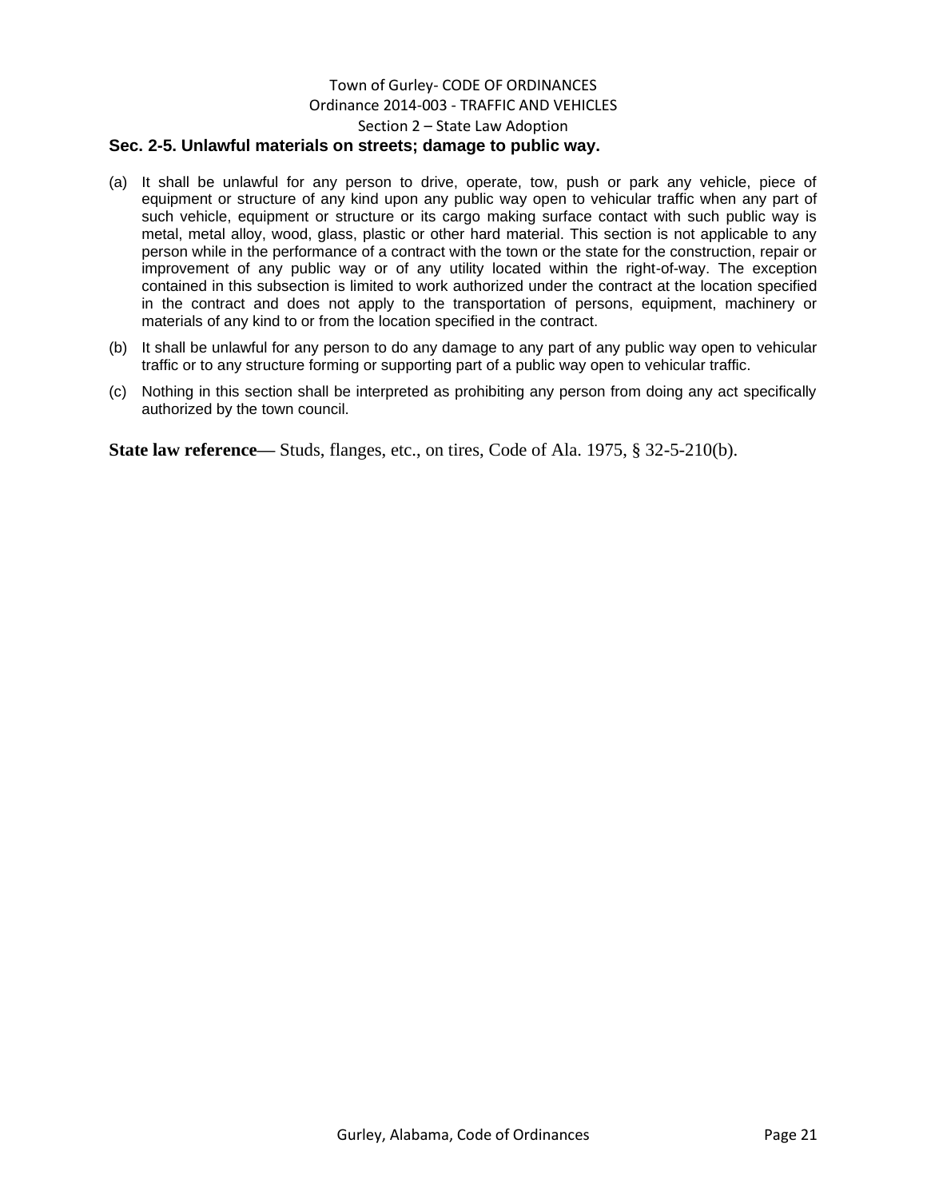## Sec. 2-5. Unlawful materials on streets; damage to public way.

(a) It shall be unlawful for any person to drive, operate, tow, push or park any vehicle, piece of equipment or structure of any kind upon any public way open to vehicular traffic when any part of such vehicle, equipment or structure or its cargo making surface contact with such public way is metal, metal alloy, wood, glass, plastic or other hard material. This section is not applicable to any person while in the performance of a contract with the town or the state for the construction, repair or improvement of any public way or of any utility located within the right-of-way. The exception contained in this subsection is limited to work authorized under the contract at the location specified in the contract and does not apply to the transportation of persons, equipment, machinery or materials of any kind to or from the location specified in the contract.

(b) It shall be unlawful for any person to do any damage to any part of any public way open to vehicular traffic or to any structure forming or supporting part of a public way open to vehicular traffic.

(c) Nothing in this section shall be interpreted as prohibiting any person from doing any act specifically authorized by the town council.

**State law reference**— Studs, flanges, etc., on tires, Code of Ala. 1975, § 32-5-210(b).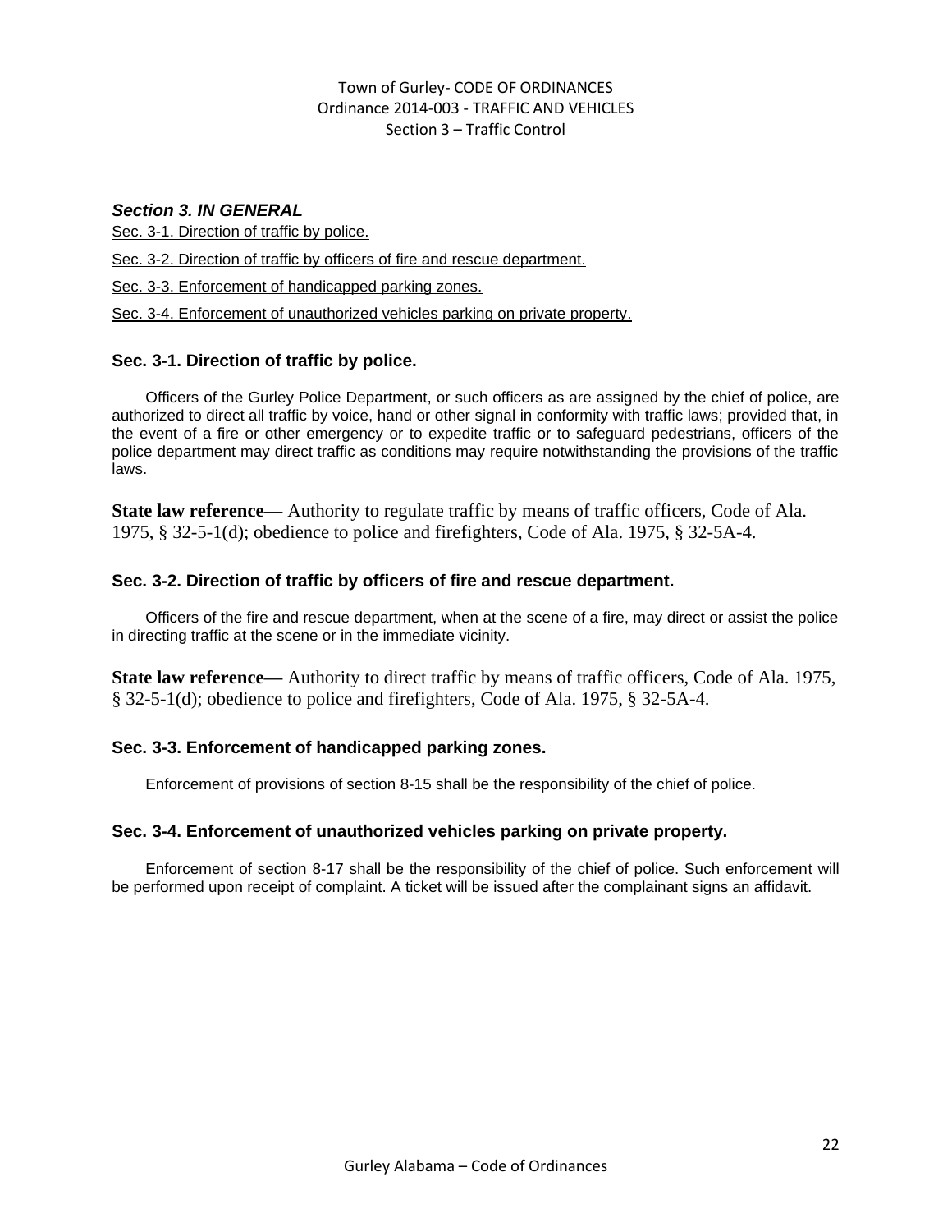Town of Gurley- CODE OF ORDINANCES
Ordinance 2014-003 - TRAFFIC AND VEHICLES
Section 3 – Traffic Control

### *Section 3. IN GENERAL*

Sec. 3-1. Direction of traffic by police.

Sec. 3-2. Direction of traffic by officers of fire and rescue department.

Sec. 3-3. Enforcement of handicapped parking zones.

Sec. 3-4. Enforcement of unauthorized vehicles parking on private property.

### Sec. 3-1. Direction of traffic by police.

Officers of the Gurley Police Department, or such officers as are assigned by the chief of police, are authorized to direct all traffic by voice, hand or other signal in conformity with traffic laws; provided that, in the event of a fire or other emergency or to expedite traffic or to safeguard pedestrians, officers of the police department may direct traffic as conditions may require notwithstanding the provisions of the traffic laws.

**State law reference**— Authority to regulate traffic by means of traffic officers, Code of Ala. 1975, § 32-5-1(d); obedience to police and firefighters, Code of Ala. 1975, § 32-5A-4.

### Sec. 3-2. Direction of traffic by officers of fire and rescue department.

Officers of the fire and rescue department, when at the scene of a fire, may direct or assist the police in directing traffic at the scene or in the immediate vicinity.

**State law reference**— Authority to direct traffic by means of traffic officers, Code of Ala. 1975, § 32-5-1(d); obedience to police and firefighters, Code of Ala. 1975, § 32-5A-4.

### Sec. 3-3. Enforcement of handicapped parking zones.

Enforcement of provisions of section 8-15 shall be the responsibility of the chief of police.

### Sec. 3-4. Enforcement of unauthorized vehicles parking on private property.

Enforcement of section 8-17 shall be the responsibility of the chief of police. Such enforcement will be performed upon receipt of complaint. A ticket will be issued after the complainant signs an affidavit.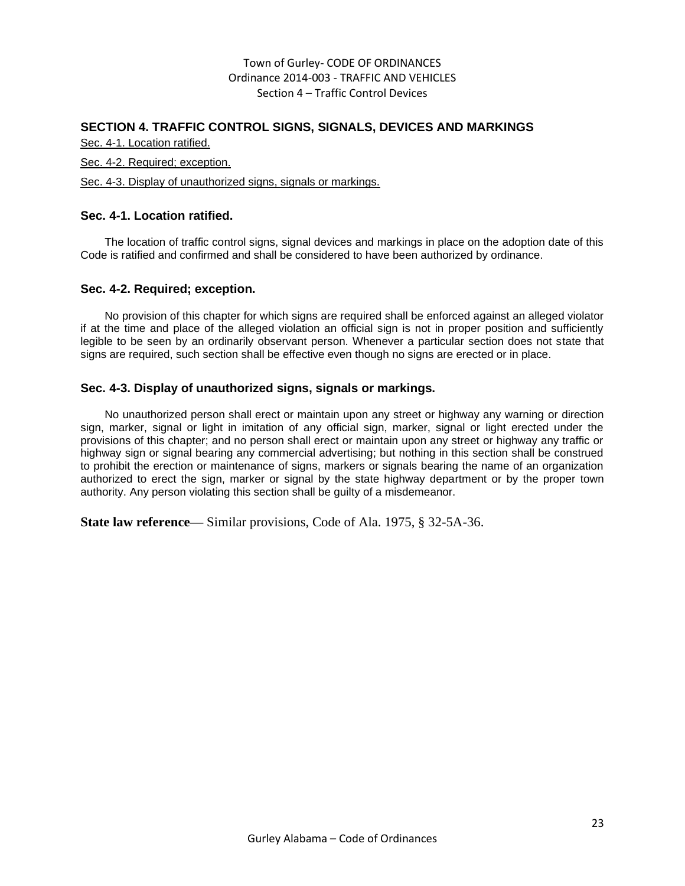## SECTION 4. TRAFFIC CONTROL SIGNS, SIGNALS, DEVICES AND MARKINGS

Sec. 4-1. Location ratified.

Sec. 4-2. Required; exception.

Sec. 4-3. Display of unauthorized signs, signals or markings.

### Sec. 4-1. Location ratified.

The location of traffic control signs, signal devices and markings in place on the adoption date of this Code is ratified and confirmed and shall be considered to have been authorized by ordinance.

### Sec. 4-2. Required; exception.

No provision of this chapter for which signs are required shall be enforced against an alleged violator if at the time and place of the alleged violation an official sign is not in proper position and sufficiently legible to be seen by an ordinarily observant person. Whenever a particular section does not state that signs are required, such section shall be effective even though no signs are erected or in place.

### Sec. 4-3. Display of unauthorized signs, signals or markings.

No unauthorized person shall erect or maintain upon any street or highway any warning or direction sign, marker, signal or light in imitation of any official sign, marker, signal or light erected under the provisions of this chapter; and no person shall erect or maintain upon any street or highway any traffic or highway sign or signal bearing any commercial advertising; but nothing in this section shall be construed to prohibit the erection or maintenance of signs, markers or signals bearing the name of an organization authorized to erect the sign, marker or signal by the state highway department or by the proper town authority. Any person violating this section shall be guilty of a misdemeanor.

**State law reference**— Similar provisions, Code of Ala. 1975, § 32-5A-36.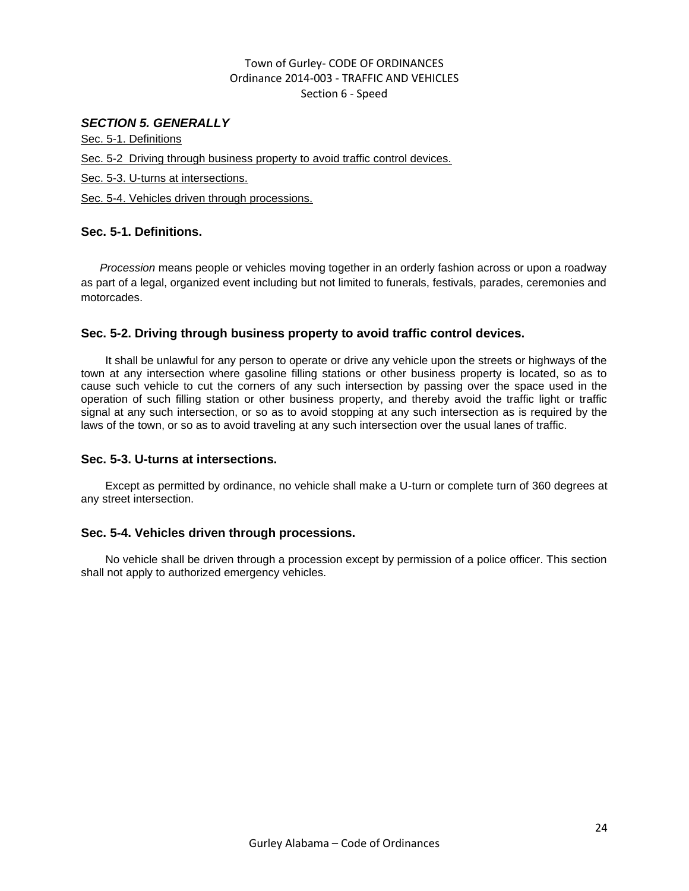## *SECTION 5. GENERALLY*

Sec. 5-1. Definitions

Sec. 5-2 Driving through business property to avoid traffic control devices.

Sec. 5-3. U-turns at intersections.

Sec. 5-4. Vehicles driven through processions.

### Sec. 5-1. Definitions.

*Procession* means people or vehicles moving together in an orderly fashion across or upon a roadway as part of a legal, organized event including but not limited to funerals, festivals, parades, ceremonies and motorcades.

### Sec. 5-2. Driving through business property to avoid traffic control devices.

It shall be unlawful for any person to operate or drive any vehicle upon the streets or highways of the town at any intersection where gasoline filling stations or other business property is located, so as to cause such vehicle to cut the corners of any such intersection by passing over the space used in the operation of such filling station or other business property, and thereby avoid the traffic light or traffic signal at any such intersection, or so as to avoid stopping at any such intersection as is required by the laws of the town, or so as to avoid traveling at any such intersection over the usual lanes of traffic.

### Sec. 5-3. U-turns at intersections.

Except as permitted by ordinance, no vehicle shall make a U-turn or complete turn of 360 degrees at any street intersection.

### Sec. 5-4. Vehicles driven through processions.

No vehicle shall be driven through a procession except by permission of a police officer. This section shall not apply to authorized emergency vehicles.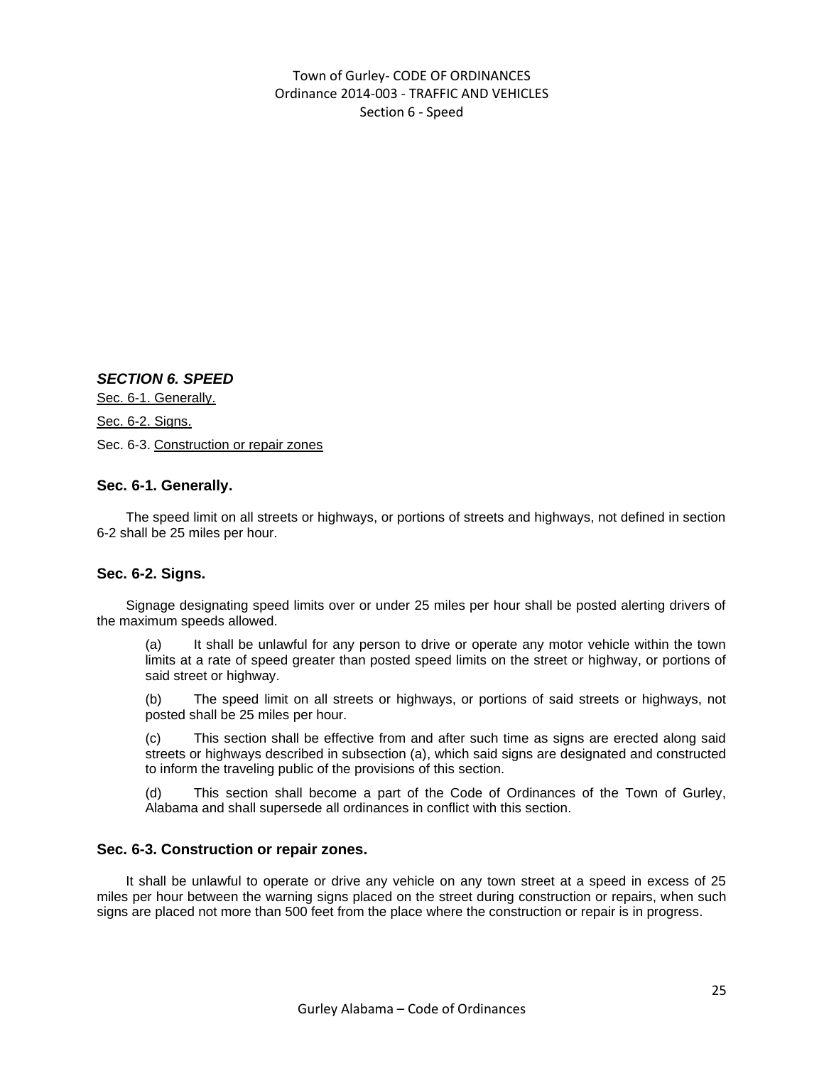## *SECTION 6. SPEED*

Sec. 6-1. Generally.

Sec. 6-2. Signs.

Sec. 6-3. Construction or repair zones

### Sec. 6-1. Generally.

The speed limit on all streets or highways, or portions of streets and highways, not defined in section 6-2 shall be 25 miles per hour.

### Sec. 6-2. Signs.

Signage designating speed limits over or under 25 miles per hour shall be posted alerting drivers of the maximum speeds allowed.

(a) It shall be unlawful for any person to drive or operate any motor vehicle within the town limits at a rate of speed greater than posted speed limits on the street or highway, or portions of said street or highway.

(b) The speed limit on all streets or highways, or portions of said streets or highways, not posted shall be 25 miles per hour.

(c) This section shall be effective from and after such time as signs are erected along said streets or highways described in subsection (a), which said signs are designated and constructed to inform the traveling public of the provisions of this section.

(d) This section shall become a part of the Code of Ordinances of the Town of Gurley, Alabama and shall supersede all ordinances in conflict with this section.

### Sec. 6-3. Construction or repair zones.

It shall be unlawful to operate or drive any vehicle on any town street at a speed in excess of 25 miles per hour between the warning signs placed on the street during construction or repairs, when such signs are placed not more than 500 feet from the place where the construction or repair is in progress.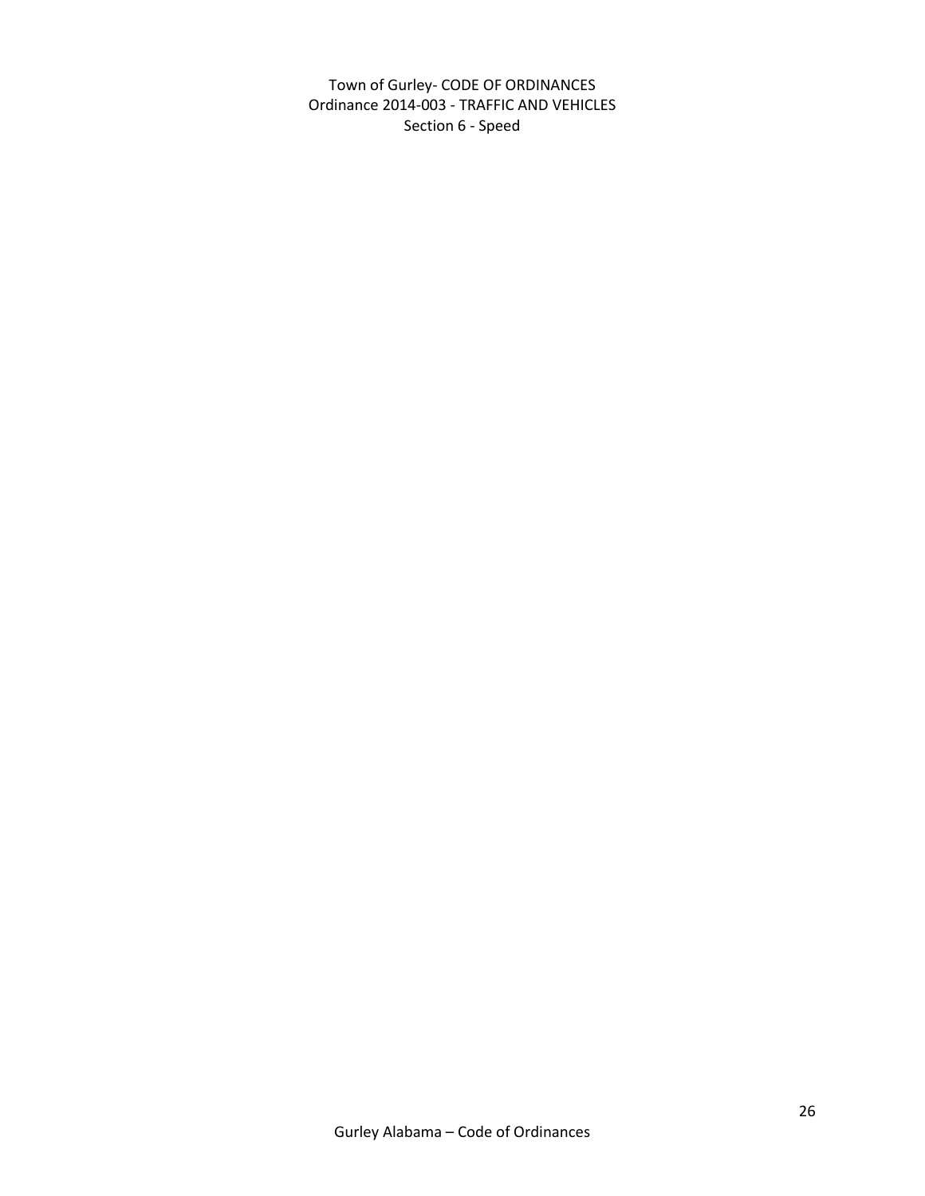Town of Gurley- CODE OF ORDINANCES

Ordinance 2014-003 - TRAFFIC AND VEHICLES

Section 6 - Speed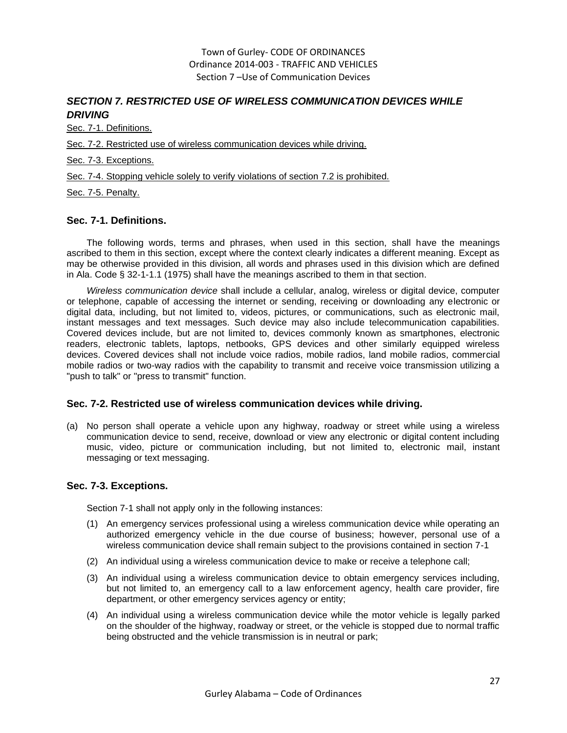Town of Gurley- CODE OF ORDINANCES
Ordinance 2014-003 - TRAFFIC AND VEHICLES
Section 7 –Use of Communication Devices

## *SECTION 7. RESTRICTED USE OF WIRELESS COMMUNICATION DEVICES WHILE DRIVING*

Sec. 7-1. Definitions.

Sec. 7-2. Restricted use of wireless communication devices while driving.

Sec. 7-3. Exceptions.

Sec. 7-4. Stopping vehicle solely to verify violations of section 7.2 is prohibited.

Sec. 7-5. Penalty.

### Sec. 7-1. Definitions.

The following words, terms and phrases, when used in this section, shall have the meanings ascribed to them in this section, except where the context clearly indicates a different meaning. Except as may be otherwise provided in this division, all words and phrases used in this division which are defined in Ala. Code § 32-1-1.1 (1975) shall have the meanings ascribed to them in that section.

*Wireless communication device* shall include a cellular, analog, wireless or digital device, computer or telephone, capable of accessing the internet or sending, receiving or downloading any electronic or digital data, including, but not limited to, videos, pictures, or communications, such as electronic mail, instant messages and text messages. Such device may also include telecommunication capabilities. Covered devices include, but are not limited to, devices commonly known as smartphones, electronic readers, electronic tablets, laptops, netbooks, GPS devices and other similarly equipped wireless devices. Covered devices shall not include voice radios, mobile radios, land mobile radios, commercial mobile radios or two-way radios with the capability to transmit and receive voice transmission utilizing a "push to talk" or "press to transmit" function.

### Sec. 7-2. Restricted use of wireless communication devices while driving.

(a) No person shall operate a vehicle upon any highway, roadway or street while using a wireless communication device to send, receive, download or view any electronic or digital content including music, video, picture or communication including, but not limited to, electronic mail, instant messaging or text messaging.

### Sec. 7-3. Exceptions.

Section 7-1 shall not apply only in the following instances:

(1) An emergency services professional using a wireless communication device while operating an authorized emergency vehicle in the due course of business; however, personal use of a wireless communication device shall remain subject to the provisions contained in section 7-1

(2) An individual using a wireless communication device to make or receive a telephone call;

(3) An individual using a wireless communication device to obtain emergency services including, but not limited to, an emergency call to a law enforcement agency, health care provider, fire department, or other emergency services agency or entity;

(4) An individual using a wireless communication device while the motor vehicle is legally parked on the shoulder of the highway, roadway or street, or the vehicle is stopped due to normal traffic being obstructed and the vehicle transmission is in neutral or park;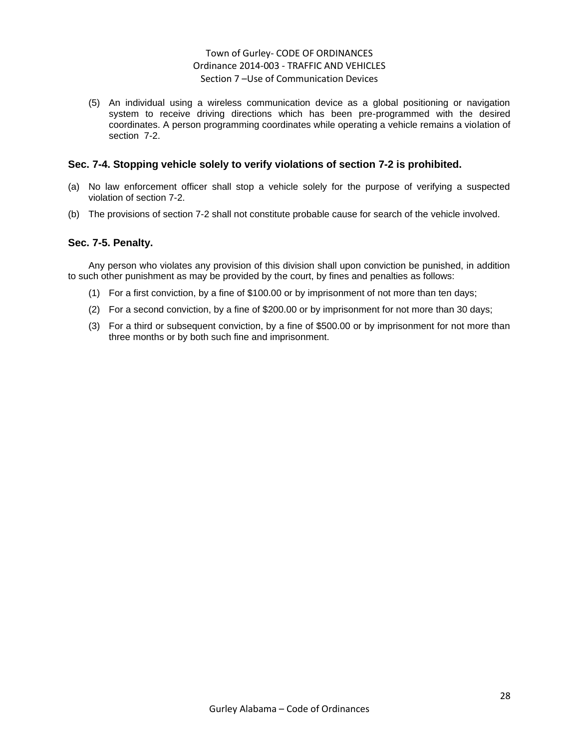(5) An individual using a wireless communication device as a global positioning or navigation system to receive driving directions which has been pre-programmed with the desired coordinates. A person programming coordinates while operating a vehicle remains a violation of section 7-2.

## Sec. 7-4. Stopping vehicle solely to verify violations of section 7-2 is prohibited.

(a) No law enforcement officer shall stop a vehicle solely for the purpose of verifying a suspected violation of section 7-2.

(b) The provisions of section 7-2 shall not constitute probable cause for search of the vehicle involved.

## Sec. 7-5. Penalty.

Any person who violates any provision of this division shall upon conviction be punished, in addition to such other punishment as may be provided by the court, by fines and penalties as follows:

(1) For a first conviction, by a fine of $100.00 or by imprisonment of not more than ten days;

(2) For a second conviction, by a fine of $200.00 or by imprisonment for not more than 30 days;

(3) For a third or subsequent conviction, by a fine of $500.00 or by imprisonment for not more than three months or by both such fine and imprisonment.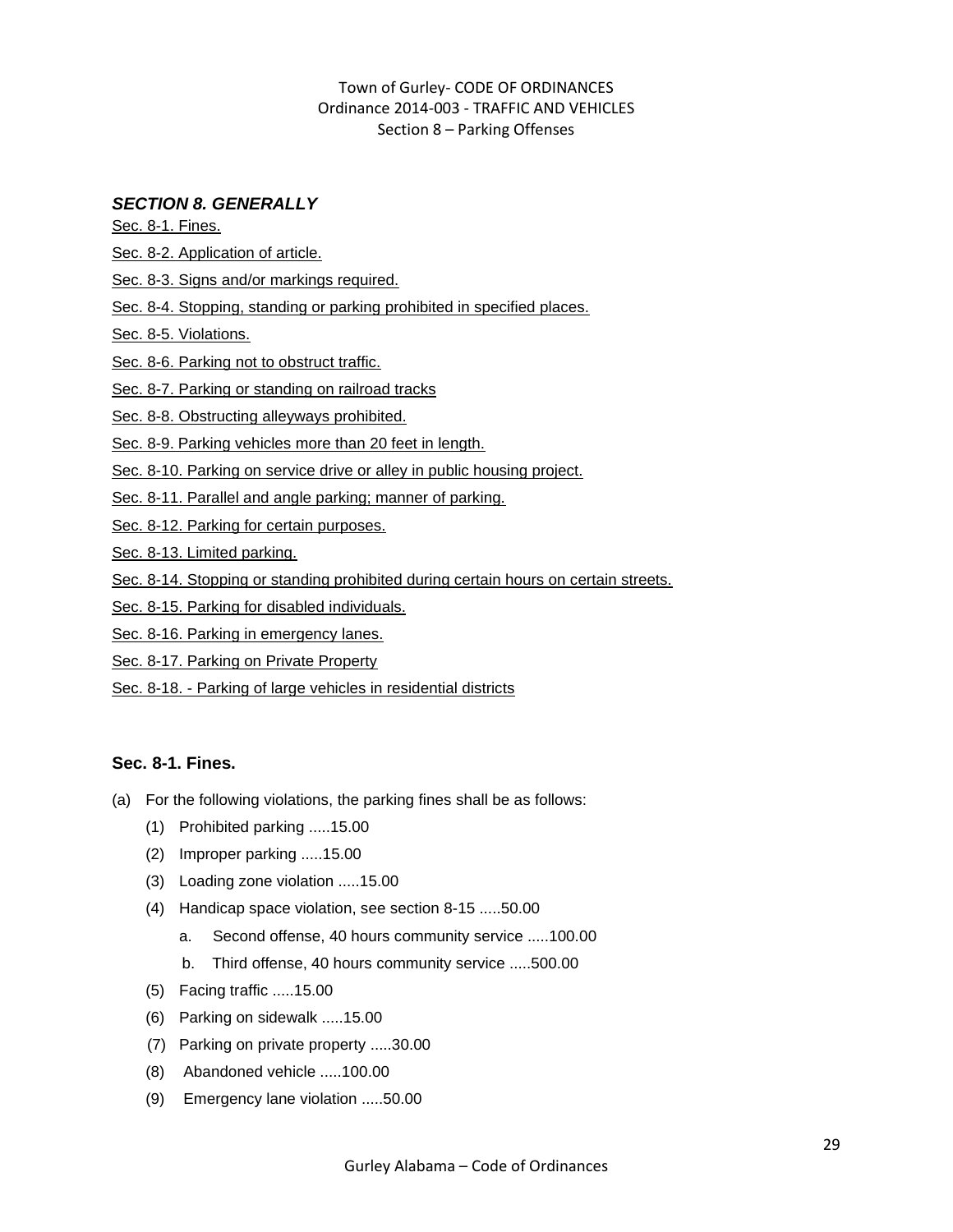Town of Gurley- CODE OF ORDINANCES
Ordinance 2014-003 - TRAFFIC AND VEHICLES
Section 8 – Parking Offenses

### *SECTION 8. GENERALLY*

Sec. 8-1. Fines.

Sec. 8-2. Application of article.

Sec. 8-3. Signs and/or markings required.

Sec. 8-4. Stopping, standing or parking prohibited in specified places.

Sec. 8-5. Violations.

Sec. 8-6. Parking not to obstruct traffic.

Sec. 8-7. Parking or standing on railroad tracks

Sec. 8-8. Obstructing alleyways prohibited.

Sec. 8-9. Parking vehicles more than 20 feet in length.

Sec. 8-10. Parking on service drive or alley in public housing project.

Sec. 8-11. Parallel and angle parking; manner of parking.

Sec. 8-12. Parking for certain purposes.

Sec. 8-13. Limited parking.

Sec. 8-14. Stopping or standing prohibited during certain hours on certain streets.

Sec. 8-15. Parking for disabled individuals.

Sec. 8-16. Parking in emergency lanes.

Sec. 8-17. Parking on Private Property

Sec. 8-18. - Parking of large vehicles in residential districts

### Sec. 8-1. Fines.

(a) For the following violations, the parking fines shall be as follows:

- (1) Prohibited parking .....15.00
- (2) Improper parking .....15.00
- (3) Loading zone violation .....15.00
- (4) Handicap space violation, see section 8-15 .....50.00
  - a. Second offense, 40 hours community service .....100.00
  - b. Third offense, 40 hours community service .....500.00
- (5) Facing traffic .....15.00
- (6) Parking on sidewalk .....15.00
- (7) Parking on private property .....30.00
- (8) Abandoned vehicle .....100.00
- (9) Emergency lane violation .....50.00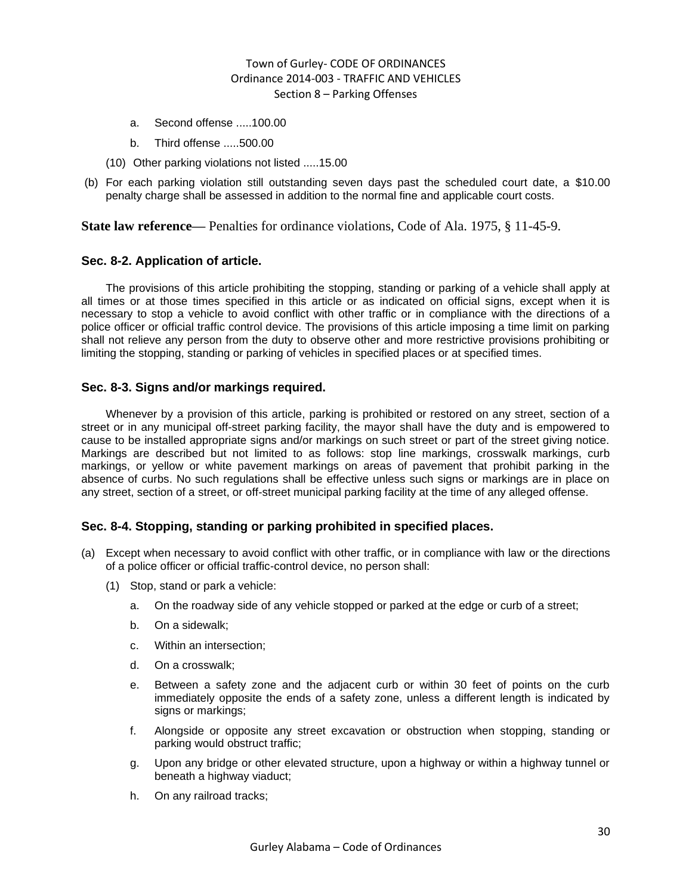a. Second offense .....100.00

  b. Third offense .....500.00

(10) Other parking violations not listed .....15.00

(b) For each parking violation still outstanding seven days past the scheduled court date, a $10.00 penalty charge shall be assessed in addition to the normal fine and applicable court costs.

**State law reference**— Penalties for ordinance violations, Code of Ala. 1975, § 11-45-9.

### Sec. 8-2. Application of article.

The provisions of this article prohibiting the stopping, standing or parking of a vehicle shall apply at all times or at those times specified in this article or as indicated on official signs, except when it is necessary to stop a vehicle to avoid conflict with other traffic or in compliance with the directions of a police officer or official traffic control device. The provisions of this article imposing a time limit on parking shall not relieve any person from the duty to observe other and more restrictive provisions prohibiting or limiting the stopping, standing or parking of vehicles in specified places or at specified times.

### Sec. 8-3. Signs and/or markings required.

Whenever by a provision of this article, parking is prohibited or restored on any street, section of a street or in any municipal off-street parking facility, the mayor shall have the duty and is empowered to cause to be installed appropriate signs and/or markings on such street or part of the street giving notice. Markings are described but not limited to as follows: stop line markings, crosswalk markings, curb markings, or yellow or white pavement markings on areas of pavement that prohibit parking in the absence of curbs. No such regulations shall be effective unless such signs or markings are in place on any street, section of a street, or off-street municipal parking facility at the time of any alleged offense.

### Sec. 8-4. Stopping, standing or parking prohibited in specified places.

(a) Except when necessary to avoid conflict with other traffic, or in compliance with law or the directions of a police officer or official traffic-control device, no person shall:

(1) Stop, stand or park a vehicle:

  a. On the roadway side of any vehicle stopped or parked at the edge or curb of a street;

  b. On a sidewalk;

  c. Within an intersection;

  d. On a crosswalk;

  e. Between a safety zone and the adjacent curb or within 30 feet of points on the curb immediately opposite the ends of a safety zone, unless a different length is indicated by signs or markings;

  f. Alongside or opposite any street excavation or obstruction when stopping, standing or parking would obstruct traffic;

  g. Upon any bridge or other elevated structure, upon a highway or within a highway tunnel or beneath a highway viaduct;

  h. On any railroad tracks;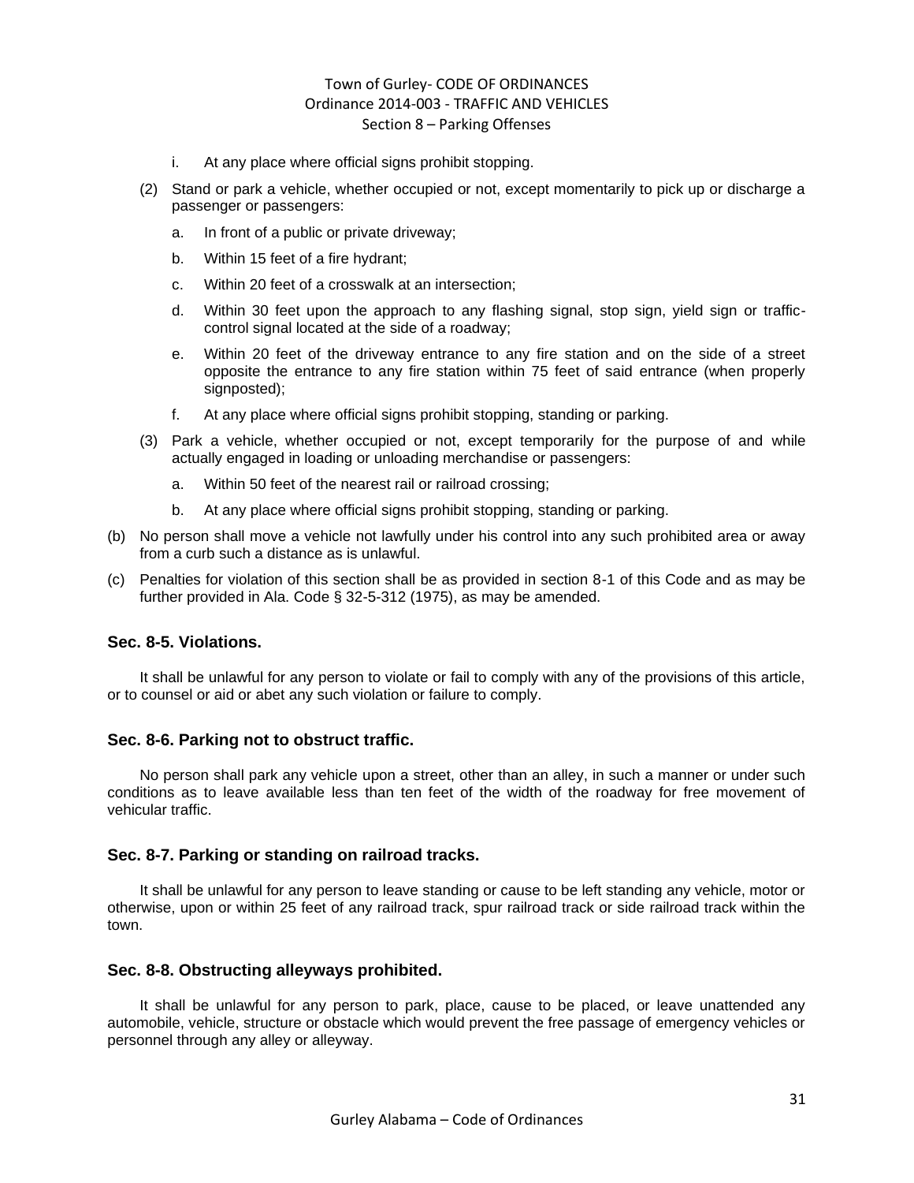i. At any place where official signs prohibit stopping.

(2) Stand or park a vehicle, whether occupied or not, except momentarily to pick up or discharge a passenger or passengers:

a. In front of a public or private driveway;

b. Within 15 feet of a fire hydrant;

c. Within 20 feet of a crosswalk at an intersection;

d. Within 30 feet upon the approach to any flashing signal, stop sign, yield sign or traffic-control signal located at the side of a roadway;

e. Within 20 feet of the driveway entrance to any fire station and on the side of a street opposite the entrance to any fire station within 75 feet of said entrance (when properly signposted);

f. At any place where official signs prohibit stopping, standing or parking.

(3) Park a vehicle, whether occupied or not, except temporarily for the purpose of and while actually engaged in loading or unloading merchandise or passengers:

a. Within 50 feet of the nearest rail or railroad crossing;

b. At any place where official signs prohibit stopping, standing or parking.

(b) No person shall move a vehicle not lawfully under his control into any such prohibited area or away from a curb such a distance as is unlawful.

(c) Penalties for violation of this section shall be as provided in section 8-1 of this Code and as may be further provided in Ala. Code § 32-5-312 (1975), as may be amended.

### Sec. 8-5. Violations.

It shall be unlawful for any person to violate or fail to comply with any of the provisions of this article, or to counsel or aid or abet any such violation or failure to comply.

### Sec. 8-6. Parking not to obstruct traffic.

No person shall park any vehicle upon a street, other than an alley, in such a manner or under such conditions as to leave available less than ten feet of the width of the roadway for free movement of vehicular traffic.

### Sec. 8-7. Parking or standing on railroad tracks.

It shall be unlawful for any person to leave standing or cause to be left standing any vehicle, motor or otherwise, upon or within 25 feet of any railroad track, spur railroad track or side railroad track within the town.

### Sec. 8-8. Obstructing alleyways prohibited.

It shall be unlawful for any person to park, place, cause to be placed, or leave unattended any automobile, vehicle, structure or obstacle which would prevent the free passage of emergency vehicles or personnel through any alley or alleyway.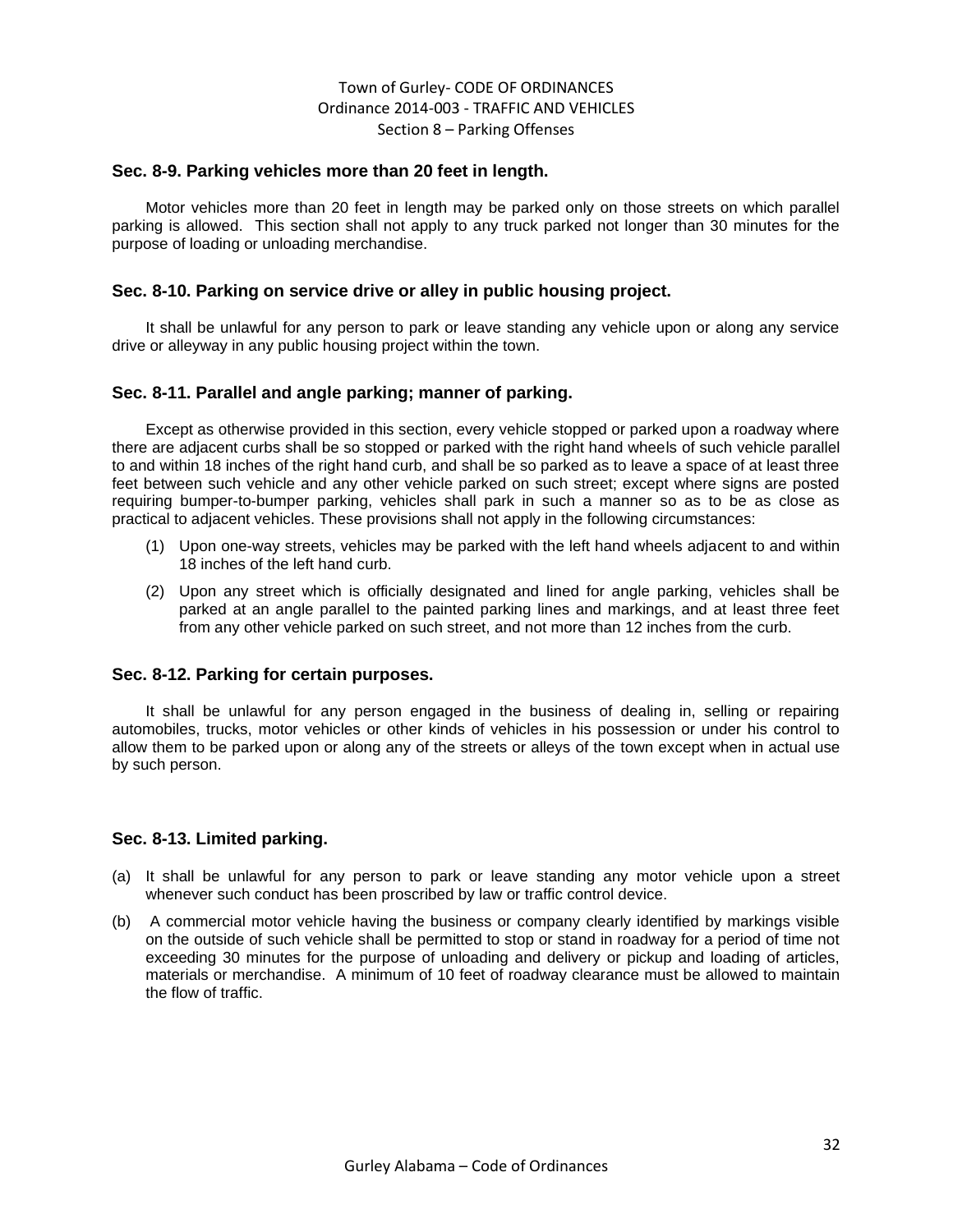### Sec. 8-9. Parking vehicles more than 20 feet in length.

Motor vehicles more than 20 feet in length may be parked only on those streets on which parallel parking is allowed. This section shall not apply to any truck parked not longer than 30 minutes for the purpose of loading or unloading merchandise.

### Sec. 8-10. Parking on service drive or alley in public housing project.

It shall be unlawful for any person to park or leave standing any vehicle upon or along any service drive or alleyway in any public housing project within the town.

### Sec. 8-11. Parallel and angle parking; manner of parking.

Except as otherwise provided in this section, every vehicle stopped or parked upon a roadway where there are adjacent curbs shall be so stopped or parked with the right hand wheels of such vehicle parallel to and within 18 inches of the right hand curb, and shall be so parked as to leave a space of at least three feet between such vehicle and any other vehicle parked on such street; except where signs are posted requiring bumper-to-bumper parking, vehicles shall park in such a manner so as to be as close as practical to adjacent vehicles. These provisions shall not apply in the following circumstances:

(1) Upon one-way streets, vehicles may be parked with the left hand wheels adjacent to and within 18 inches of the left hand curb.

(2) Upon any street which is officially designated and lined for angle parking, vehicles shall be parked at an angle parallel to the painted parking lines and markings, and at least three feet from any other vehicle parked on such street, and not more than 12 inches from the curb.

### Sec. 8-12. Parking for certain purposes.

It shall be unlawful for any person engaged in the business of dealing in, selling or repairing automobiles, trucks, motor vehicles or other kinds of vehicles in his possession or under his control to allow them to be parked upon or along any of the streets or alleys of the town except when in actual use by such person.

### Sec. 8-13. Limited parking.

(a) It shall be unlawful for any person to park or leave standing any motor vehicle upon a street whenever such conduct has been proscribed by law or traffic control device.

(b) A commercial motor vehicle having the business or company clearly identified by markings visible on the outside of such vehicle shall be permitted to stop or stand in roadway for a period of time not exceeding 30 minutes for the purpose of unloading and delivery or pickup and loading of articles, materials or merchandise. A minimum of 10 feet of roadway clearance must be allowed to maintain the flow of traffic.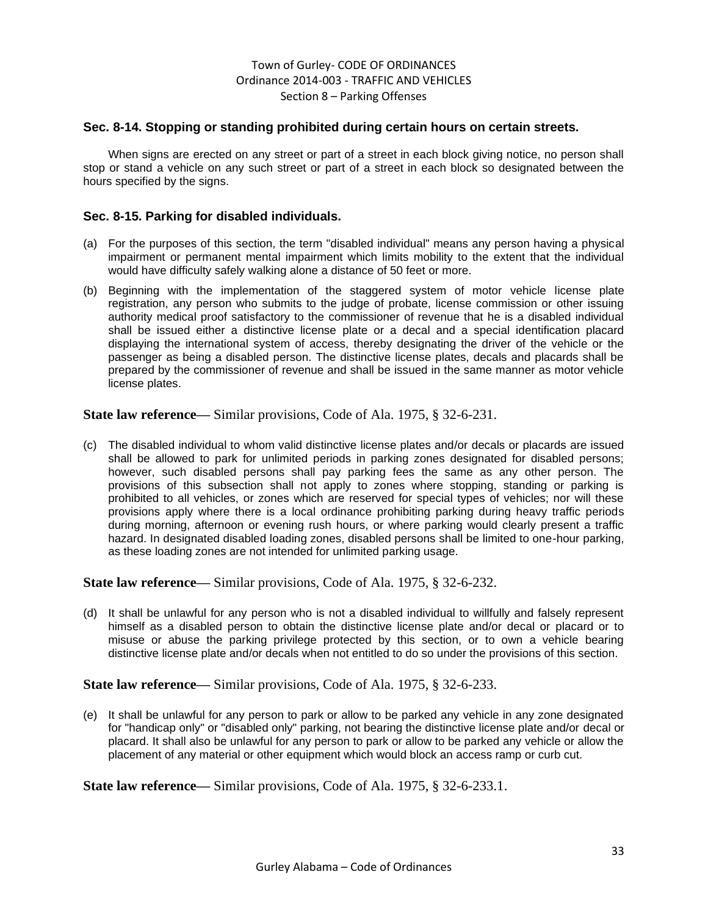### Sec. 8-14. Stopping or standing prohibited during certain hours on certain streets.

When signs are erected on any street or part of a street in each block giving notice, no person shall stop or stand a vehicle on any such street or part of a street in each block so designated between the hours specified by the signs.

### Sec. 8-15. Parking for disabled individuals.

(a) For the purposes of this section, the term "disabled individual" means any person having a physical impairment or permanent mental impairment which limits mobility to the extent that the individual would have difficulty safely walking alone a distance of 50 feet or more.

(b) Beginning with the implementation of the staggered system of motor vehicle license plate registration, any person who submits to the judge of probate, license commission or other issuing authority medical proof satisfactory to the commissioner of revenue that he is a disabled individual shall be issued either a distinctive license plate or a decal and a special identification placard displaying the international system of access, thereby designating the driver of the vehicle or the passenger as being a disabled person. The distinctive license plates, decals and placards shall be prepared by the commissioner of revenue and shall be issued in the same manner as motor vehicle license plates.

**State law reference**— Similar provisions, Code of Ala. 1975, § 32-6-231.

(c) The disabled individual to whom valid distinctive license plates and/or decals or placards are issued shall be allowed to park for unlimited periods in parking zones designated for disabled persons; however, such disabled persons shall pay parking fees the same as any other person. The provisions of this subsection shall not apply to zones where stopping, standing or parking is prohibited to all vehicles, or zones which are reserved for special types of vehicles; nor will these provisions apply where there is a local ordinance prohibiting parking during heavy traffic periods during morning, afternoon or evening rush hours, or where parking would clearly present a traffic hazard. In designated disabled loading zones, disabled persons shall be limited to one-hour parking, as these loading zones are not intended for unlimited parking usage.

**State law reference**— Similar provisions, Code of Ala. 1975, § 32-6-232.

(d) It shall be unlawful for any person who is not a disabled individual to willfully and falsely represent himself as a disabled person to obtain the distinctive license plate and/or decal or placard or to misuse or abuse the parking privilege protected by this section, or to own a vehicle bearing distinctive license plate and/or decals when not entitled to do so under the provisions of this section.

**State law reference**— Similar provisions, Code of Ala. 1975, § 32-6-233.

(e) It shall be unlawful for any person to park or allow to be parked any vehicle in any zone designated for "handicap only" or "disabled only" parking, not bearing the distinctive license plate and/or decal or placard. It shall also be unlawful for any person to park or allow to be parked any vehicle or allow the placement of any material or other equipment which would block an access ramp or curb cut.

**State law reference**— Similar provisions, Code of Ala. 1975, § 32-6-233.1.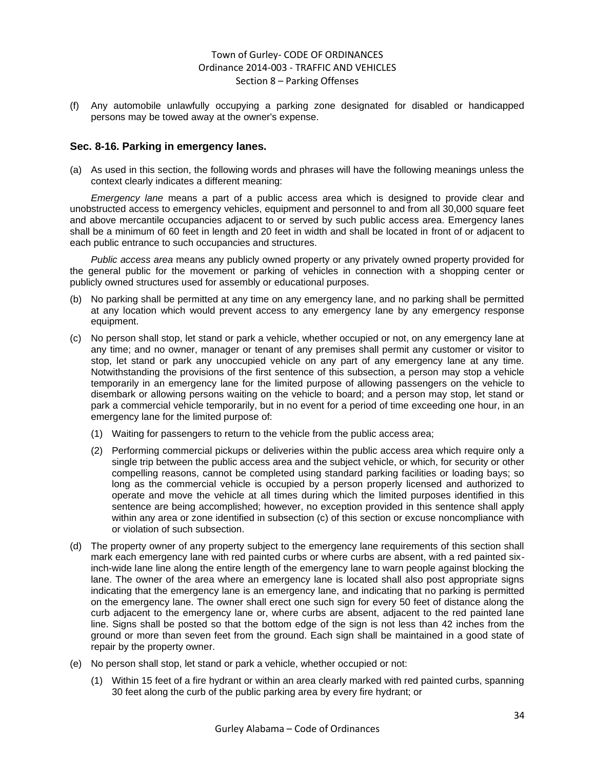(f) Any automobile unlawfully occupying a parking zone designated for disabled or handicapped persons may be towed away at the owner's expense.

### Sec. 8-16. Parking in emergency lanes.

(a) As used in this section, the following words and phrases will have the following meanings unless the context clearly indicates a different meaning:

*Emergency lane* means a part of a public access area which is designed to provide clear and unobstructed access to emergency vehicles, equipment and personnel to and from all 30,000 square feet and above mercantile occupancies adjacent to or served by such public access area. Emergency lanes shall be a minimum of 60 feet in length and 20 feet in width and shall be located in front of or adjacent to each public entrance to such occupancies and structures.

*Public access area* means any publicly owned property or any privately owned property provided for the general public for the movement or parking of vehicles in connection with a shopping center or publicly owned structures used for assembly or educational purposes.

(b) No parking shall be permitted at any time on any emergency lane, and no parking shall be permitted at any location which would prevent access to any emergency lane by any emergency response equipment.

(c) No person shall stop, let stand or park a vehicle, whether occupied or not, on any emergency lane at any time; and no owner, manager or tenant of any premises shall permit any customer or visitor to stop, let stand or park any unoccupied vehicle on any part of any emergency lane at any time. Notwithstanding the provisions of the first sentence of this subsection, a person may stop a vehicle temporarily in an emergency lane for the limited purpose of allowing passengers on the vehicle to disembark or allowing persons waiting on the vehicle to board; and a person may stop, let stand or park a commercial vehicle temporarily, but in no event for a period of time exceeding one hour, in an emergency lane for the limited purpose of:

   (1) Waiting for passengers to return to the vehicle from the public access area;

   (2) Performing commercial pickups or deliveries within the public access area which require only a single trip between the public access area and the subject vehicle, or which, for security or other compelling reasons, cannot be completed using standard parking facilities or loading bays; so long as the commercial vehicle is occupied by a person properly licensed and authorized to operate and move the vehicle at all times during which the limited purposes identified in this sentence are being accomplished; however, no exception provided in this sentence shall apply within any area or zone identified in subsection (c) of this section or excuse noncompliance with or violation of such subsection.

(d) The property owner of any property subject to the emergency lane requirements of this section shall mark each emergency lane with red painted curbs or where curbs are absent, with a red painted six-inch-wide lane line along the entire length of the emergency lane to warn people against blocking the lane. The owner of the area where an emergency lane is located shall also post appropriate signs indicating that the emergency lane is an emergency lane, and indicating that no parking is permitted on the emergency lane. The owner shall erect one such sign for every 50 feet of distance along the curb adjacent to the emergency lane or, where curbs are absent, adjacent to the red painted lane line. Signs shall be posted so that the bottom edge of the sign is not less than 42 inches from the ground or more than seven feet from the ground. Each sign shall be maintained in a good state of repair by the property owner.

(e) No person shall stop, let stand or park a vehicle, whether occupied or not:

   (1) Within 15 feet of a fire hydrant or within an area clearly marked with red painted curbs, spanning 30 feet along the curb of the public parking area by every fire hydrant; or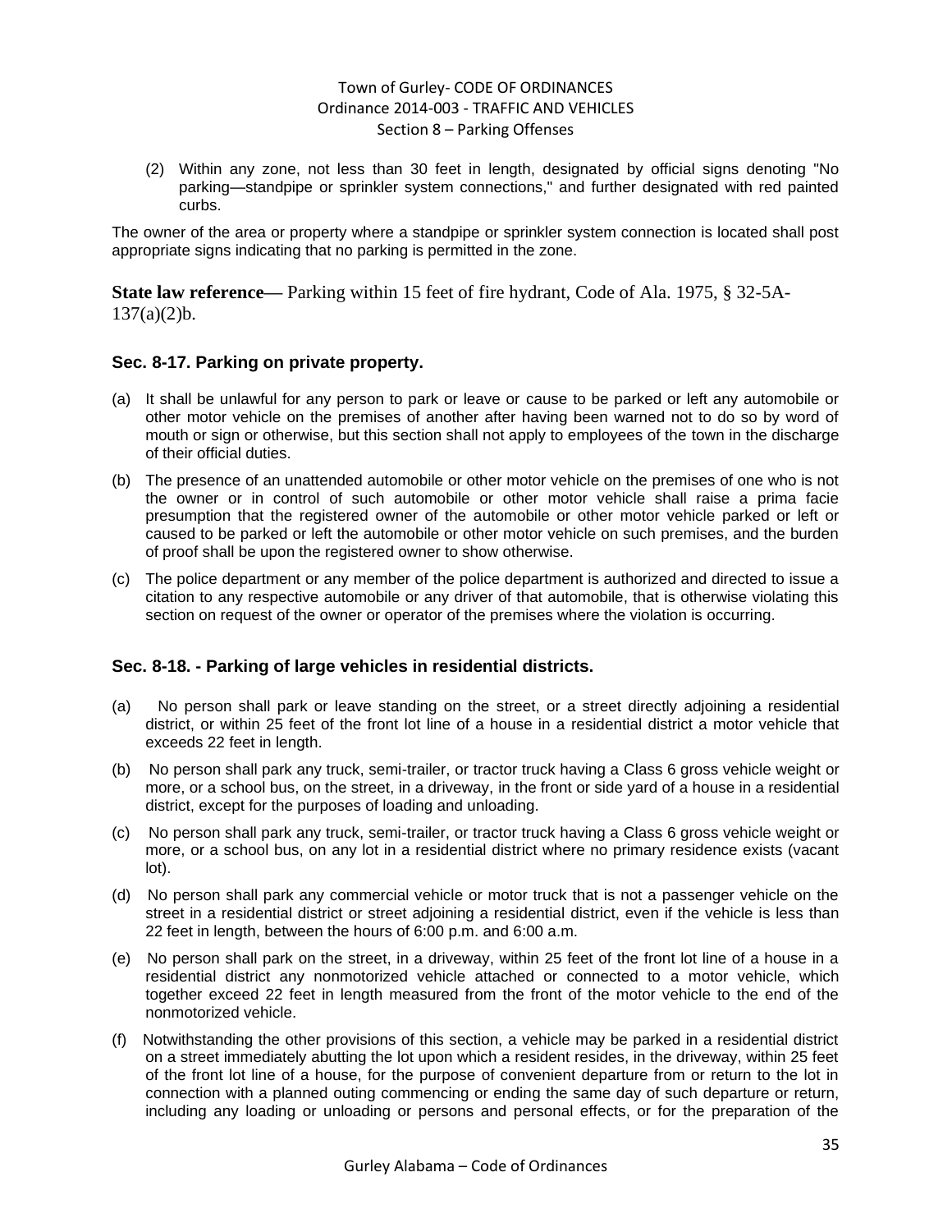(2) Within any zone, not less than 30 feet in length, designated by official signs denoting "No parking—standpipe or sprinkler system connections," and further designated with red painted curbs.

The owner of the area or property where a standpipe or sprinkler system connection is located shall post appropriate signs indicating that no parking is permitted in the zone.

**State law reference**— Parking within 15 feet of fire hydrant, Code of Ala. 1975, § 32-5A-137(a)(2)b.

### Sec. 8-17. Parking on private property.

(a) It shall be unlawful for any person to park or leave or cause to be parked or left any automobile or other motor vehicle on the premises of another after having been warned not to do so by word of mouth or sign or otherwise, but this section shall not apply to employees of the town in the discharge of their official duties.

(b) The presence of an unattended automobile or other motor vehicle on the premises of one who is not the owner or in control of such automobile or other motor vehicle shall raise a prima facie presumption that the registered owner of the automobile or other motor vehicle parked or left or caused to be parked or left the automobile or other motor vehicle on such premises, and the burden of proof shall be upon the registered owner to show otherwise.

(c) The police department or any member of the police department is authorized and directed to issue a citation to any respective automobile or any driver of that automobile, that is otherwise violating this section on request of the owner or operator of the premises where the violation is occurring.

### Sec. 8-18. - Parking of large vehicles in residential districts.

(a) No person shall park or leave standing on the street, or a street directly adjoining a residential district, or within 25 feet of the front lot line of a house in a residential district a motor vehicle that exceeds 22 feet in length.

(b) No person shall park any truck, semi-trailer, or tractor truck having a Class 6 gross vehicle weight or more, or a school bus, on the street, in a driveway, in the front or side yard of a house in a residential district, except for the purposes of loading and unloading.

(c) No person shall park any truck, semi-trailer, or tractor truck having a Class 6 gross vehicle weight or more, or a school bus, on any lot in a residential district where no primary residence exists (vacant lot).

(d) No person shall park any commercial vehicle or motor truck that is not a passenger vehicle on the street in a residential district or street adjoining a residential district, even if the vehicle is less than 22 feet in length, between the hours of 6:00 p.m. and 6:00 a.m.

(e) No person shall park on the street, in a driveway, within 25 feet of the front lot line of a house in a residential district any nonmotorized vehicle attached or connected to a motor vehicle, which together exceed 22 feet in length measured from the front of the motor vehicle to the end of the nonmotorized vehicle.

(f) Notwithstanding the other provisions of this section, a vehicle may be parked in a residential district on a street immediately abutting the lot upon which a resident resides, in the driveway, within 25 feet of the front lot line of a house, for the purpose of convenient departure from or return to the lot in connection with a planned outing commencing or ending the same day of such departure or return, including any loading or unloading or persons and personal effects, or for the preparation of the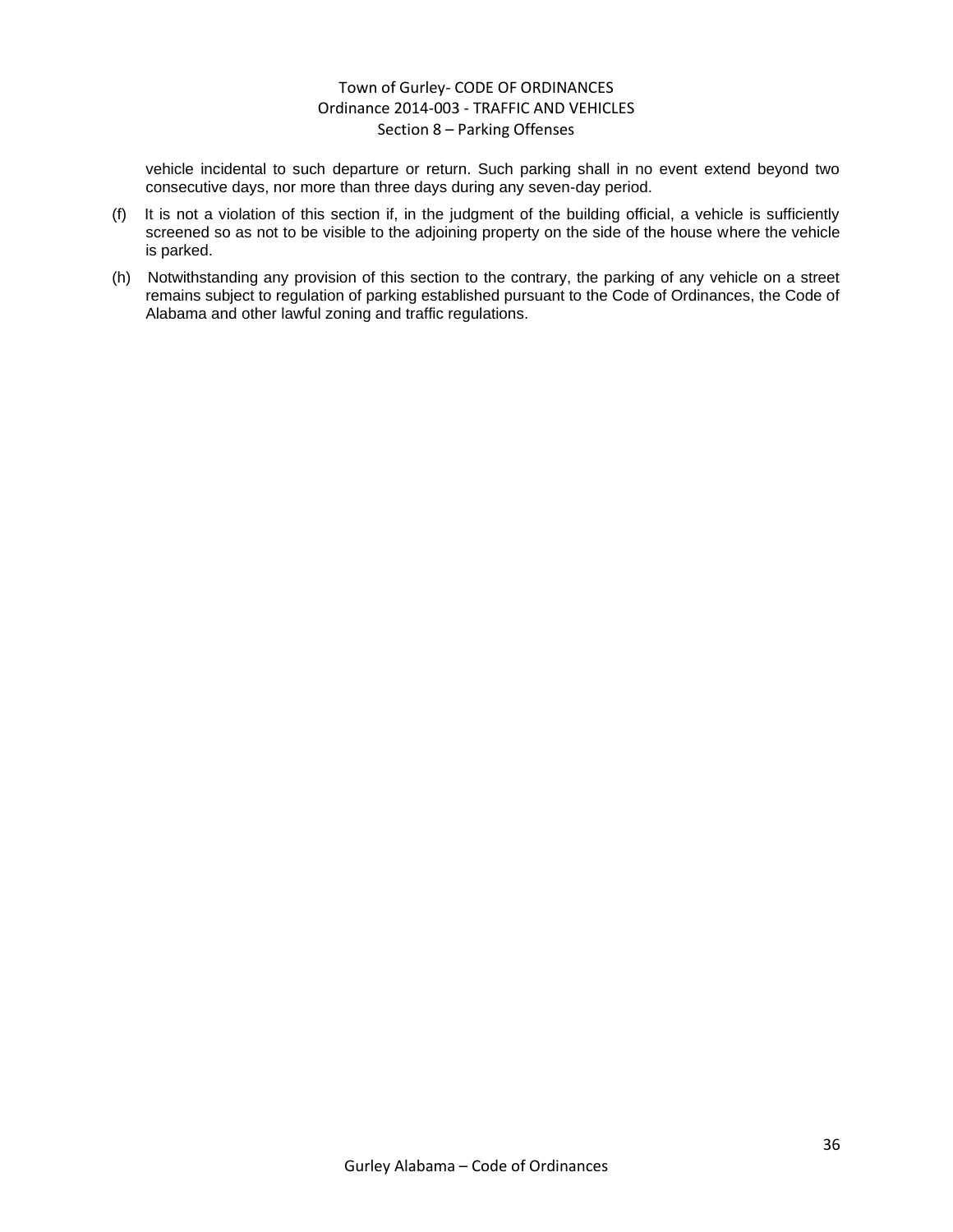vehicle incidental to such departure or return. Such parking shall in no event extend beyond two consecutive days, nor more than three days during any seven-day period.

(f) It is not a violation of this section if, in the judgment of the building official, a vehicle is sufficiently screened so as not to be visible to the adjoining property on the side of the house where the vehicle is parked.

(h) Notwithstanding any provision of this section to the contrary, the parking of any vehicle on a street remains subject to regulation of parking established pursuant to the Code of Ordinances, the Code of Alabama and other lawful zoning and traffic regulations.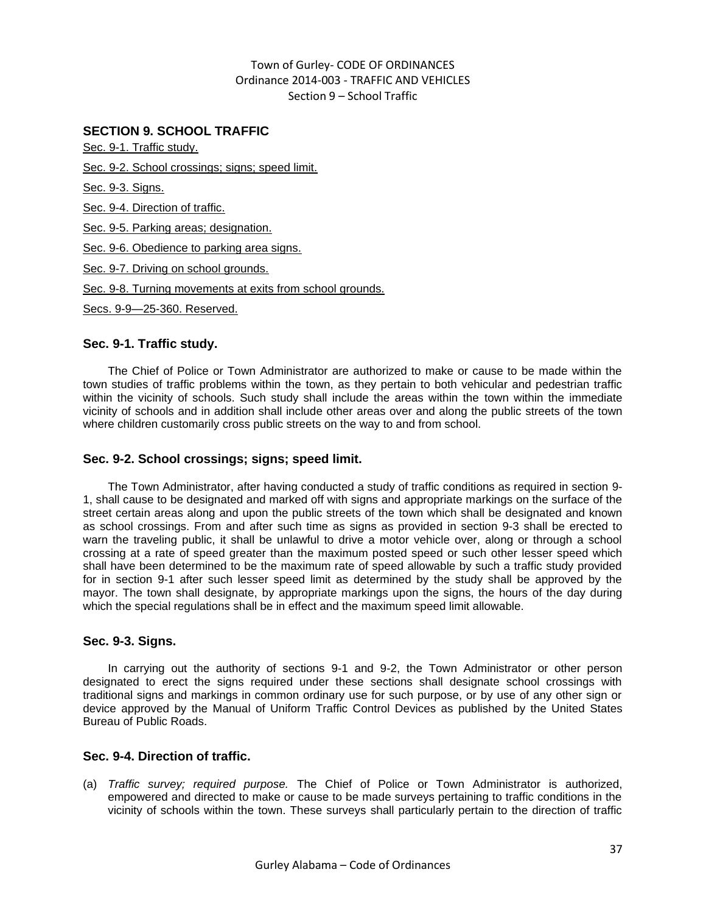## SECTION 9. SCHOOL TRAFFIC

Sec. 9-1. Traffic study.

Sec. 9-2. School crossings; signs; speed limit.

Sec. 9-3. Signs.

Sec. 9-4. Direction of traffic.

Sec. 9-5. Parking areas; designation.

Sec. 9-6. Obedience to parking area signs.

Sec. 9-7. Driving on school grounds.

Sec. 9-8. Turning movements at exits from school grounds.

Secs. 9-9—25-360. Reserved.

### Sec. 9-1. Traffic study.

The Chief of Police or Town Administrator are authorized to make or cause to be made within the town studies of traffic problems within the town, as they pertain to both vehicular and pedestrian traffic within the vicinity of schools. Such study shall include the areas within the town within the immediate vicinity of schools and in addition shall include other areas over and along the public streets of the town where children customarily cross public streets on the way to and from school.

### Sec. 9-2. School crossings; signs; speed limit.

The Town Administrator, after having conducted a study of traffic conditions as required in section 9-1, shall cause to be designated and marked off with signs and appropriate markings on the surface of the street certain areas along and upon the public streets of the town which shall be designated and known as school crossings. From and after such time as signs as provided in section 9-3 shall be erected to warn the traveling public, it shall be unlawful to drive a motor vehicle over, along or through a school crossing at a rate of speed greater than the maximum posted speed or such other lesser speed which shall have been determined to be the maximum rate of speed allowable by such a traffic study provided for in section 9-1 after such lesser speed limit as determined by the study shall be approved by the mayor. The town shall designate, by appropriate markings upon the signs, the hours of the day during which the special regulations shall be in effect and the maximum speed limit allowable.

### Sec. 9-3. Signs.

In carrying out the authority of sections 9-1 and 9-2, the Town Administrator or other person designated to erect the signs required under these sections shall designate school crossings with traditional signs and markings in common ordinary use for such purpose, or by use of any other sign or device approved by the Manual of Uniform Traffic Control Devices as published by the United States Bureau of Public Roads.

### Sec. 9-4. Direction of traffic.

(a) *Traffic survey; required purpose.* The Chief of Police or Town Administrator is authorized, empowered and directed to make or cause to be made surveys pertaining to traffic conditions in the vicinity of schools within the town. These surveys shall particularly pertain to the direction of traffic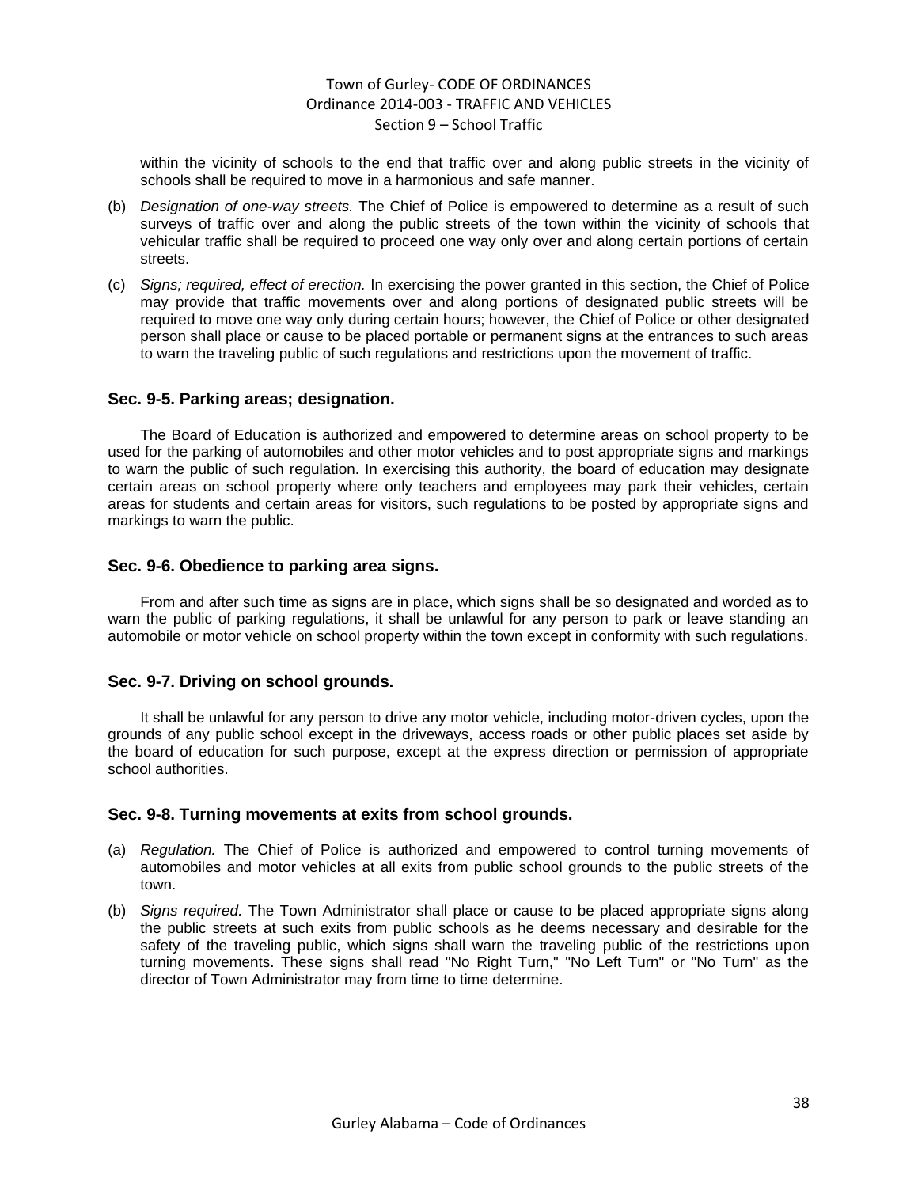within the vicinity of schools to the end that traffic over and along public streets in the vicinity of schools shall be required to move in a harmonious and safe manner.

(b) *Designation of one-way streets.* The Chief of Police is empowered to determine as a result of such surveys of traffic over and along the public streets of the town within the vicinity of schools that vehicular traffic shall be required to proceed one way only over and along certain portions of certain streets.

(c) *Signs; required, effect of erection.* In exercising the power granted in this section, the Chief of Police may provide that traffic movements over and along portions of designated public streets will be required to move one way only during certain hours; however, the Chief of Police or other designated person shall place or cause to be placed portable or permanent signs at the entrances to such areas to warn the traveling public of such regulations and restrictions upon the movement of traffic.

### Sec. 9-5. Parking areas; designation.

The Board of Education is authorized and empowered to determine areas on school property to be used for the parking of automobiles and other motor vehicles and to post appropriate signs and markings to warn the public of such regulation. In exercising this authority, the board of education may designate certain areas on school property where only teachers and employees may park their vehicles, certain areas for students and certain areas for visitors, such regulations to be posted by appropriate signs and markings to warn the public.

### Sec. 9-6. Obedience to parking area signs.

From and after such time as signs are in place, which signs shall be so designated and worded as to warn the public of parking regulations, it shall be unlawful for any person to park or leave standing an automobile or motor vehicle on school property within the town except in conformity with such regulations.

### Sec. 9-7. Driving on school grounds.

It shall be unlawful for any person to drive any motor vehicle, including motor-driven cycles, upon the grounds of any public school except in the driveways, access roads or other public places set aside by the board of education for such purpose, except at the express direction or permission of appropriate school authorities.

### Sec. 9-8. Turning movements at exits from school grounds.

(a) *Regulation.* The Chief of Police is authorized and empowered to control turning movements of automobiles and motor vehicles at all exits from public school grounds to the public streets of the town.

(b) *Signs required.* The Town Administrator shall place or cause to be placed appropriate signs along the public streets at such exits from public schools as he deems necessary and desirable for the safety of the traveling public, which signs shall warn the traveling public of the restrictions upon turning movements. These signs shall read "No Right Turn," "No Left Turn" or "No Turn" as the director of Town Administrator may from time to time determine.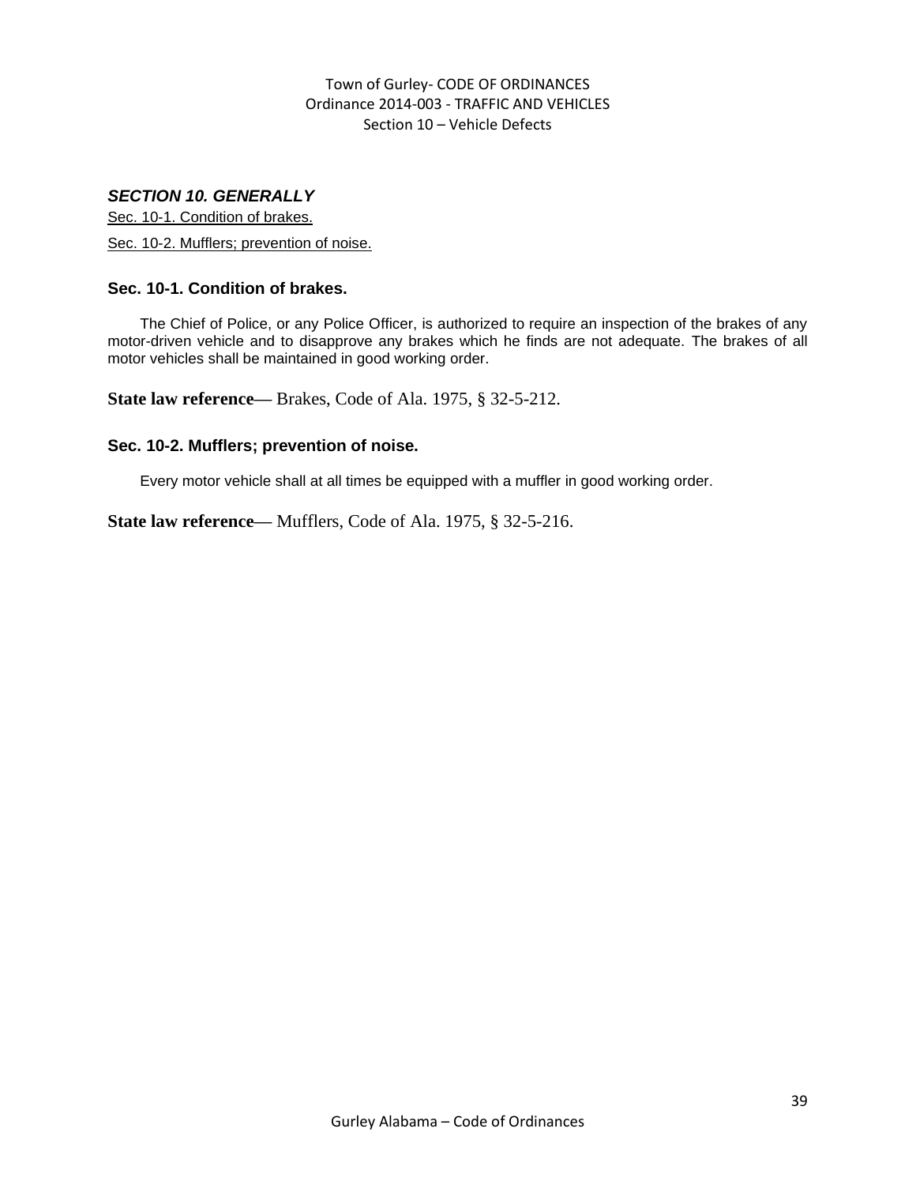## *SECTION 10. GENERALLY*

Sec. 10-1. Condition of brakes.

Sec. 10-2. Mufflers; prevention of noise.

### Sec. 10-1. Condition of brakes.

The Chief of Police, or any Police Officer, is authorized to require an inspection of the brakes of any motor-driven vehicle and to disapprove any brakes which he finds are not adequate. The brakes of all motor vehicles shall be maintained in good working order.

**State law reference**— Brakes, Code of Ala. 1975, § 32-5-212.

### Sec. 10-2. Mufflers; prevention of noise.

Every motor vehicle shall at all times be equipped with a muffler in good working order.

**State law reference**— Mufflers, Code of Ala. 1975, § 32-5-216.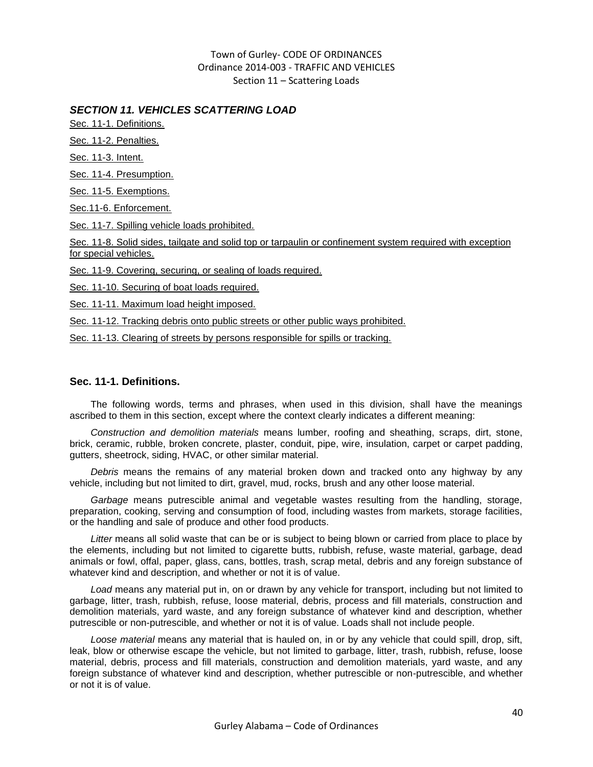Town of Gurley- CODE OF ORDINANCES
Ordinance 2014-003 - TRAFFIC AND VEHICLES
Section 11 – Scattering Loads

### *SECTION 11. VEHICLES SCATTERING LOAD*

Sec. 11-1. Definitions.

Sec. 11-2. Penalties.

Sec. 11-3. Intent.

Sec. 11-4. Presumption.

Sec. 11-5. Exemptions.

Sec.11-6. Enforcement.

Sec. 11-7. Spilling vehicle loads prohibited.

Sec. 11-8. Solid sides, tailgate and solid top or tarpaulin or confinement system required with exception for special vehicles.

Sec. 11-9. Covering, securing, or sealing of loads required.

Sec. 11-10. Securing of boat loads required.

Sec. 11-11. Maximum load height imposed.

Sec. 11-12. Tracking debris onto public streets or other public ways prohibited.

Sec. 11-13. Clearing of streets by persons responsible for spills or tracking.

### Sec. 11-1. Definitions.

The following words, terms and phrases, when used in this division, shall have the meanings ascribed to them in this section, except where the context clearly indicates a different meaning:

*Construction and demolition materials* means lumber, roofing and sheathing, scraps, dirt, stone, brick, ceramic, rubble, broken concrete, plaster, conduit, pipe, wire, insulation, carpet or carpet padding, gutters, sheetrock, siding, HVAC, or other similar material.

*Debris* means the remains of any material broken down and tracked onto any highway by any vehicle, including but not limited to dirt, gravel, mud, rocks, brush and any other loose material.

*Garbage* means putrescible animal and vegetable wastes resulting from the handling, storage, preparation, cooking, serving and consumption of food, including wastes from markets, storage facilities, or the handling and sale of produce and other food products.

*Litter* means all solid waste that can be or is subject to being blown or carried from place to place by the elements, including but not limited to cigarette butts, rubbish, refuse, waste material, garbage, dead animals or fowl, offal, paper, glass, cans, bottles, trash, scrap metal, debris and any foreign substance of whatever kind and description, and whether or not it is of value.

*Load* means any material put in, on or drawn by any vehicle for transport, including but not limited to garbage, litter, trash, rubbish, refuse, loose material, debris, process and fill materials, construction and demolition materials, yard waste, and any foreign substance of whatever kind and description, whether putrescible or non-putrescible, and whether or not it is of value. Loads shall not include people.

*Loose material* means any material that is hauled on, in or by any vehicle that could spill, drop, sift, leak, blow or otherwise escape the vehicle, but not limited to garbage, litter, trash, rubbish, refuse, loose material, debris, process and fill materials, construction and demolition materials, yard waste, and any foreign substance of whatever kind and description, whether putrescible or non-putrescible, and whether or not it is of value.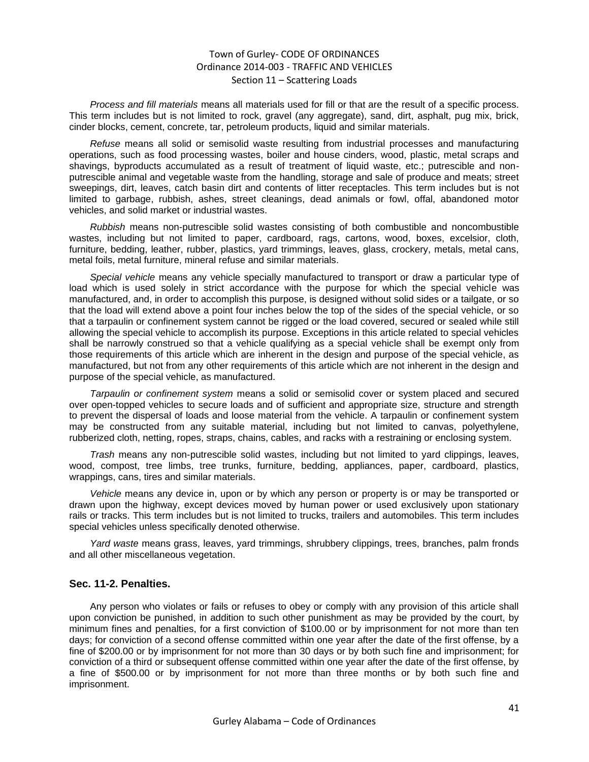*Process and fill materials* means all materials used for fill or that are the result of a specific process. This term includes but is not limited to rock, gravel (any aggregate), sand, dirt, asphalt, pug mix, brick, cinder blocks, cement, concrete, tar, petroleum products, liquid and similar materials.

*Refuse* means all solid or semisolid waste resulting from industrial processes and manufacturing operations, such as food processing wastes, boiler and house cinders, wood, plastic, metal scraps and shavings, byproducts accumulated as a result of treatment of liquid waste, etc.; putrescible and non-putrescible animal and vegetable waste from the handling, storage and sale of produce and meats; street sweepings, dirt, leaves, catch basin dirt and contents of litter receptacles. This term includes but is not limited to garbage, rubbish, ashes, street cleanings, dead animals or fowl, offal, abandoned motor vehicles, and solid market or industrial wastes.

*Rubbish* means non-putrescible solid wastes consisting of both combustible and noncombustible wastes, including but not limited to paper, cardboard, rags, cartons, wood, boxes, excelsior, cloth, furniture, bedding, leather, rubber, plastics, yard trimmings, leaves, glass, crockery, metals, metal cans, metal foils, metal furniture, mineral refuse and similar materials.

*Special vehicle* means any vehicle specially manufactured to transport or draw a particular type of load which is used solely in strict accordance with the purpose for which the special vehicle was manufactured, and, in order to accomplish this purpose, is designed without solid sides or a tailgate, or so that the load will extend above a point four inches below the top of the sides of the special vehicle, or so that a tarpaulin or confinement system cannot be rigged or the load covered, secured or sealed while still allowing the special vehicle to accomplish its purpose. Exceptions in this article related to special vehicles shall be narrowly construed so that a vehicle qualifying as a special vehicle shall be exempt only from those requirements of this article which are inherent in the design and purpose of the special vehicle, as manufactured, but not from any other requirements of this article which are not inherent in the design and purpose of the special vehicle, as manufactured.

*Tarpaulin or confinement system* means a solid or semisolid cover or system placed and secured over open-topped vehicles to secure loads and of sufficient and appropriate size, structure and strength to prevent the dispersal of loads and loose material from the vehicle. A tarpaulin or confinement system may be constructed from any suitable material, including but not limited to canvas, polyethylene, rubberized cloth, netting, ropes, straps, chains, cables, and racks with a restraining or enclosing system.

*Trash* means any non-putrescible solid wastes, including but not limited to yard clippings, leaves, wood, compost, tree limbs, tree trunks, furniture, bedding, appliances, paper, cardboard, plastics, wrappings, cans, tires and similar materials.

*Vehicle* means any device in, upon or by which any person or property is or may be transported or drawn upon the highway, except devices moved by human power or used exclusively upon stationary rails or tracks. This term includes but is not limited to trucks, trailers and automobiles. This term includes special vehicles unless specifically denoted otherwise.

*Yard waste* means grass, leaves, yard trimmings, shrubbery clippings, trees, branches, palm fronds and all other miscellaneous vegetation.

### Sec. 11-2. Penalties.

Any person who violates or fails or refuses to obey or comply with any provision of this article shall upon conviction be punished, in addition to such other punishment as may be provided by the court, by minimum fines and penalties, for a first conviction of $100.00 or by imprisonment for not more than ten days; for conviction of a second offense committed within one year after the date of the first offense, by a fine of $200.00 or by imprisonment for not more than 30 days or by both such fine and imprisonment; for conviction of a third or subsequent offense committed within one year after the date of the first offense, by a fine of $500.00 or by imprisonment for not more than three months or by both such fine and imprisonment.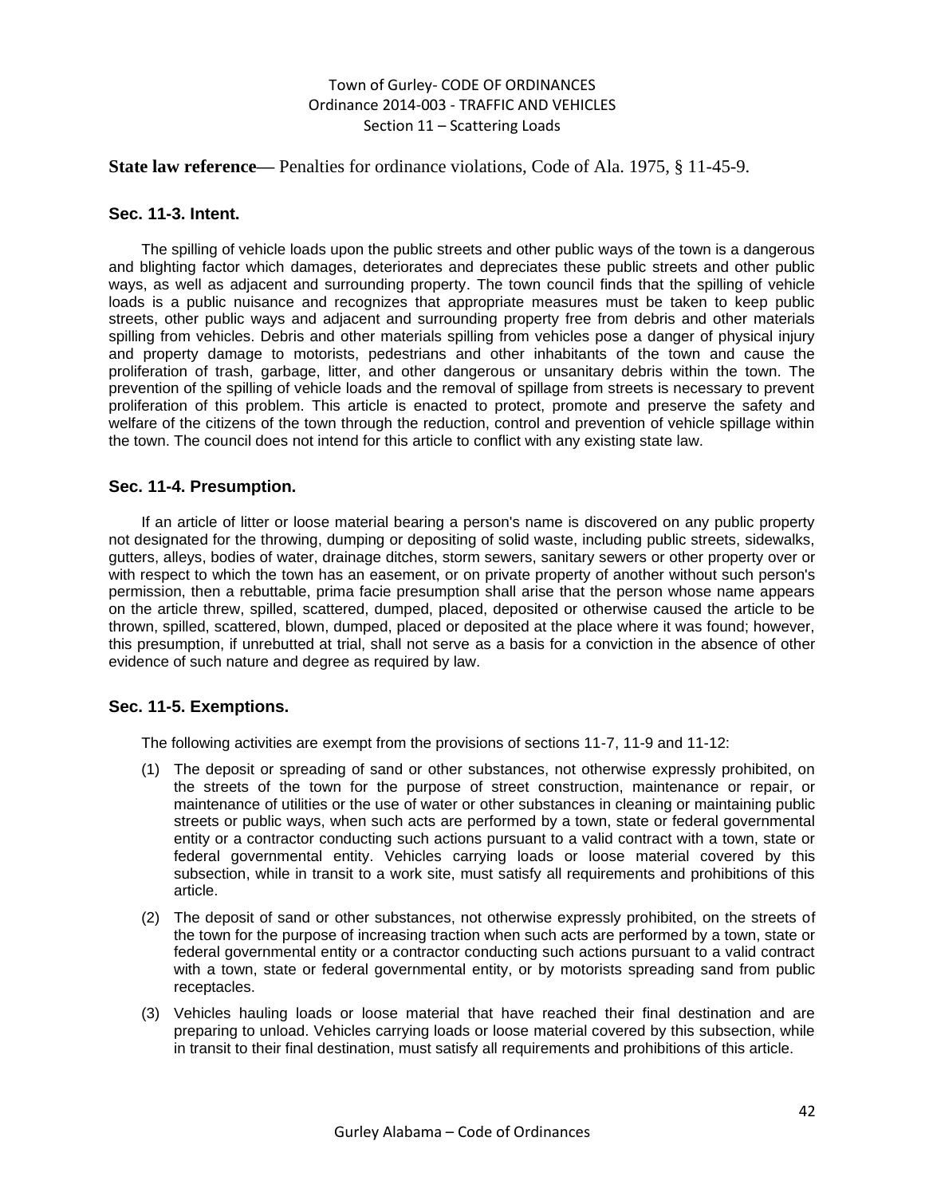Town of Gurley- CODE OF ORDINANCES
Ordinance 2014-003 - TRAFFIC AND VEHICLES
Section 11 – Scattering Loads

**State law reference—** Penalties for ordinance violations, Code of Ala. 1975, § 11-45-9.

### Sec. 11-3. Intent.

The spilling of vehicle loads upon the public streets and other public ways of the town is a dangerous and blighting factor which damages, deteriorates and depreciates these public streets and other public ways, as well as adjacent and surrounding property. The town council finds that the spilling of vehicle loads is a public nuisance and recognizes that appropriate measures must be taken to keep public streets, other public ways and adjacent and surrounding property free from debris and other materials spilling from vehicles. Debris and other materials spilling from vehicles pose a danger of physical injury and property damage to motorists, pedestrians and other inhabitants of the town and cause the proliferation of trash, garbage, litter, and other dangerous or unsanitary debris within the town. The prevention of the spilling of vehicle loads and the removal of spillage from streets is necessary to prevent proliferation of this problem. This article is enacted to protect, promote and preserve the safety and welfare of the citizens of the town through the reduction, control and prevention of vehicle spillage within the town. The council does not intend for this article to conflict with any existing state law.

### Sec. 11-4. Presumption.

If an article of litter or loose material bearing a person's name is discovered on any public property not designated for the throwing, dumping or depositing of solid waste, including public streets, sidewalks, gutters, alleys, bodies of water, drainage ditches, storm sewers, sanitary sewers or other property over or with respect to which the town has an easement, or on private property of another without such person's permission, then a rebuttable, prima facie presumption shall arise that the person whose name appears on the article threw, spilled, scattered, dumped, placed, deposited or otherwise caused the article to be thrown, spilled, scattered, blown, dumped, placed or deposited at the place where it was found; however, this presumption, if unrebutted at trial, shall not serve as a basis for a conviction in the absence of other evidence of such nature and degree as required by law.

### Sec. 11-5. Exemptions.

The following activities are exempt from the provisions of sections 11-7, 11-9 and 11-12:

(1) The deposit or spreading of sand or other substances, not otherwise expressly prohibited, on the streets of the town for the purpose of street construction, maintenance or repair, or maintenance of utilities or the use of water or other substances in cleaning or maintaining public streets or public ways, when such acts are performed by a town, state or federal governmental entity or a contractor conducting such actions pursuant to a valid contract with a town, state or federal governmental entity. Vehicles carrying loads or loose material covered by this subsection, while in transit to a work site, must satisfy all requirements and prohibitions of this article.

(2) The deposit of sand or other substances, not otherwise expressly prohibited, on the streets of the town for the purpose of increasing traction when such acts are performed by a town, state or federal governmental entity or a contractor conducting such actions pursuant to a valid contract with a town, state or federal governmental entity, or by motorists spreading sand from public receptacles.

(3) Vehicles hauling loads or loose material that have reached their final destination and are preparing to unload. Vehicles carrying loads or loose material covered by this subsection, while in transit to their final destination, must satisfy all requirements and prohibitions of this article.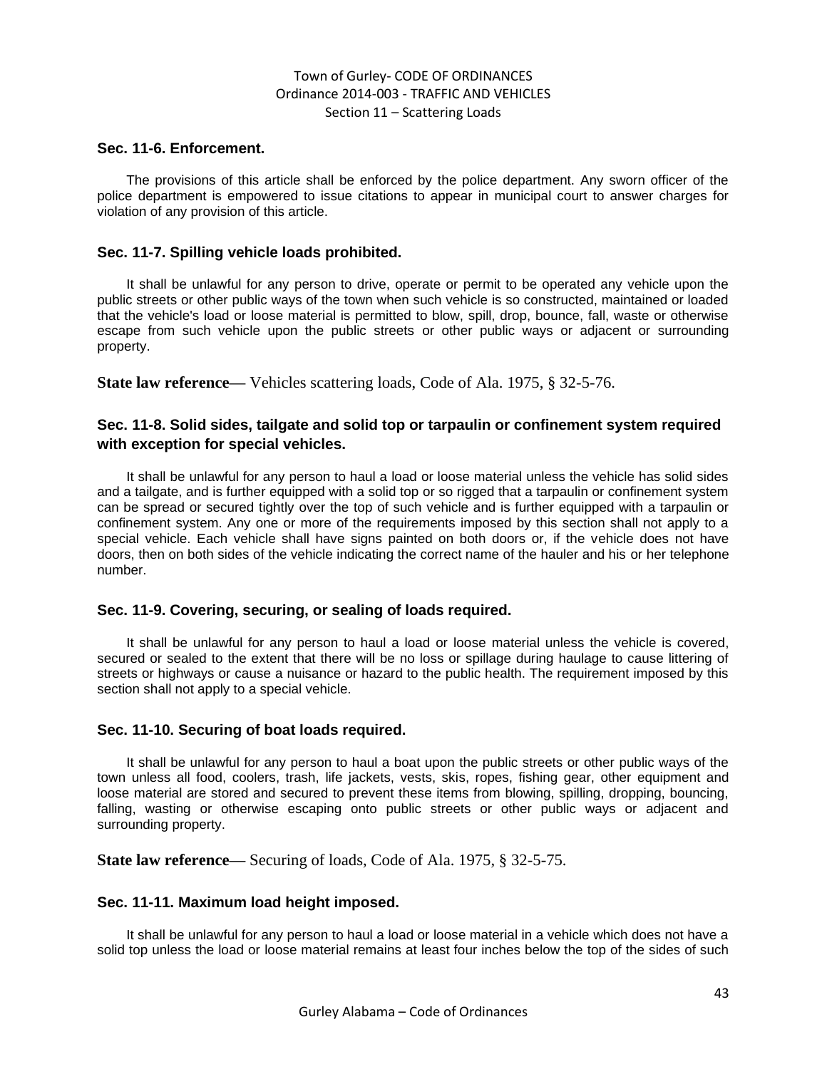### Sec. 11-6. Enforcement.

The provisions of this article shall be enforced by the police department. Any sworn officer of the police department is empowered to issue citations to appear in municipal court to answer charges for violation of any provision of this article.

### Sec. 11-7. Spilling vehicle loads prohibited.

It shall be unlawful for any person to drive, operate or permit to be operated any vehicle upon the public streets or other public ways of the town when such vehicle is so constructed, maintained or loaded that the vehicle's load or loose material is permitted to blow, spill, drop, bounce, fall, waste or otherwise escape from such vehicle upon the public streets or other public ways or adjacent or surrounding property.

**State law reference**— Vehicles scattering loads, Code of Ala. 1975, § 32-5-76.

### Sec. 11-8. Solid sides, tailgate and solid top or tarpaulin or confinement system required with exception for special vehicles.

It shall be unlawful for any person to haul a load or loose material unless the vehicle has solid sides and a tailgate, and is further equipped with a solid top or so rigged that a tarpaulin or confinement system can be spread or secured tightly over the top of such vehicle and is further equipped with a tarpaulin or confinement system. Any one or more of the requirements imposed by this section shall not apply to a special vehicle. Each vehicle shall have signs painted on both doors or, if the vehicle does not have doors, then on both sides of the vehicle indicating the correct name of the hauler and his or her telephone number.

### Sec. 11-9. Covering, securing, or sealing of loads required.

It shall be unlawful for any person to haul a load or loose material unless the vehicle is covered, secured or sealed to the extent that there will be no loss or spillage during haulage to cause littering of streets or highways or cause a nuisance or hazard to the public health. The requirement imposed by this section shall not apply to a special vehicle.

### Sec. 11-10. Securing of boat loads required.

It shall be unlawful for any person to haul a boat upon the public streets or other public ways of the town unless all food, coolers, trash, life jackets, vests, skis, ropes, fishing gear, other equipment and loose material are stored and secured to prevent these items from blowing, spilling, dropping, bouncing, falling, wasting or otherwise escaping onto public streets or other public ways or adjacent and surrounding property.

**State law reference**— Securing of loads, Code of Ala. 1975, § 32-5-75.

### Sec. 11-11. Maximum load height imposed.

It shall be unlawful for any person to haul a load or loose material in a vehicle which does not have a solid top unless the load or loose material remains at least four inches below the top of the sides of such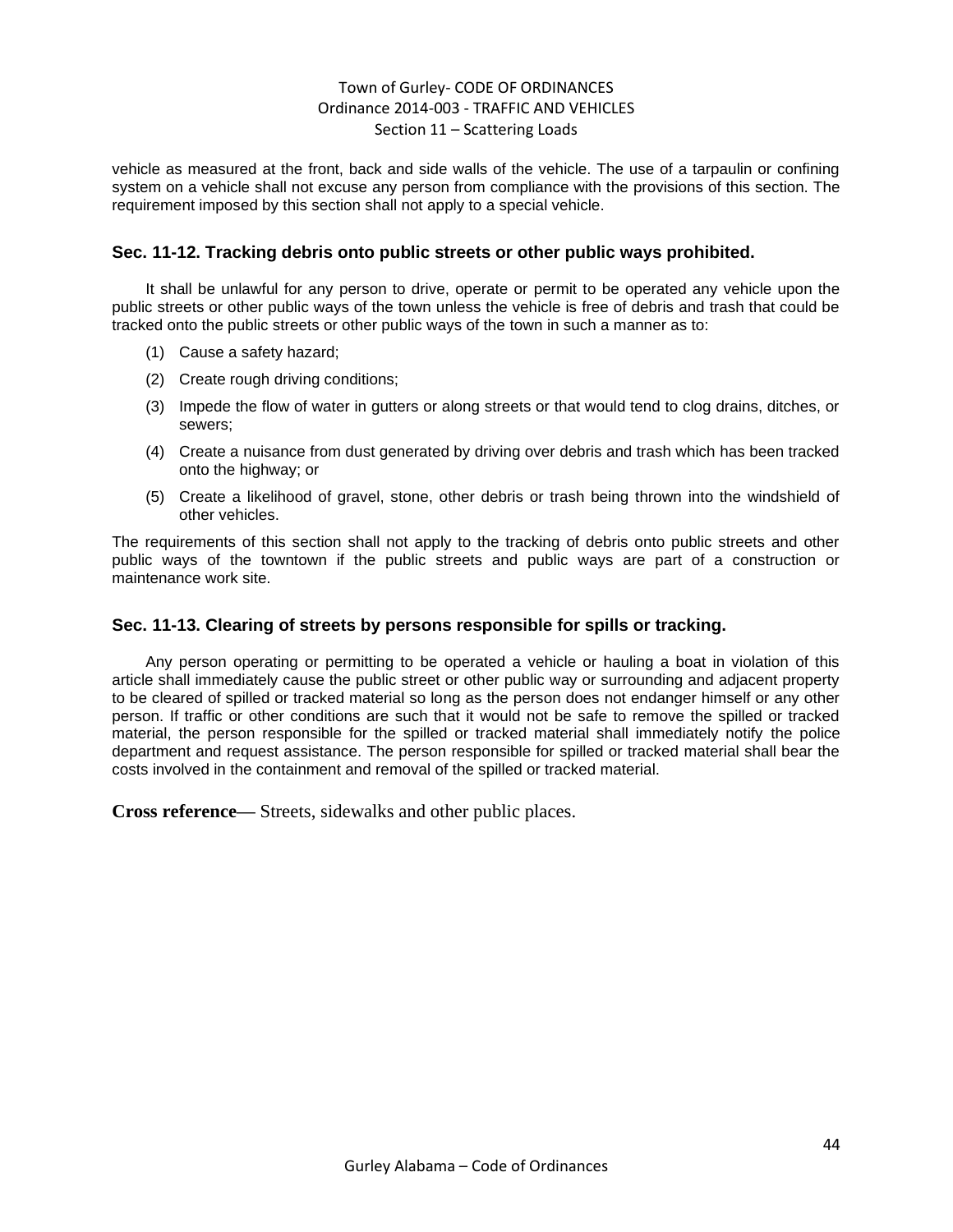vehicle as measured at the front, back and side walls of the vehicle. The use of a tarpaulin or confining system on a vehicle shall not excuse any person from compliance with the provisions of this section. The requirement imposed by this section shall not apply to a special vehicle.

### Sec. 11-12. Tracking debris onto public streets or other public ways prohibited.

It shall be unlawful for any person to drive, operate or permit to be operated any vehicle upon the public streets or other public ways of the town unless the vehicle is free of debris and trash that could be tracked onto the public streets or other public ways of the town in such a manner as to:

(1) Cause a safety hazard;

(2) Create rough driving conditions;

(3) Impede the flow of water in gutters or along streets or that would tend to clog drains, ditches, or sewers;

(4) Create a nuisance from dust generated by driving over debris and trash which has been tracked onto the highway; or

(5) Create a likelihood of gravel, stone, other debris or trash being thrown into the windshield of other vehicles.

The requirements of this section shall not apply to the tracking of debris onto public streets and other public ways of the towntown if the public streets and public ways are part of a construction or maintenance work site.

### Sec. 11-13. Clearing of streets by persons responsible for spills or tracking.

Any person operating or permitting to be operated a vehicle or hauling a boat in violation of this article shall immediately cause the public street or other public way or surrounding and adjacent property to be cleared of spilled or tracked material so long as the person does not endanger himself or any other person. If traffic or other conditions are such that it would not be safe to remove the spilled or tracked material, the person responsible for the spilled or tracked material shall immediately notify the police department and request assistance. The person responsible for spilled or tracked material shall bear the costs involved in the containment and removal of the spilled or tracked material.

**Cross reference**— Streets, sidewalks and other public places.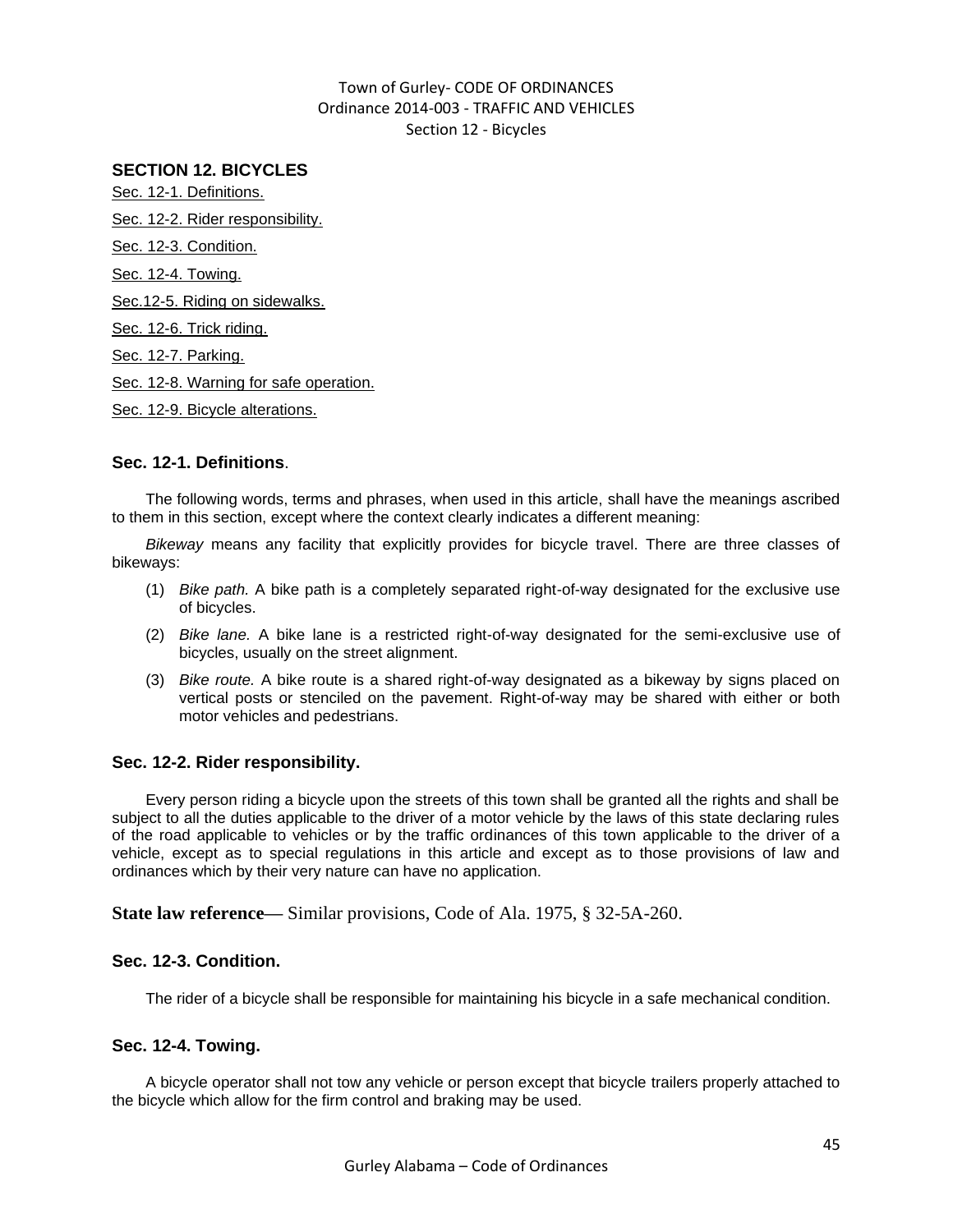## SECTION 12. BICYCLES

Sec. 12-1. Definitions.

Sec. 12-2. Rider responsibility.

Sec. 12-3. Condition.

Sec. 12-4. Towing.

Sec.12-5. Riding on sidewalks.

Sec. 12-6. Trick riding.

Sec. 12-7. Parking.

Sec. 12-8. Warning for safe operation.

Sec. 12-9. Bicycle alterations.

### Sec. 12-1. Definitions.

The following words, terms and phrases, when used in this article, shall have the meanings ascribed to them in this section, except where the context clearly indicates a different meaning:

*Bikeway* means any facility that explicitly provides for bicycle travel. There are three classes of bikeways:

(1) *Bike path.* A bike path is a completely separated right-of-way designated for the exclusive use of bicycles.

(2) *Bike lane.* A bike lane is a restricted right-of-way designated for the semi-exclusive use of bicycles, usually on the street alignment.

(3) *Bike route.* A bike route is a shared right-of-way designated as a bikeway by signs placed on vertical posts or stenciled on the pavement. Right-of-way may be shared with either or both motor vehicles and pedestrians.

### Sec. 12-2. Rider responsibility.

Every person riding a bicycle upon the streets of this town shall be granted all the rights and shall be subject to all the duties applicable to the driver of a motor vehicle by the laws of this state declaring rules of the road applicable to vehicles or by the traffic ordinances of this town applicable to the driver of a vehicle, except as to special regulations in this article and except as to those provisions of law and ordinances which by their very nature can have no application.

**State law reference**— Similar provisions, Code of Ala. 1975, § 32-5A-260.

### Sec. 12-3. Condition.

The rider of a bicycle shall be responsible for maintaining his bicycle in a safe mechanical condition.

### Sec. 12-4. Towing.

A bicycle operator shall not tow any vehicle or person except that bicycle trailers properly attached to the bicycle which allow for the firm control and braking may be used.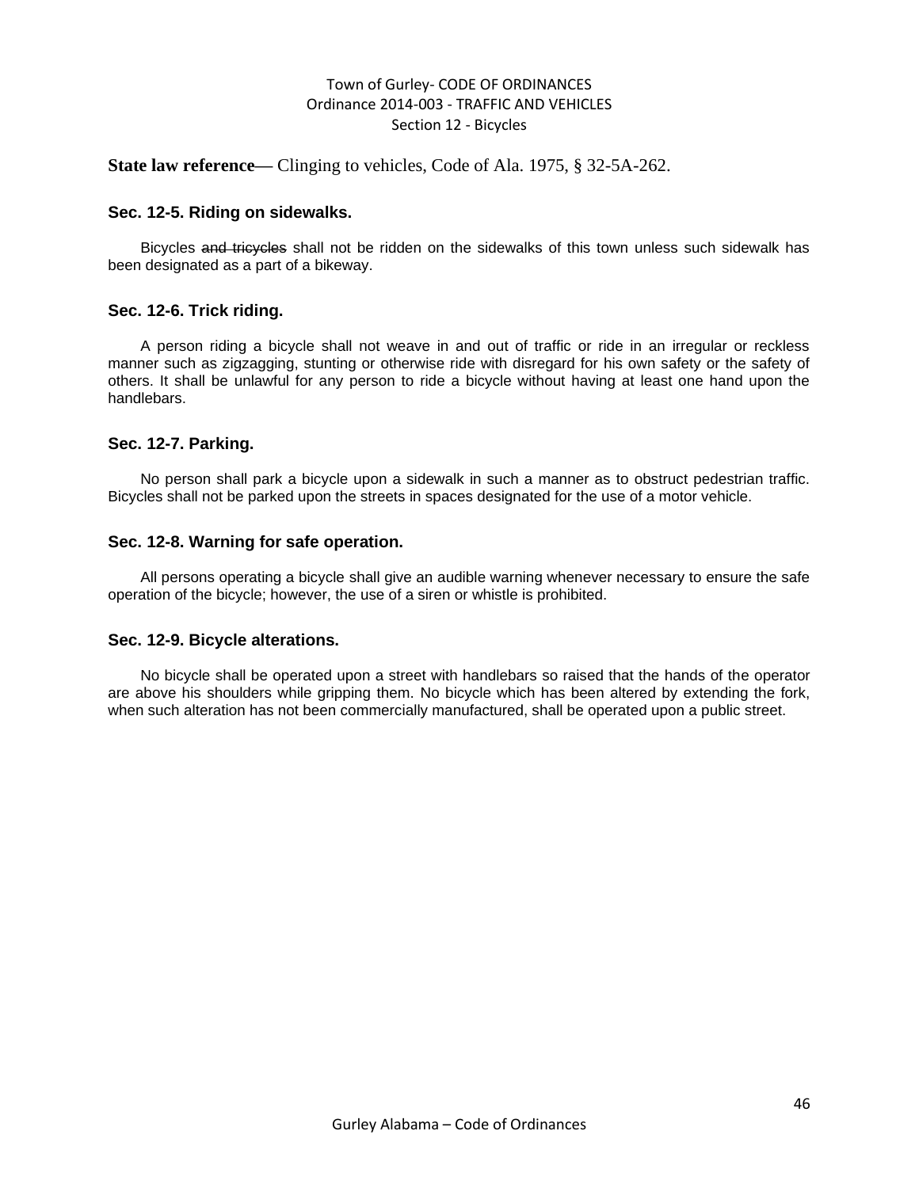**State law reference**— Clinging to vehicles, Code of Ala. 1975, § 32-5A-262.

### Sec. 12-5. Riding on sidewalks.

Bicycles ~~and tricycles~~ shall not be ridden on the sidewalks of this town unless such sidewalk has been designated as a part of a bikeway.

### Sec. 12-6. Trick riding.

A person riding a bicycle shall not weave in and out of traffic or ride in an irregular or reckless manner such as zigzagging, stunting or otherwise ride with disregard for his own safety or the safety of others. It shall be unlawful for any person to ride a bicycle without having at least one hand upon the handlebars.

### Sec. 12-7. Parking.

No person shall park a bicycle upon a sidewalk in such a manner as to obstruct pedestrian traffic. Bicycles shall not be parked upon the streets in spaces designated for the use of a motor vehicle.

### Sec. 12-8. Warning for safe operation.

All persons operating a bicycle shall give an audible warning whenever necessary to ensure the safe operation of the bicycle; however, the use of a siren or whistle is prohibited.

### Sec. 12-9. Bicycle alterations.

No bicycle shall be operated upon a street with handlebars so raised that the hands of the operator are above his shoulders while gripping them. No bicycle which has been altered by extending the fork, when such alteration has not been commercially manufactured, shall be operated upon a public street.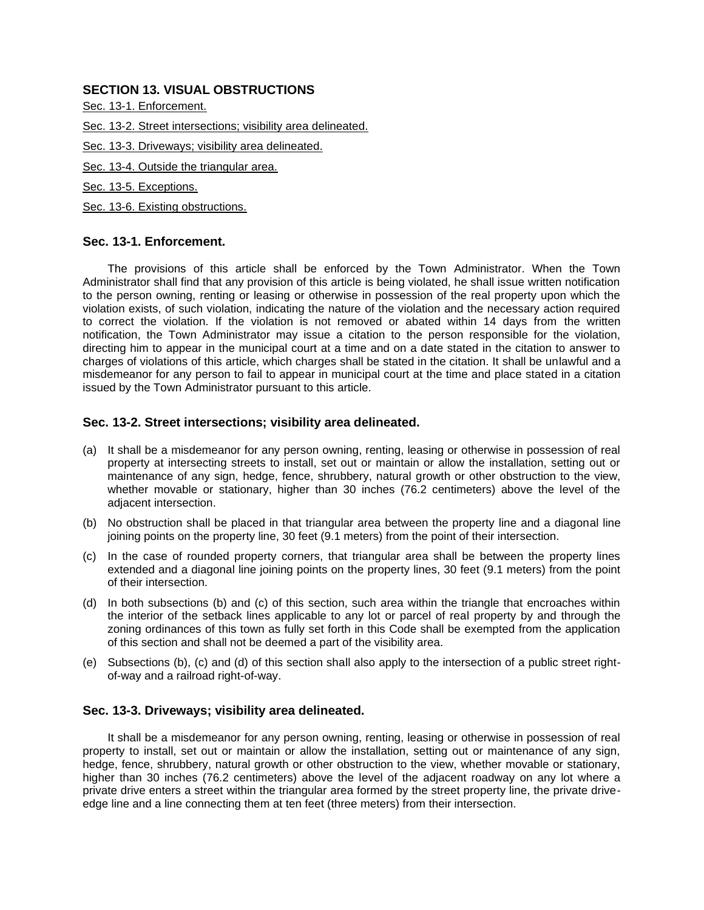## SECTION 13. VISUAL OBSTRUCTIONS

Sec. 13-1. Enforcement.

Sec. 13-2. Street intersections; visibility area delineated.

Sec. 13-3. Driveways; visibility area delineated.

Sec. 13-4. Outside the triangular area.

Sec. 13-5. Exceptions.

Sec. 13-6. Existing obstructions.

### Sec. 13-1. Enforcement.

The provisions of this article shall be enforced by the Town Administrator. When the Town Administrator shall find that any provision of this article is being violated, he shall issue written notification to the person owning, renting or leasing or otherwise in possession of the real property upon which the violation exists, of such violation, indicating the nature of the violation and the necessary action required to correct the violation. If the violation is not removed or abated within 14 days from the written notification, the Town Administrator may issue a citation to the person responsible for the violation, directing him to appear in the municipal court at a time and on a date stated in the citation to answer to charges of violations of this article, which charges shall be stated in the citation. It shall be unlawful and a misdemeanor for any person to fail to appear in municipal court at the time and place stated in a citation issued by the Town Administrator pursuant to this article.

### Sec. 13-2. Street intersections; visibility area delineated.

(a) It shall be a misdemeanor for any person owning, renting, leasing or otherwise in possession of real property at intersecting streets to install, set out or maintain or allow the installation, setting out or maintenance of any sign, hedge, fence, shrubbery, natural growth or other obstruction to the view, whether movable or stationary, higher than 30 inches (76.2 centimeters) above the level of the adjacent intersection.

(b) No obstruction shall be placed in that triangular area between the property line and a diagonal line joining points on the property line, 30 feet (9.1 meters) from the point of their intersection.

(c) In the case of rounded property corners, that triangular area shall be between the property lines extended and a diagonal line joining points on the property lines, 30 feet (9.1 meters) from the point of their intersection.

(d) In both subsections (b) and (c) of this section, such area within the triangle that encroaches within the interior of the setback lines applicable to any lot or parcel of real property by and through the zoning ordinances of this town as fully set forth in this Code shall be exempted from the application of this section and shall not be deemed a part of the visibility area.

(e) Subsections (b), (c) and (d) of this section shall also apply to the intersection of a public street right-of-way and a railroad right-of-way.

### Sec. 13-3. Driveways; visibility area delineated.

It shall be a misdemeanor for any person owning, renting, leasing or otherwise in possession of real property to install, set out or maintain or allow the installation, setting out or maintenance of any sign, hedge, fence, shrubbery, natural growth or other obstruction to the view, whether movable or stationary, higher than 30 inches (76.2 centimeters) above the level of the adjacent roadway on any lot where a private drive enters a street within the triangular area formed by the street property line, the private drive-edge line and a line connecting them at ten feet (three meters) from their intersection.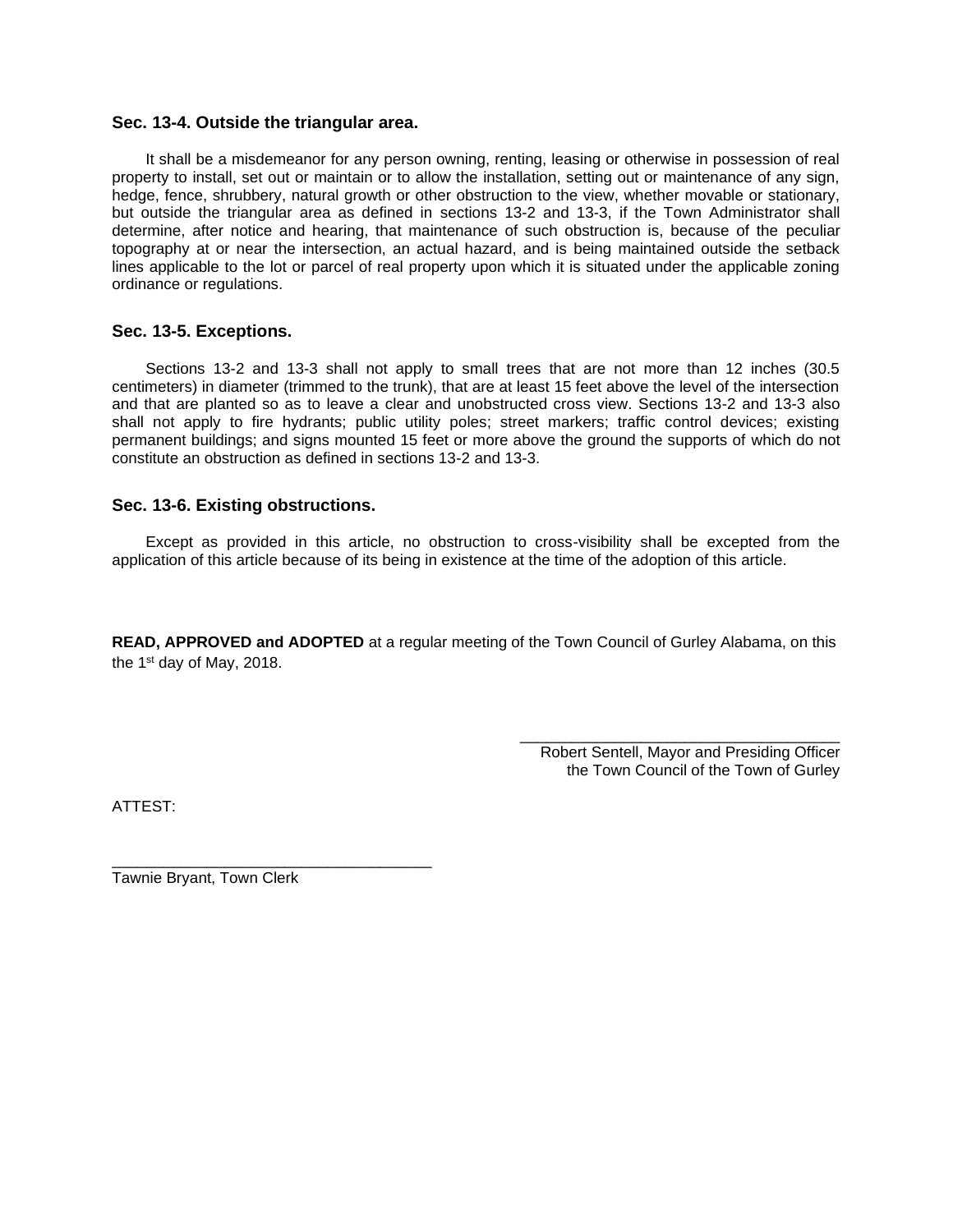### Sec. 13-4. Outside the triangular area.

It shall be a misdemeanor for any person owning, renting, leasing or otherwise in possession of real property to install, set out or maintain or to allow the installation, setting out or maintenance of any sign, hedge, fence, shrubbery, natural growth or other obstruction to the view, whether movable or stationary, but outside the triangular area as defined in sections 13-2 and 13-3, if the Town Administrator shall determine, after notice and hearing, that maintenance of such obstruction is, because of the peculiar topography at or near the intersection, an actual hazard, and is being maintained outside the setback lines applicable to the lot or parcel of real property upon which it is situated under the applicable zoning ordinance or regulations.

### Sec. 13-5. Exceptions.

Sections 13-2 and 13-3 shall not apply to small trees that are not more than 12 inches (30.5 centimeters) in diameter (trimmed to the trunk), that are at least 15 feet above the level of the intersection and that are planted so as to leave a clear and unobstructed cross view. Sections 13-2 and 13-3 also shall not apply to fire hydrants; public utility poles; street markers; traffic control devices; existing permanent buildings; and signs mounted 15 feet or more above the ground the supports of which do not constitute an obstruction as defined in sections 13-2 and 13-3.

### Sec. 13-6. Existing obstructions.

Except as provided in this article, no obstruction to cross-visibility shall be excepted from the application of this article because of its being in existence at the time of the adoption of this article.

**READ, APPROVED and ADOPTED** at a regular meeting of the Town Council of Gurley Alabama, on this the 1st day of May, 2018.

_____________________________________
Robert Sentell, Mayor and Presiding Officer
the Town Council of the Town of Gurley

ATTEST:

_____________________________________
Tawnie Bryant, Town Clerk